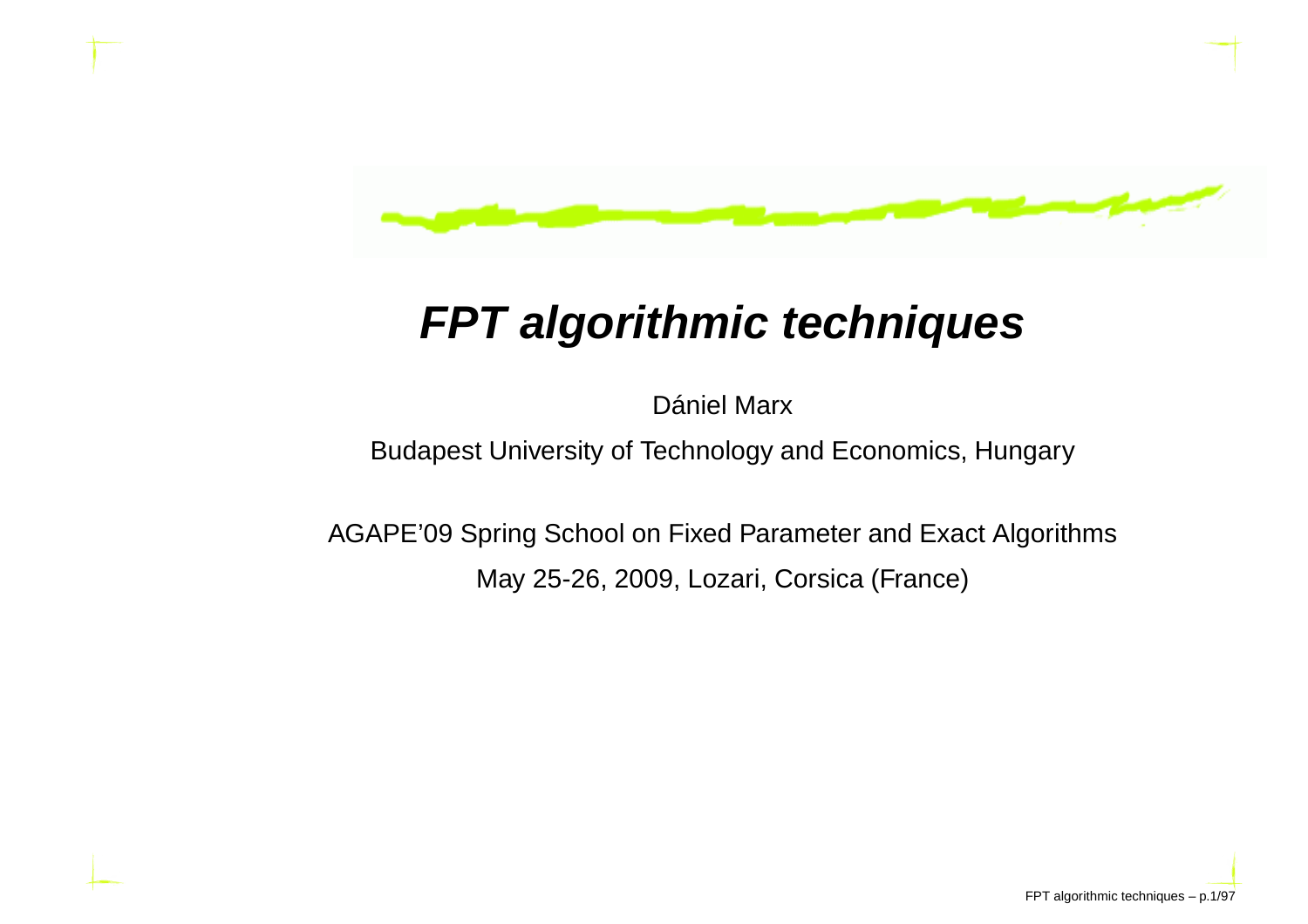# ***FPT algorithmic techniques***

Dániel Marx

Budapest University of Technology and Economics, Hungary

AGAPE'09 Spring School on Fixed Parameter and Exact Algorithms

May 25-26, 2009, Lozari, Corsica (France)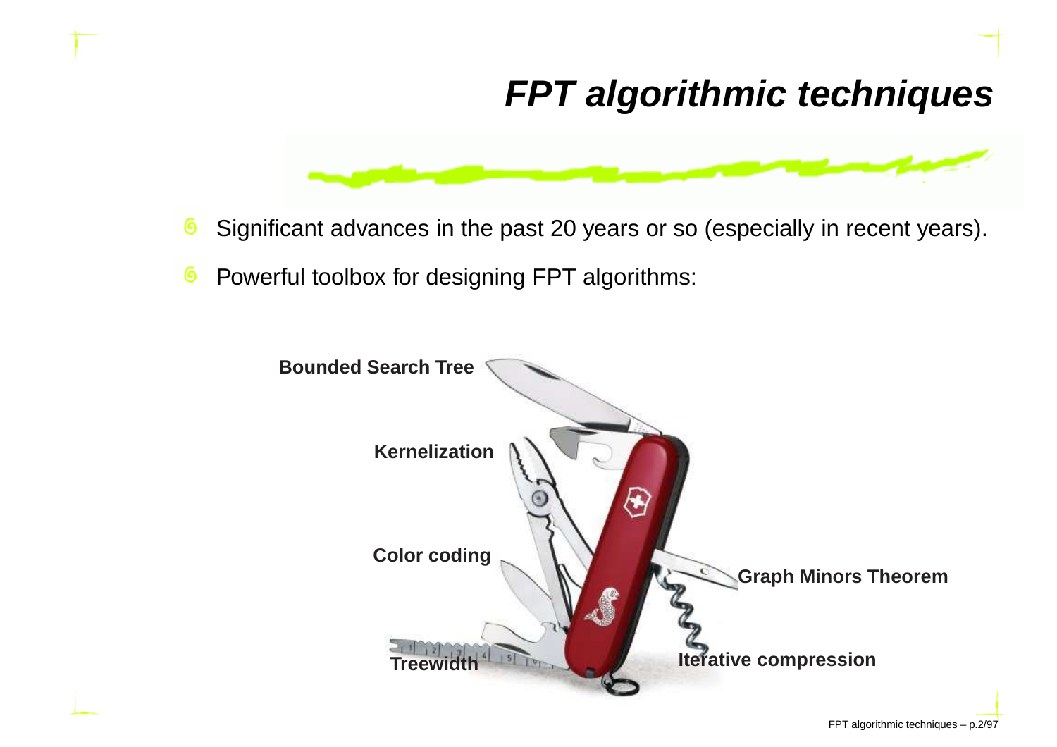# FPT algorithmic techniques

- Significant advances in the past 20 years or so (especially in recent years).
- Powerful toolbox for designing FPT algorithms:

Bounded Search Tree

Kernelization

Color coding

Treewidth

Graph Minors Theorem

Iterative compression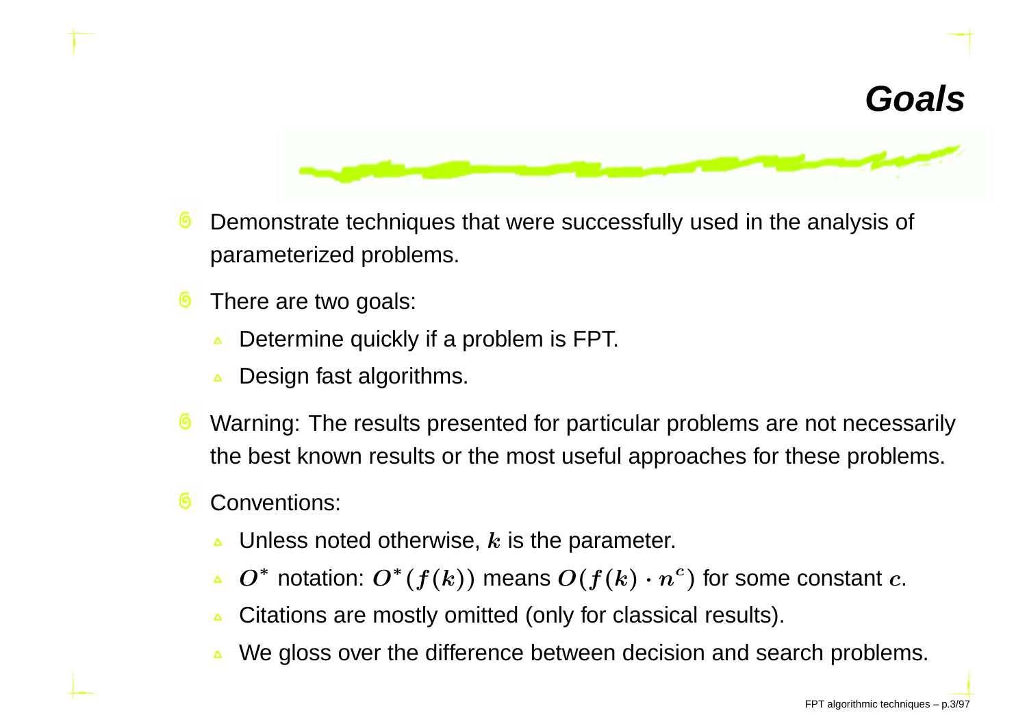# Goals

- Demonstrate techniques that were successfully used in the analysis of parameterized problems.
- There are two goals:
  - Determine quickly if a problem is FPT.
  - Design fast algorithms.
- Warning: The results presented for particular problems are not necessarily the best known results or the most useful approaches for these problems.
- Conventions:
  - Unless noted otherwise, $k$ is the parameter.
  - $O^*$ notation: $O^*(f(k))$ means $O(f(k) \cdot n^c)$ for some constant $c$.
  - Citations are mostly omitted (only for classical results).
  - We gloss over the difference between decision and search problems.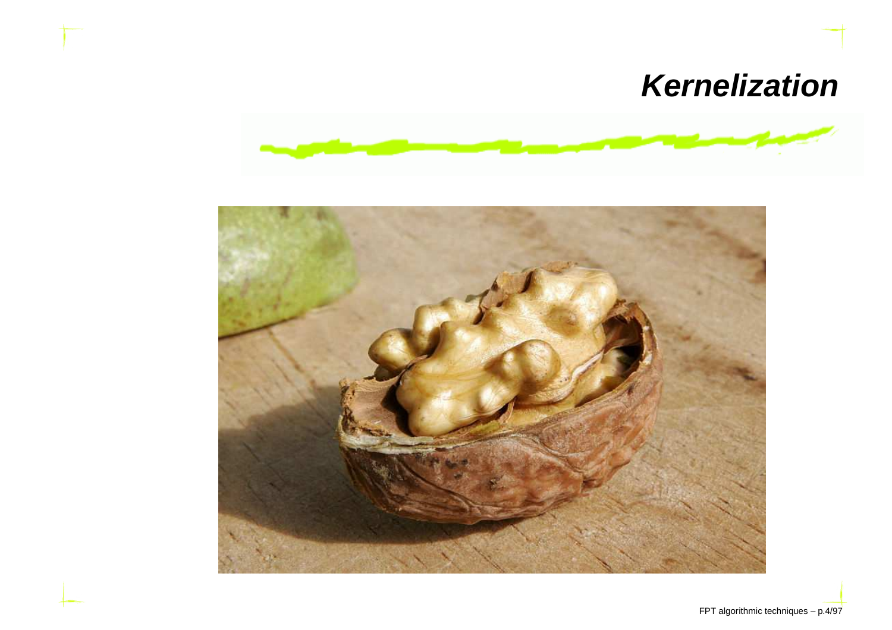# Kernelization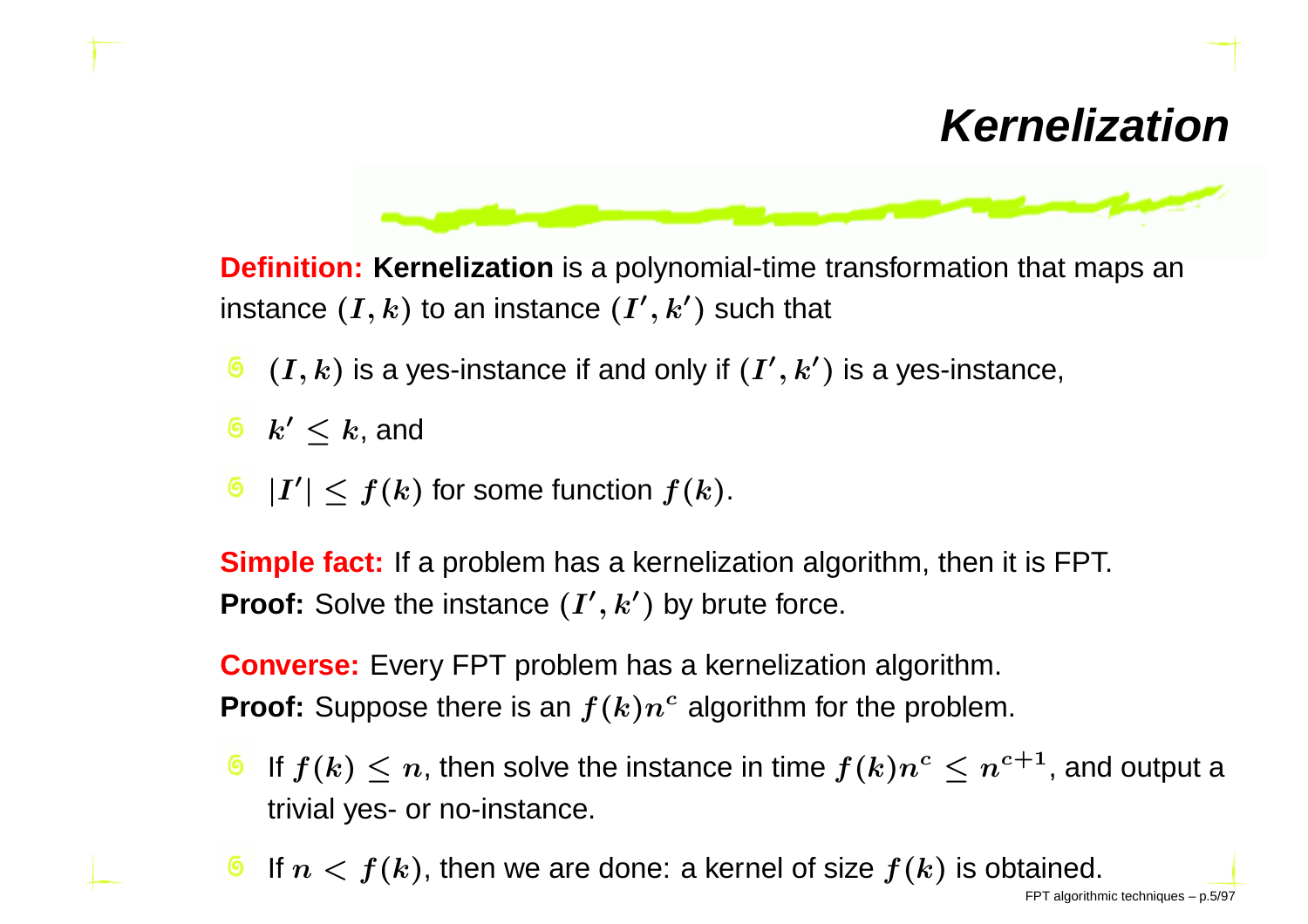# Kernelization

**Definition: Kernelization** is a polynomial-time transformation that maps an instance $(I, k)$ to an instance $(I', k')$ such that

- $(I, k)$ is a yes-instance if and only if $(I', k')$ is a yes-instance,
- $k' \leq k$, and
- $|I'| \leq f(k)$ for some function $f(k)$.

**Simple fact:** If a problem has a kernelization algorithm, then it is FPT.
**Proof:** Solve the instance $(I', k')$ by brute force.

**Converse:** Every FPT problem has a kernelization algorithm.
**Proof:** Suppose there is an $f(k)n^c$ algorithm for the problem.

- If $f(k) \leq n$, then solve the instance in time $f(k)n^c \leq n^{c+1}$, and output a trivial yes- or no-instance.
- If $n < f(k)$, then we are done: a kernel of size $f(k)$ is obtained.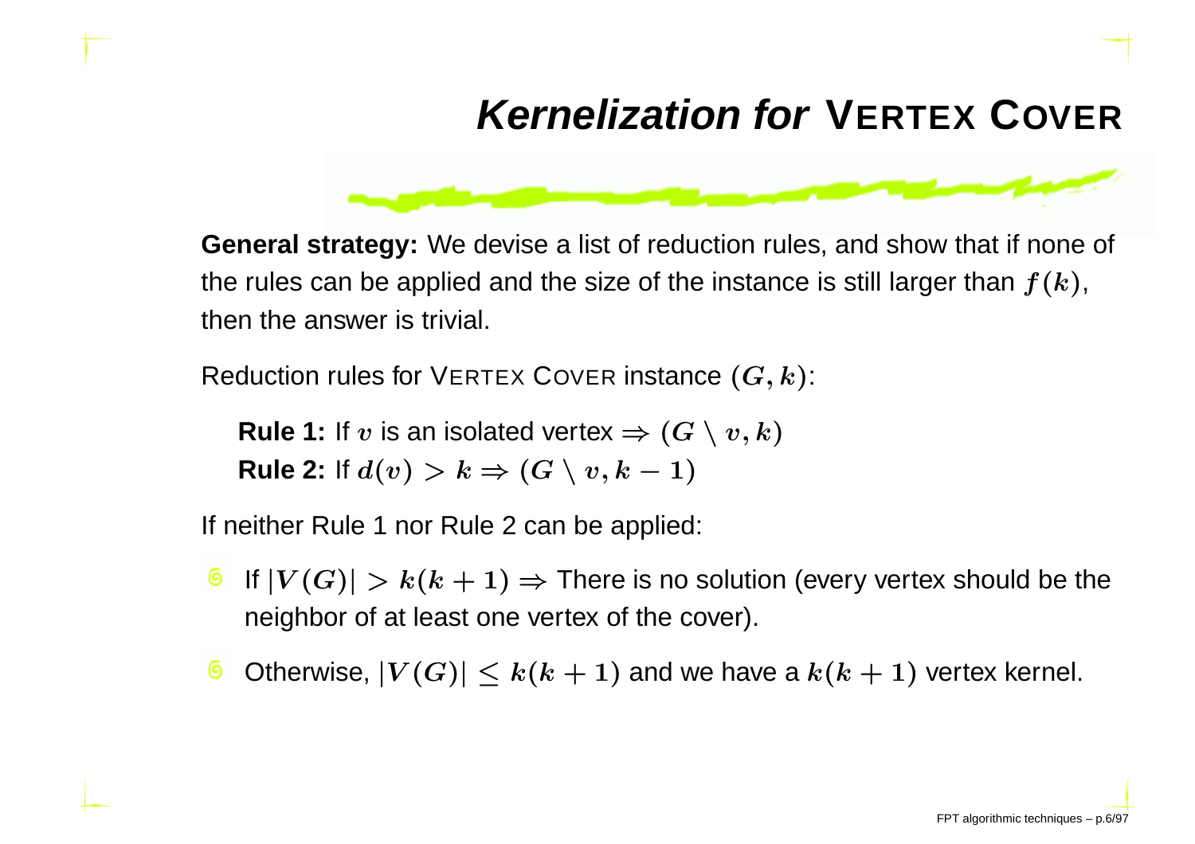# *Kernelization for* VERTEX COVER

**General strategy:** We devise a list of reduction rules, and show that if none of the rules can be applied and the size of the instance is still larger than $f(k)$, then the answer is trivial.

Reduction rules for VERTEX COVER instance $(G, k)$:

**Rule 1:** If $v$ is an isolated vertex $\Rightarrow (G \setminus v, k)$
**Rule 2:** If $d(v) > k \Rightarrow (G \setminus v, k - 1)$

If neither Rule 1 nor Rule 2 can be applied:

- If $|V(G)| > k(k+1) \Rightarrow$ There is no solution (every vertex should be the neighbor of at least one vertex of the cover).
- Otherwise, $|V(G)| \leq k(k+1)$ and we have a $k(k+1)$ vertex kernel.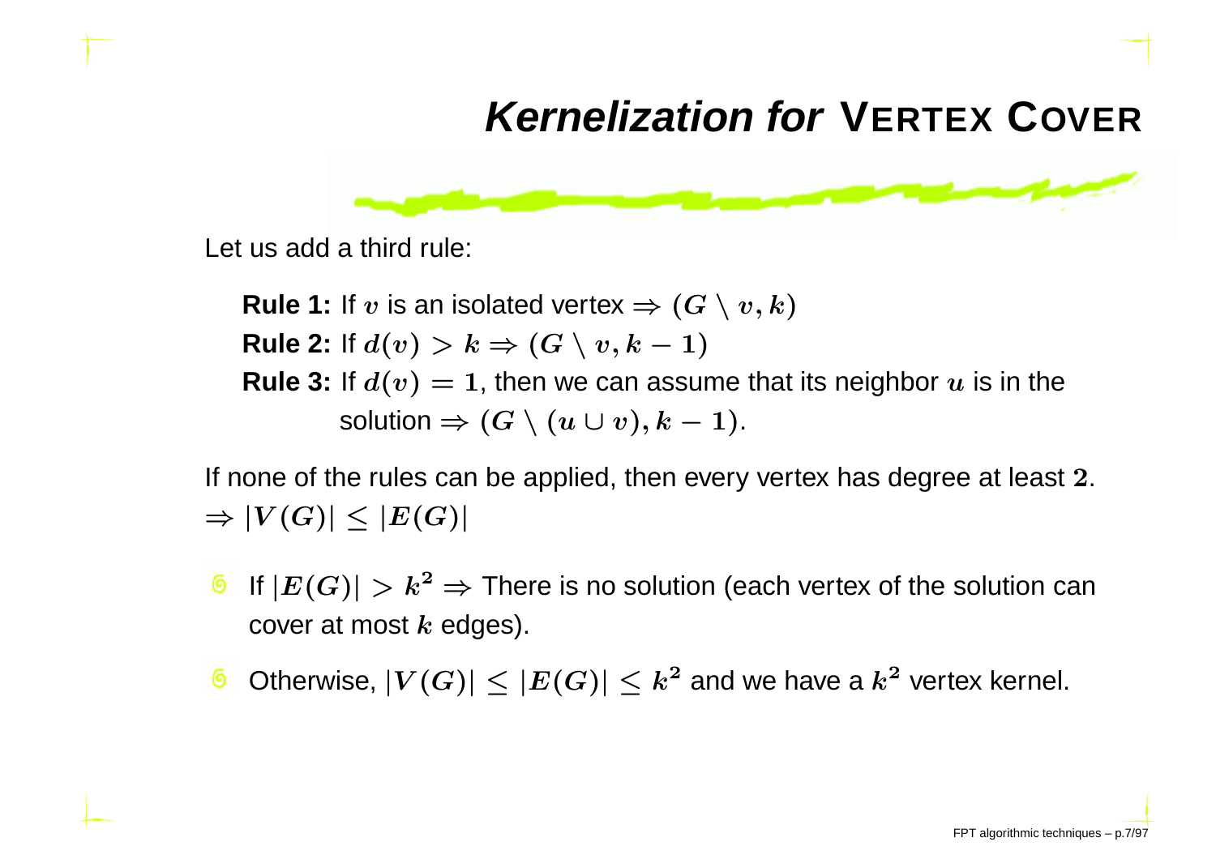# *Kernelization for* VERTEX COVER

Let us add a third rule:

**Rule 1:** If $v$ is an isolated vertex $\Rightarrow (G \setminus v, k)$
**Rule 2:** If $d(v) > k \Rightarrow (G \setminus v, k-1)$
**Rule 3:** If $d(v) = 1$, then we can assume that its neighbor $u$ is in the solution $\Rightarrow (G \setminus (u \cup v), k-1)$.

If none of the rules can be applied, then every vertex has degree at least $2$.
$\Rightarrow |V(G)| \leq |E(G)|$

- If $|E(G)| > k^2 \Rightarrow$ There is no solution (each vertex of the solution can cover at most $k$ edges).
- Otherwise, $|V(G)| \leq |E(G)| \leq k^2$ and we have a $k^2$ vertex kernel.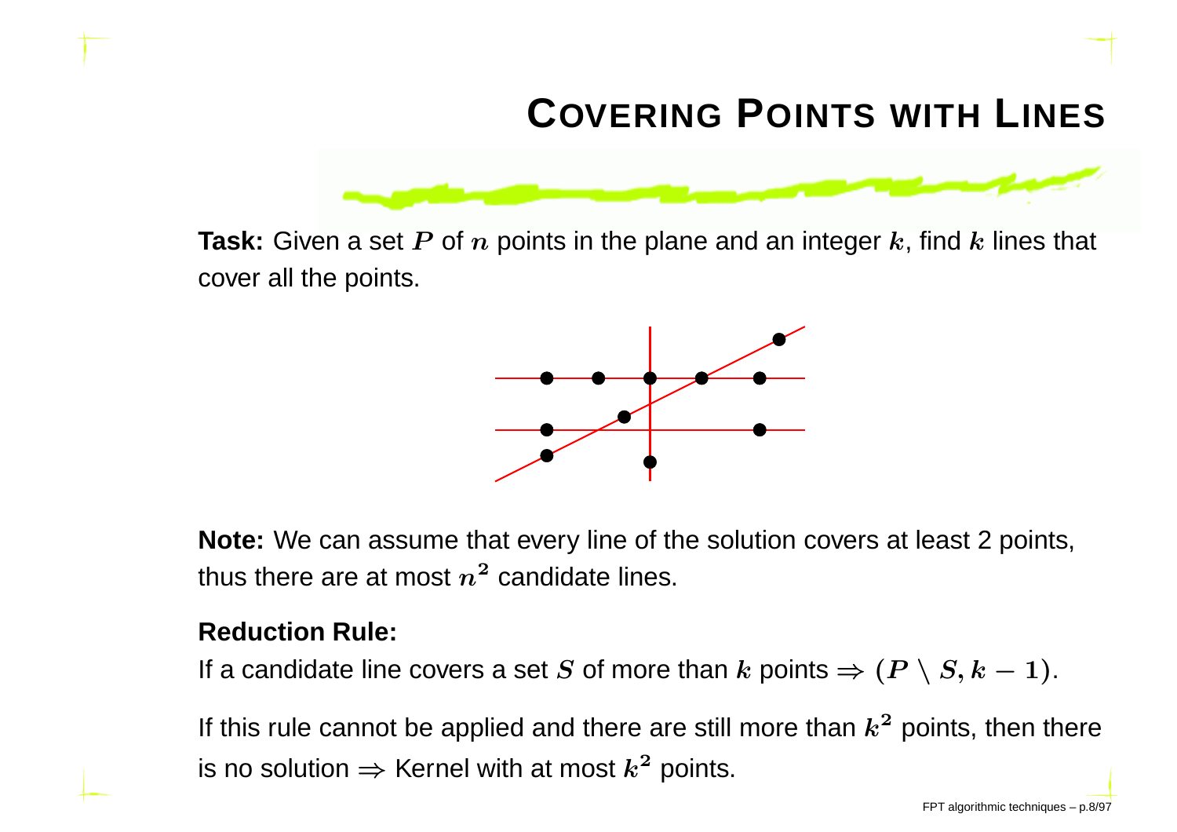# Covering Points with Lines

**Task:** Given a set $P$ of $n$ points in the plane and an integer $k$, find $k$ lines that cover all the points.

**Note:** We can assume that every line of the solution covers at least 2 points, thus there are at most $n^2$ candidate lines.

**Reduction Rule:**

If a candidate line covers a set $S$ of more than $k$ points $\Rightarrow (P \setminus S, k-1)$.

If this rule cannot be applied and there are still more than $k^2$ points, then there is no solution $\Rightarrow$ Kernel with at most $k^2$ points.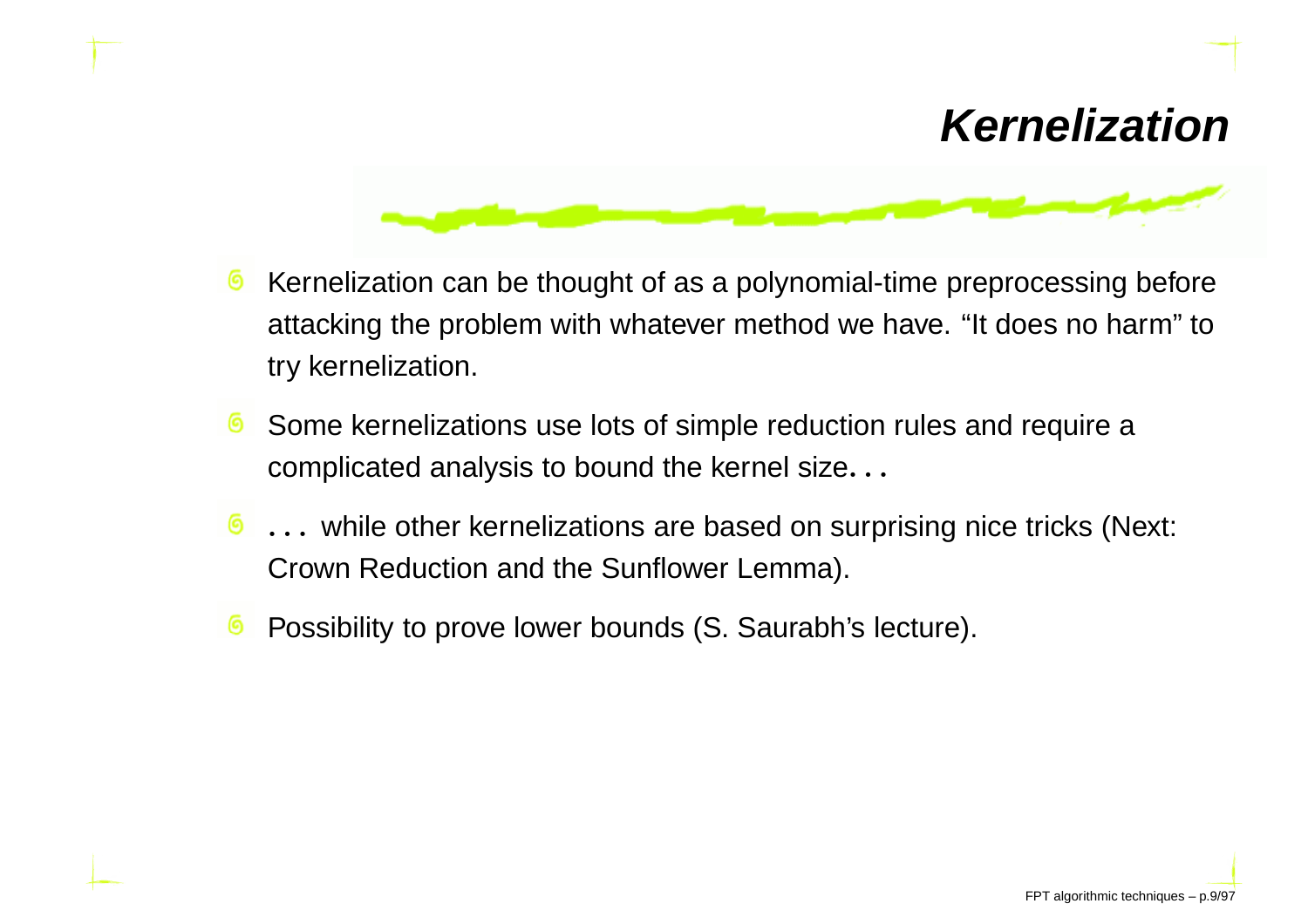# *Kernelization*

- Kernelization can be thought of as a polynomial-time preprocessing before attacking the problem with whatever method we have. “It does no harm” to try kernelization.
- Some kernelizations use lots of simple reduction rules and require a complicated analysis to bound the kernel size...
- ... while other kernelizations are based on surprising nice tricks (Next: Crown Reduction and the Sunflower Lemma).
- Possibility to prove lower bounds (S. Saurabh’s lecture).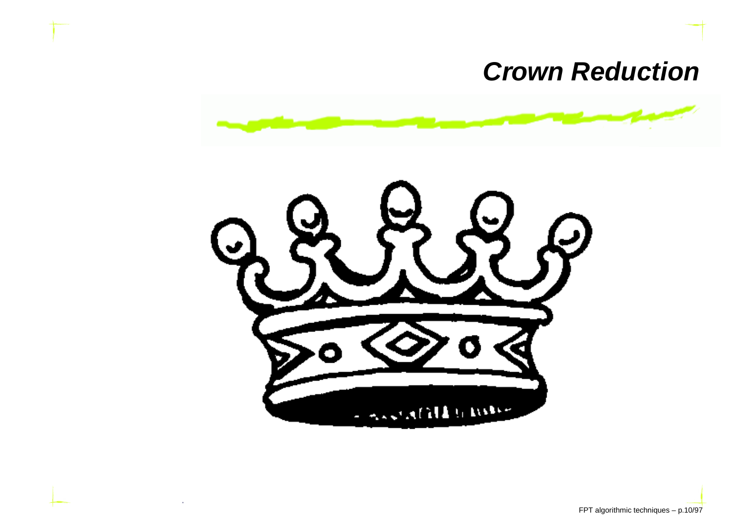# Crown Reduction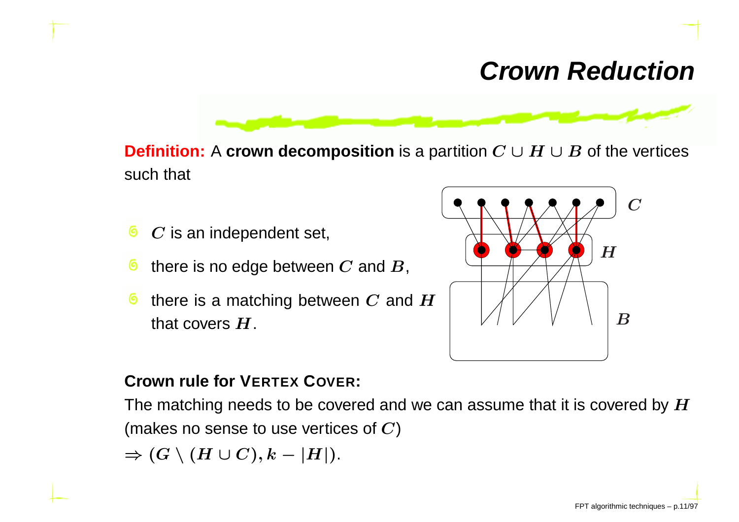# Crown Reduction

**Definition:** A **crown decomposition** is a partition $C \cup H \cup B$ of the vertices such that

- $C$ is an independent set,
- there is no edge between $C$ and $B$,
- there is a matching between $C$ and $H$ that covers $H$.

**Crown rule for VERTEX COVER:**

The matching needs to be covered and we can assume that it is covered by $H$ (makes no sense to use vertices of $C$)

$\Rightarrow (G \setminus (H \cup C), k - |H|)$.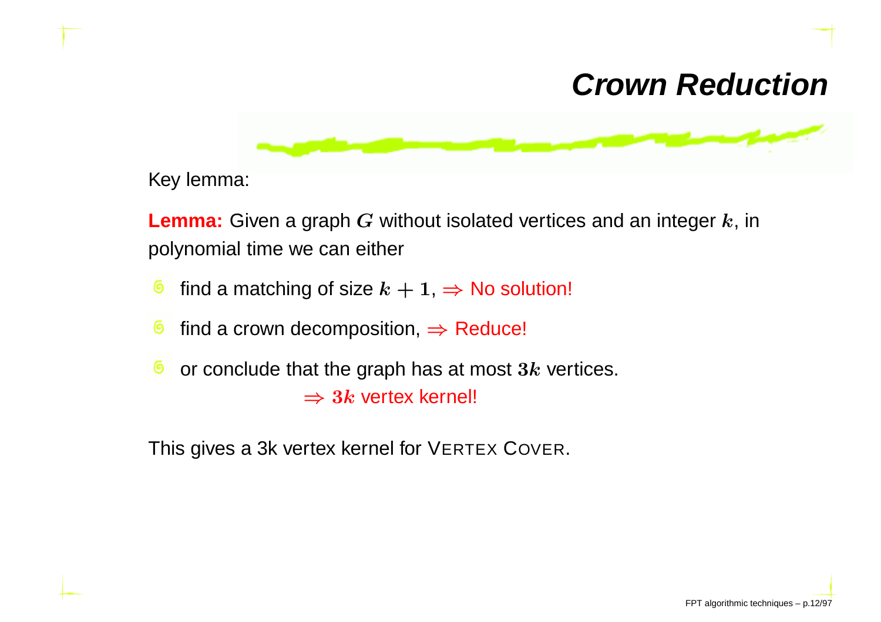# Crown Reduction

Key lemma:

**Lemma:** Given a graph $G$ without isolated vertices and an integer $k$, in polynomial time we can either

- find a matching of size $k+1$, $\Rightarrow$ No solution!
- find a crown decomposition, $\Rightarrow$ Reduce!
- or conclude that the graph has at most $3k$ vertices.

  $\Rightarrow$ $3k$ vertex kernel!

This gives a 3k vertex kernel for VERTEX COVER.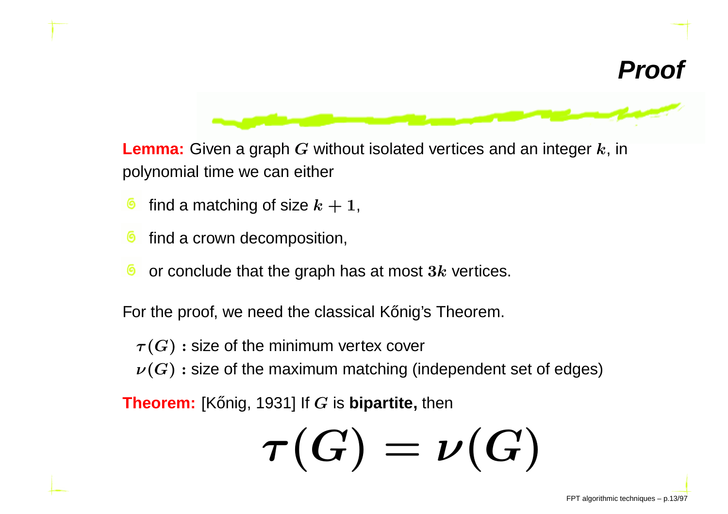# Proof

**Lemma:** Given a graph $G$ without isolated vertices and an integer $k$, in polynomial time we can either

- find a matching of size $k+1$,
- find a crown decomposition,
- or conclude that the graph has at most $3k$ vertices.

For the proof, we need the classical Kőnig's Theorem.

$\tau(G)$ : size of the minimum vertex cover
$\nu(G)$ : size of the maximum matching (independent set of edges)

**Theorem:** [Kőnig, 1931] If $G$ is **bipartite,** then

$$\tau(G) = \nu(G)$$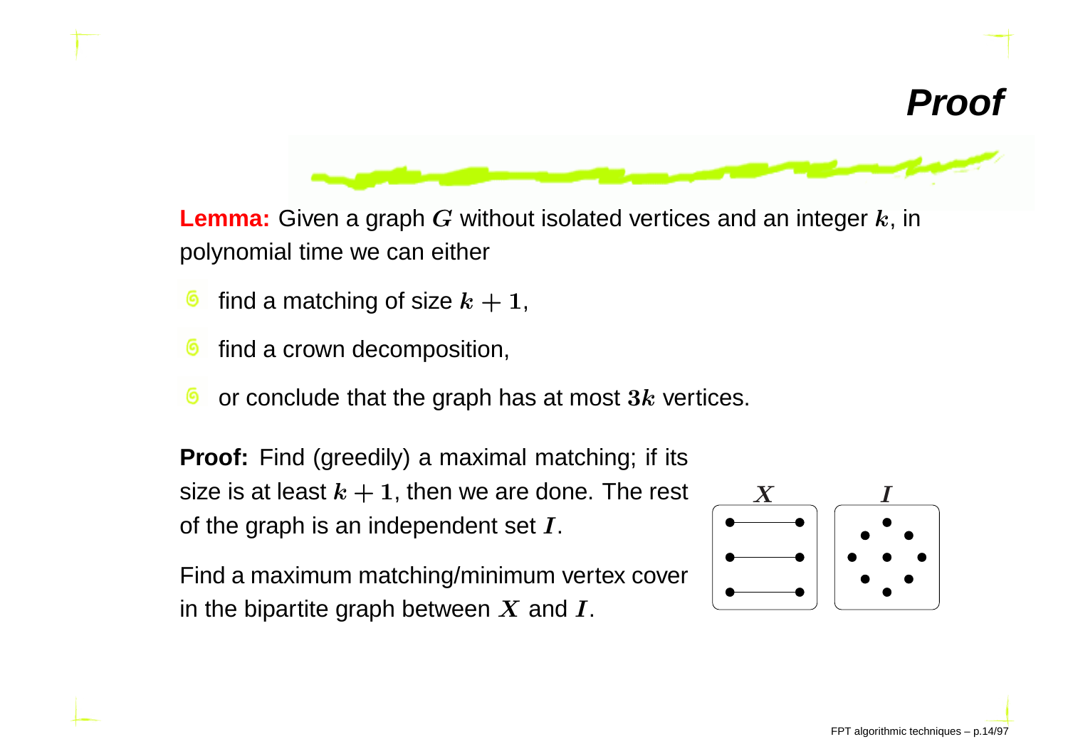# Proof

**Lemma:** Given a graph $G$ without isolated vertices and an integer $k$, in polynomial time we can either

- find a matching of size $k + 1$,
- find a crown decomposition,
- or conclude that the graph has at most $3k$ vertices.

**Proof:** Find (greedily) a maximal matching; if its size is at least $k + 1$, then we are done. The rest of the graph is an independent set $I$.

Find a maximum matching/minimum vertex cover in the bipartite graph between $X$ and $I$.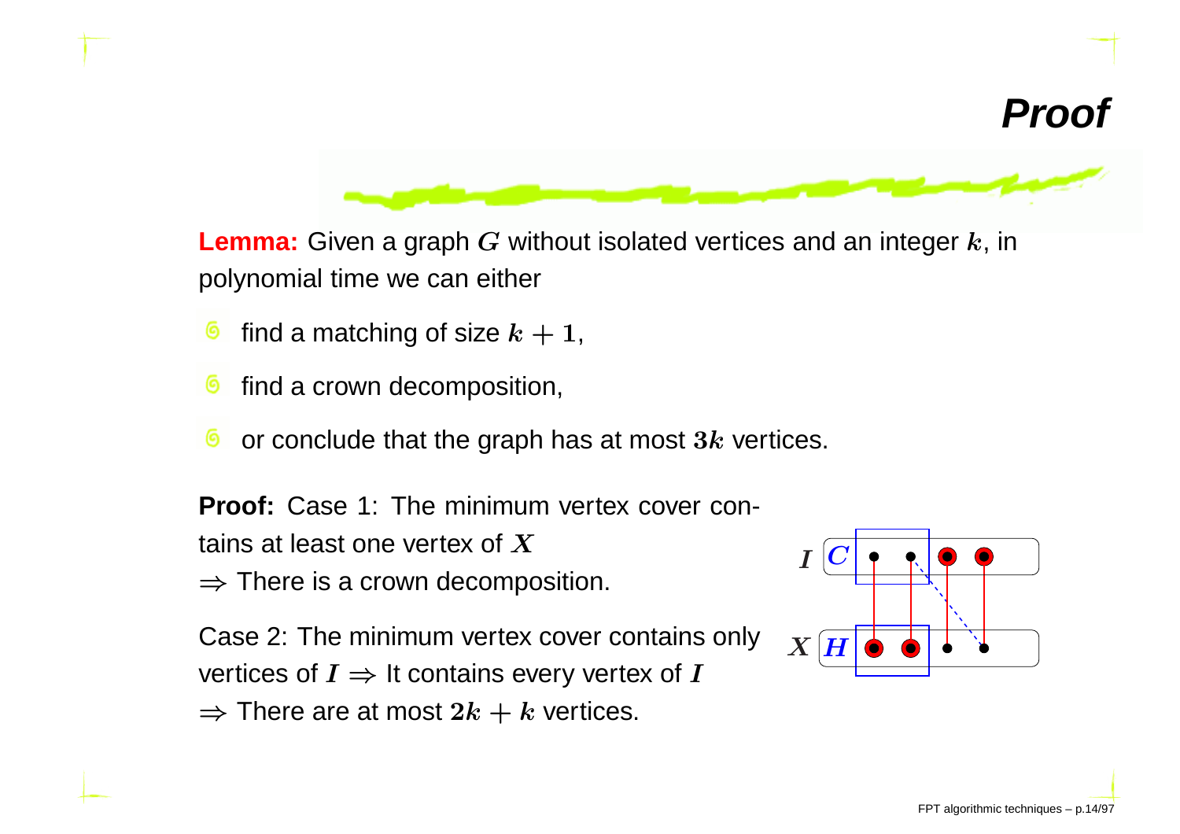# Proof

**Lemma:** Given a graph $G$ without isolated vertices and an integer $k$, in polynomial time we can either

- find a matching of size $k + 1$,
- find a crown decomposition,
- or conclude that the graph has at most $3k$ vertices.

**Proof:** Case 1: The minimum vertex cover contains at least one vertex of $X$
$\Rightarrow$ There is a crown decomposition.

Case 2: The minimum vertex cover contains only vertices of $I$ $\Rightarrow$ It contains every vertex of $I$
$\Rightarrow$ There are at most $2k + k$ vertices.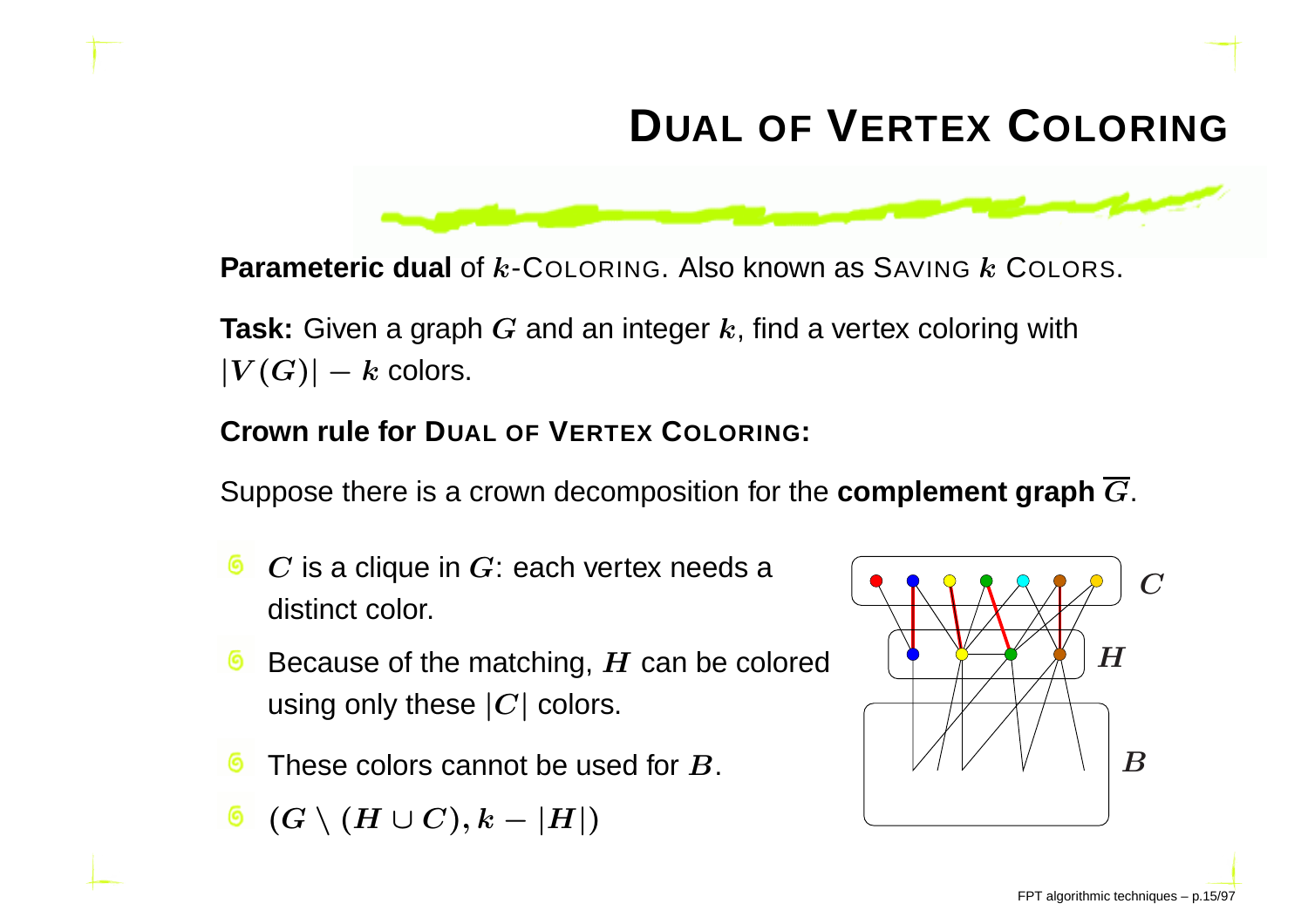# DUAL OF VERTEX COLORING

**Parameteric dual** of $k$-COLORING. Also known as SAVING $k$ COLORS.

**Task:** Given a graph $G$ and an integer $k$, find a vertex coloring with $|V(G)| - k$ colors.

**Crown rule for DUAL OF VERTEX COLORING:**

Suppose there is a crown decomposition for the **complement graph** $\overline{G}$.

- $C$ is a clique in $G$: each vertex needs a distinct color.
- Because of the matching, $H$ can be colored using only these $|C|$ colors.
- These colors cannot be used for $B$.
- $(G \setminus (H \cup C), k - |H|)$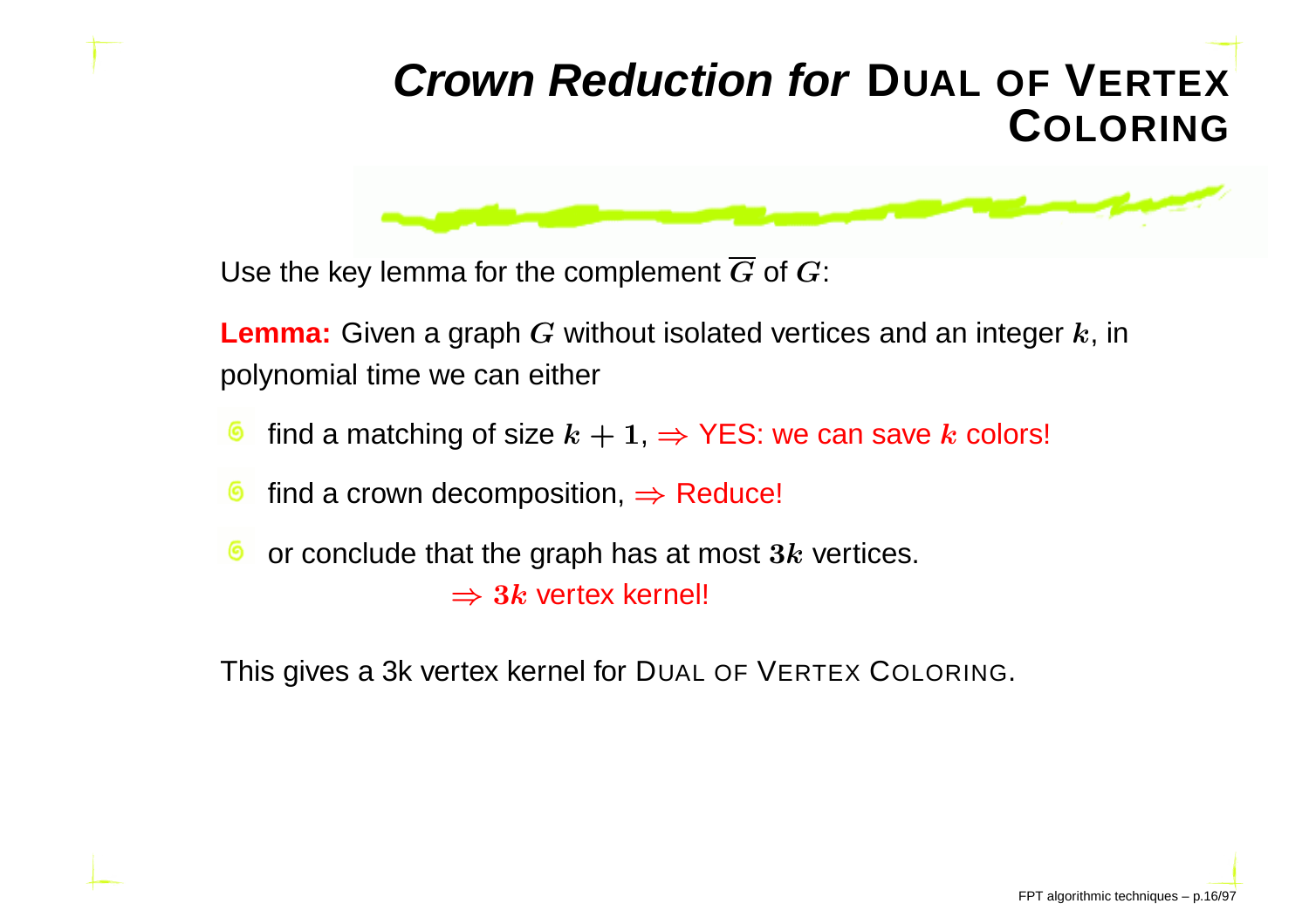# *Crown Reduction for* DUAL OF VERTEX COLORING

Use the key lemma for the complement $\overline{G}$ of $G$:

**Lemma:** Given a graph $G$ without isolated vertices and an integer $k$, in polynomial time we can either

- find a matching of size $k + 1$, $\Rightarrow$ YES: we can save $k$ colors!
- find a crown decomposition, $\Rightarrow$ Reduce!
- or conclude that the graph has at most $3k$ vertices.
  $\Rightarrow$ $3k$ vertex kernel!

This gives a 3k vertex kernel for DUAL OF VERTEX COLORING.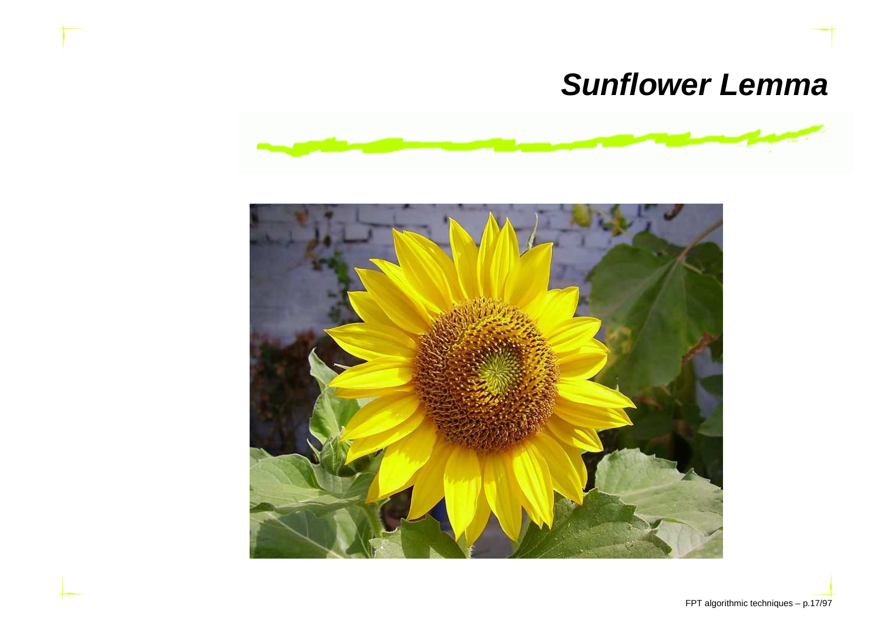# *Sunflower Lemma*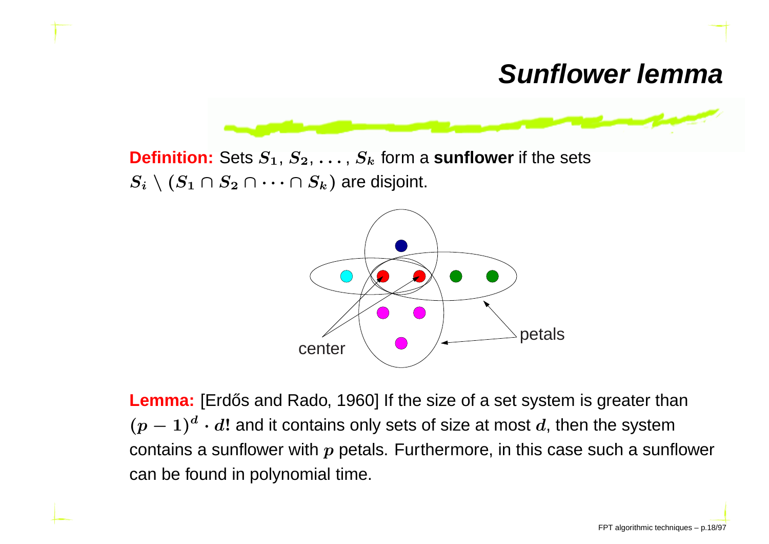# Sunflower lemma

**Definition:** Sets $S_1$, $S_2$, $\ldots$, $S_k$ form a **sunflower** if the sets $S_i \setminus (S_1 \cap S_2 \cap \cdots \cap S_k)$ are disjoint.

center

petals

**Lemma:** [Erdős and Rado, 1960] If the size of a set system is greater than $(p-1)^d \cdot d!$ and it contains only sets of size at most $d$, then the system contains a sunflower with $p$ petals. Furthermore, in this case such a sunflower can be found in polynomial time.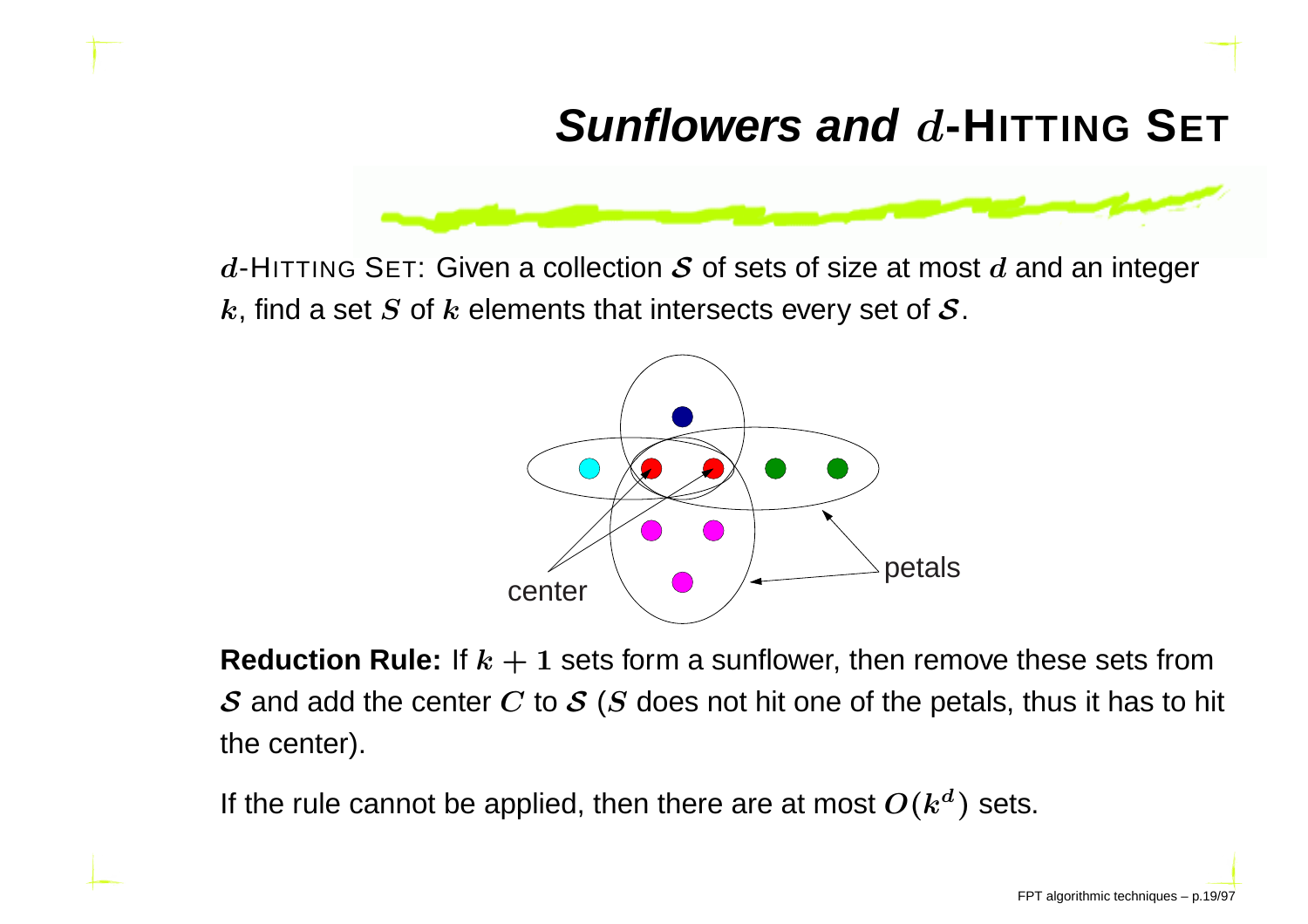# *Sunflowers and* $d$-HITTING SET

$d$-HITTING SET: Given a collection $\mathcal{S}$ of sets of size at most $d$ and an integer $k$, find a set $S$ of $k$ elements that intersects every set of $\mathcal{S}$.

center

petals

**Reduction Rule:** If $k+1$ sets form a sunflower, then remove these sets from $\mathcal{S}$ and add the center $C$ to $\mathcal{S}$ ($S$ does not hit one of the petals, thus it has to hit the center).

If the rule cannot be applied, then there are at most $O(k^d)$ sets.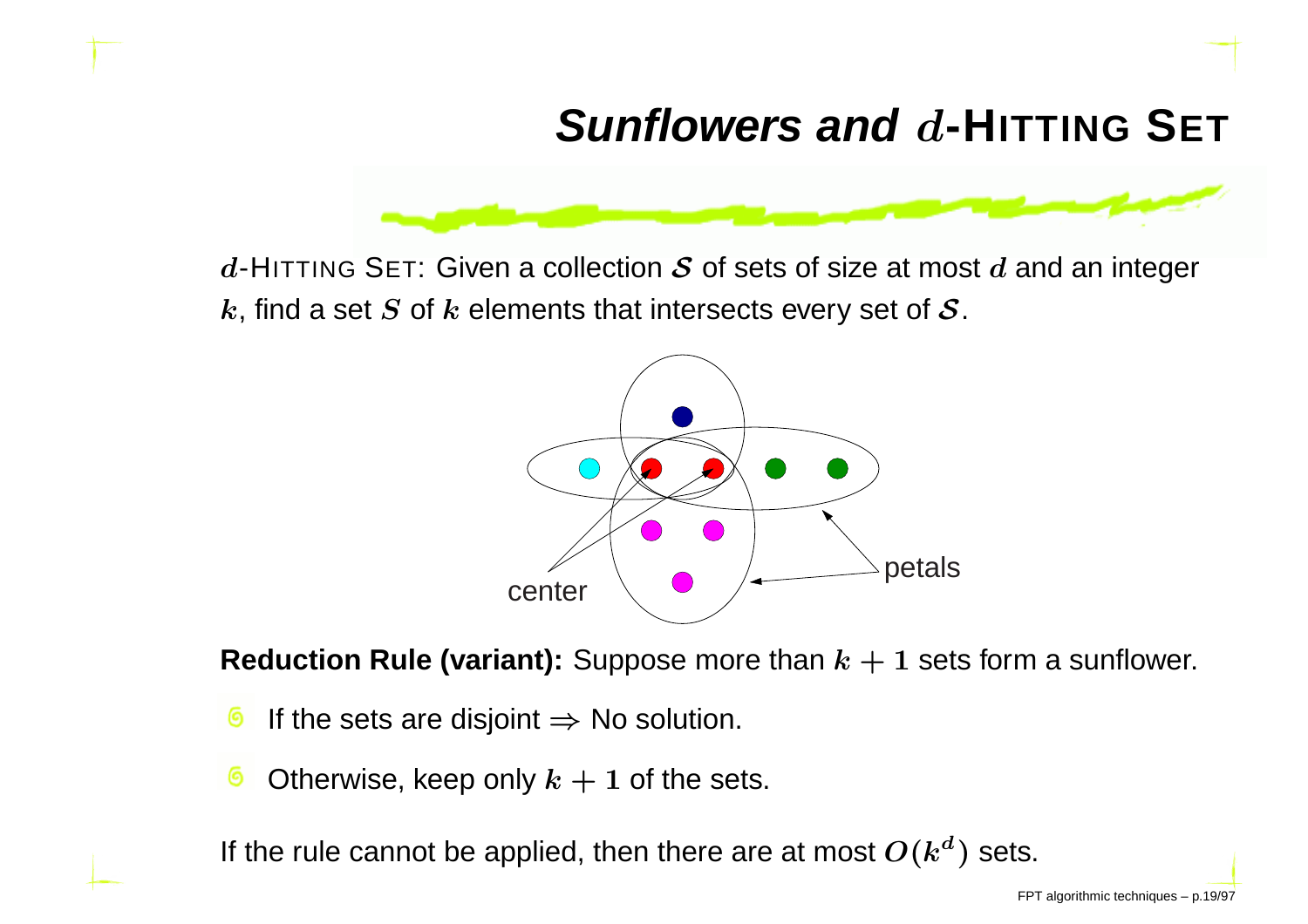# Sunflowers and $d$-HITTING SET

$d$-HITTING SET: Given a collection $\mathcal{S}$ of sets of size at most $d$ and an integer $k$, find a set $S$ of $k$ elements that intersects every set of $\mathcal{S}$.

**Reduction Rule (variant):** Suppose more than $k+1$ sets form a sunflower.

- If the sets are disjoint $\Rightarrow$ No solution.
- Otherwise, keep only $k+1$ of the sets.

If the rule cannot be applied, then there are at most $O(k^d)$ sets.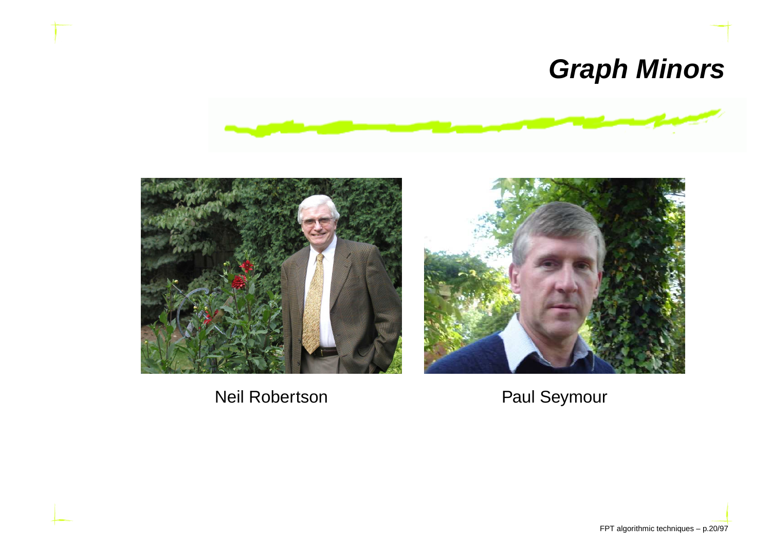# *Graph Minors*

Neil Robertson

Paul Seymour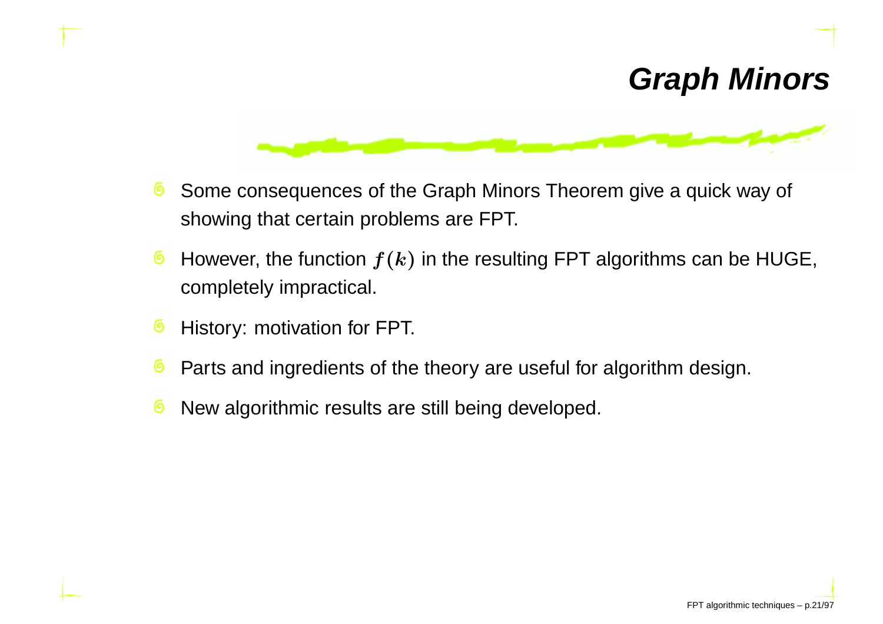# Graph Minors

- Some consequences of the Graph Minors Theorem give a quick way of showing that certain problems are FPT.
- However, the function $f(k)$ in the resulting FPT algorithms can be HUGE, completely impractical.
- History: motivation for FPT.
- Parts and ingredients of the theory are useful for algorithm design.
- New algorithmic results are still being developed.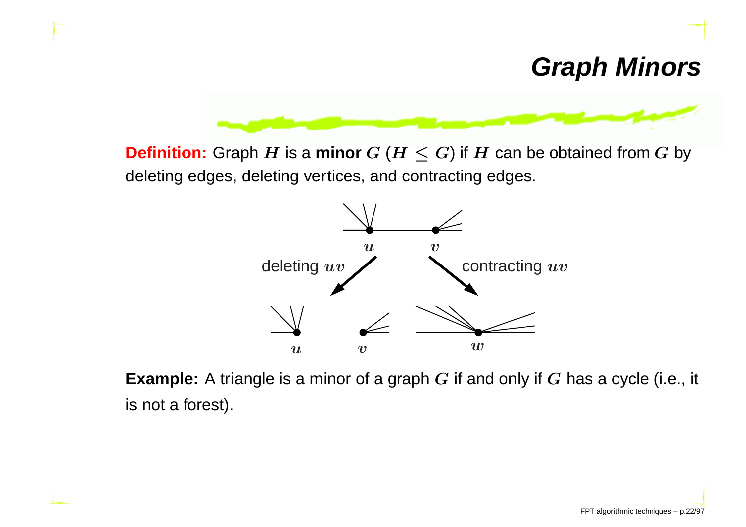# Graph Minors

**Definition:** Graph $H$ is a **minor** $G$ ($H \leq G$) if $H$ can be obtained from $G$ by deleting edges, deleting vertices, and contracting edges.

**Example:** A triangle is a minor of a graph $G$ if and only if $G$ has a cycle (i.e., it is not a forest).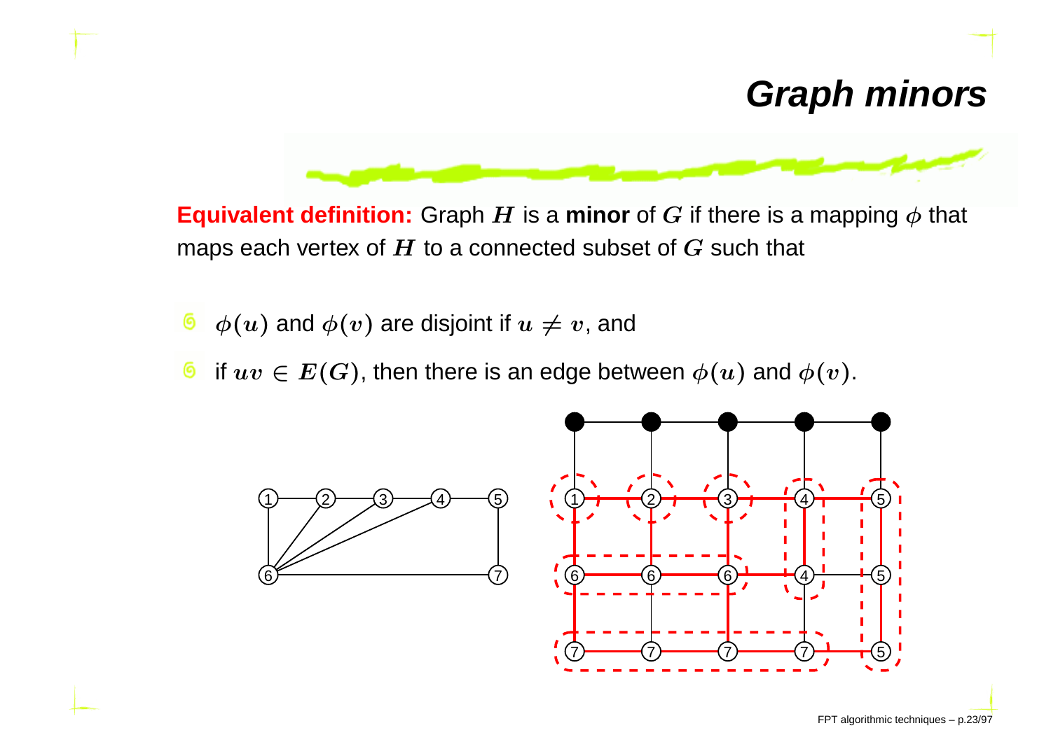# Graph minors

**Equivalent definition:** Graph $H$ is a **minor** of $G$ if there is a mapping $\phi$ that maps each vertex of $H$ to a connected subset of $G$ such that

- $\phi(u)$ and $\phi(v)$ are disjoint if $u \neq v$, and
- if $uv \in E(G)$, then there is an edge between $\phi(u)$ and $\phi(v)$.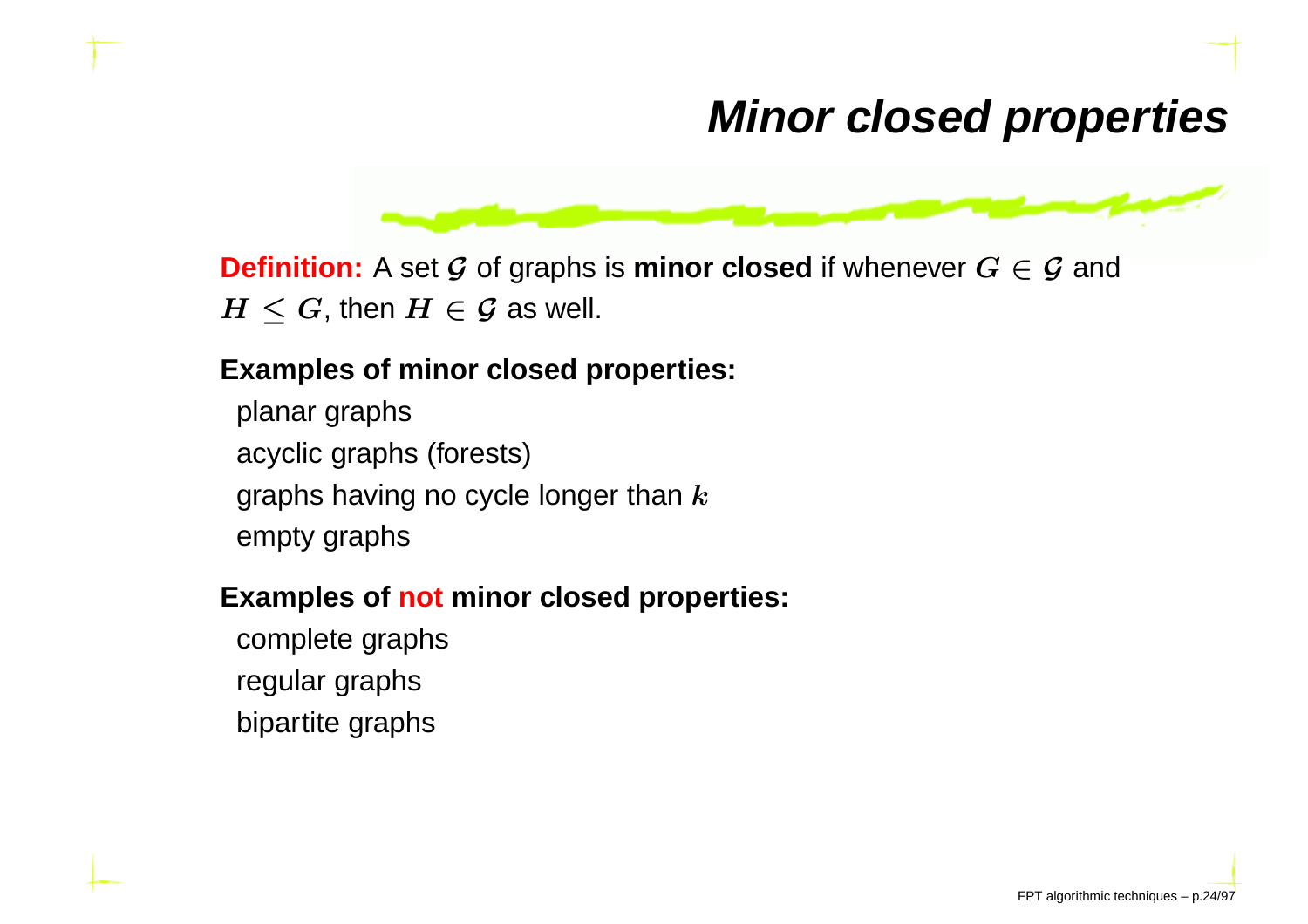# Minor closed properties

**Definition:** A set $\mathcal{G}$ of graphs is **minor closed** if whenever $G \in \mathcal{G}$ and $H \leq G$, then $H \in \mathcal{G}$ as well.

**Examples of minor closed properties:**

- planar graphs
- acyclic graphs (forests)
- graphs having no cycle longer than $k$
- empty graphs

**Examples of not minor closed properties:**

- complete graphs
- regular graphs
- bipartite graphs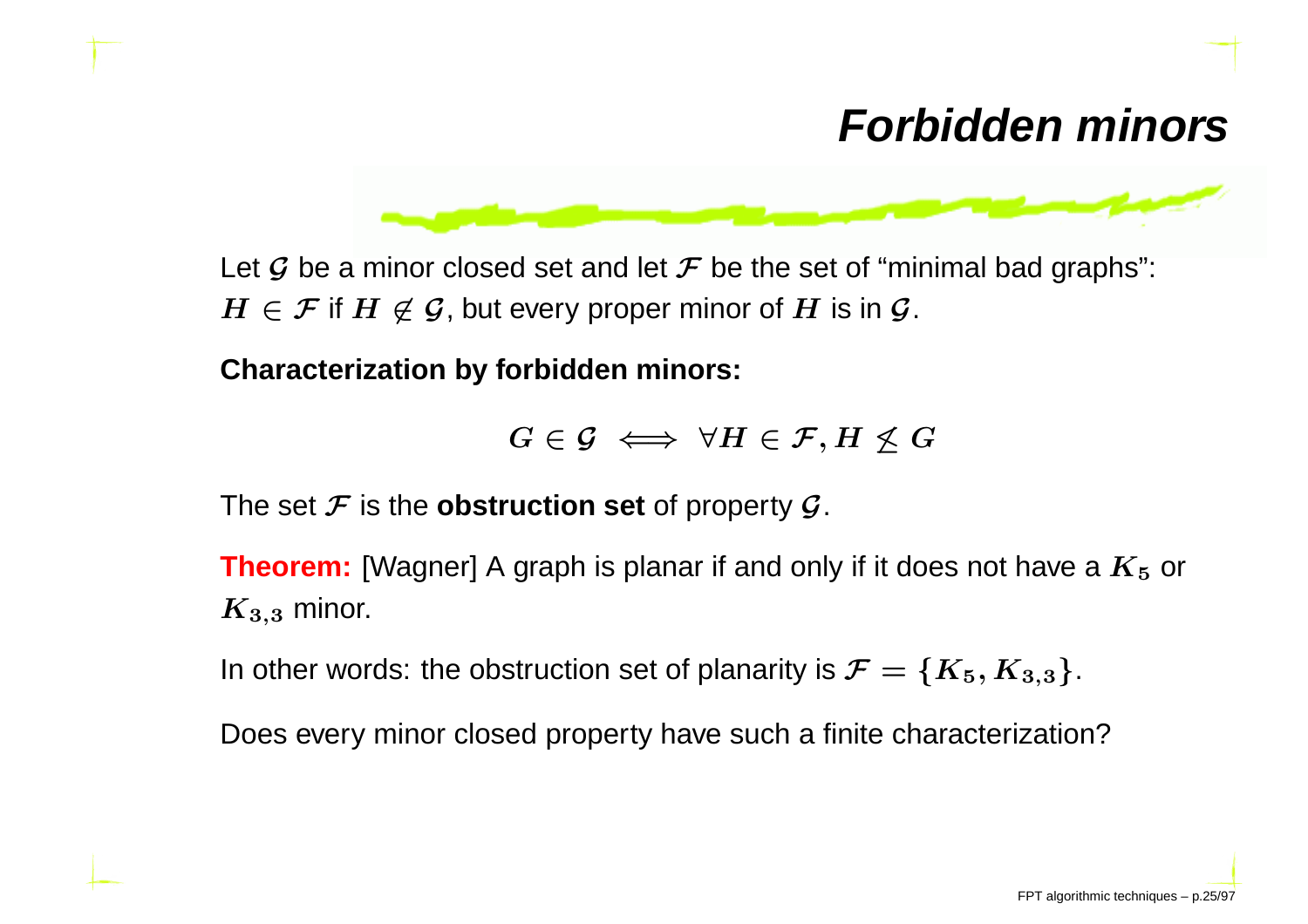# Forbidden minors

Let $\mathcal{G}$ be a minor closed set and let $\mathcal{F}$ be the set of "minimal bad graphs": $H \in \mathcal{F}$ if $H \notin \mathcal{G}$, but every proper minor of $H$ is in $\mathcal{G}$.

**Characterization by forbidden minors:**

$$G \in \mathcal{G} \iff \forall H \in \mathcal{F}, H \not\leq G$$

The set $\mathcal{F}$ is the **obstruction set** of property $\mathcal{G}$.

**Theorem:** [Wagner] A graph is planar if and only if it does not have a $K_5$ or $K_{3,3}$ minor.

In other words: the obstruction set of planarity is $\mathcal{F} = \{K_5, K_{3,3}\}$.

Does every minor closed property have such a finite characterization?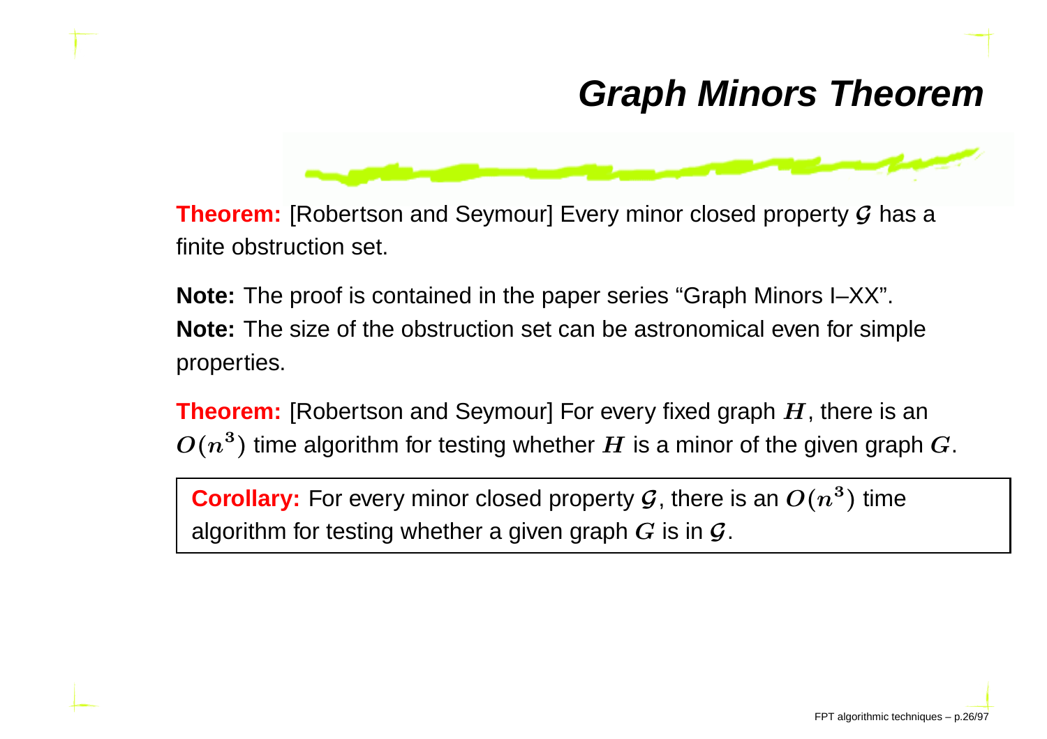# Graph Minors Theorem

**Theorem:** [Robertson and Seymour] Every minor closed property $\mathcal{G}$ has a finite obstruction set.

**Note:** The proof is contained in the paper series "Graph Minors I–XX".
**Note:** The size of the obstruction set can be astronomical even for simple properties.

**Theorem:** [Robertson and Seymour] For every fixed graph $H$, there is an $O(n^3)$ time algorithm for testing whether $H$ is a minor of the given graph $G$.

**Corollary:** For every minor closed property $\mathcal{G}$, there is an $O(n^3)$ time algorithm for testing whether a given graph $G$ is in $\mathcal{G}$.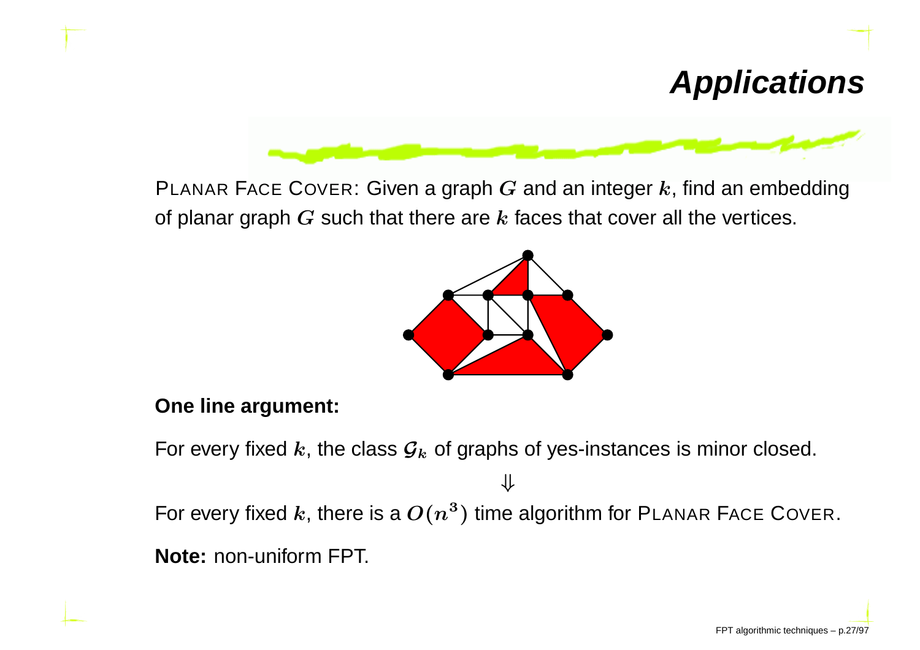# Applications

PLANAR FACE COVER: Given a graph $G$ and an integer $k$, find an embedding of planar graph $G$ such that there are $k$ faces that cover all the vertices.

**One line argument:**

For every fixed $k$, the class $\mathcal{G}_k$ of graphs of yes-instances is minor closed.

$$\Downarrow$$

For every fixed $k$, there is a $O(n^3)$ time algorithm for PLANAR FACE COVER.

**Note:** non-uniform FPT.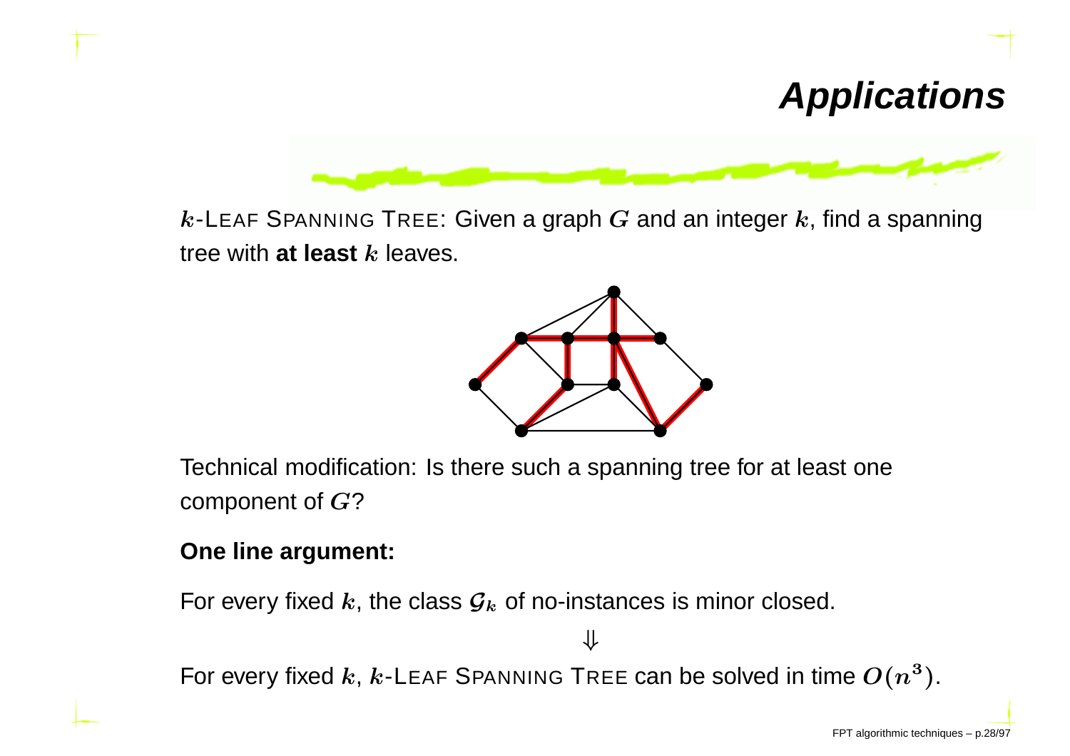# Applications

$k$-LEAF SPANNING TREE: Given a graph $G$ and an integer $k$, find a spanning tree with **at least** $k$ leaves.

Technical modification: Is there such a spanning tree for at least one component of $G$?

**One line argument:**

For every fixed $k$, the class $\mathcal{G}_k$ of no-instances is minor closed.

$$\Downarrow$$

For every fixed $k$, $k$-LEAF SPANNING TREE can be solved in time $O(n^3)$.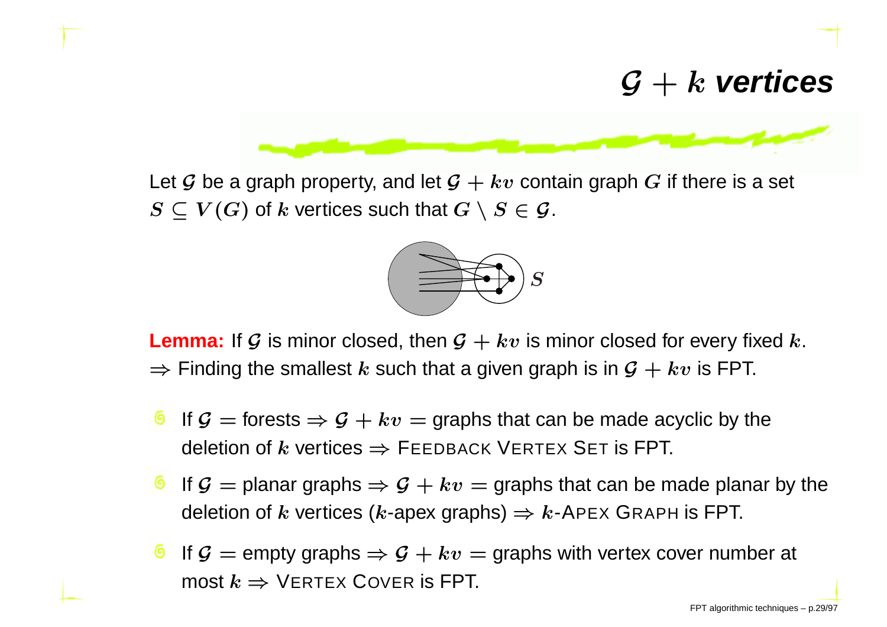# $\mathcal{G} + k$ vertices

Let $\mathcal{G}$ be a graph property, and let $\mathcal{G} + kv$ contain graph $G$ if there is a set $S \subseteq V(G)$ of $k$ vertices such that $G \setminus S \in \mathcal{G}$.

**Lemma:** If $\mathcal{G}$ is minor closed, then $\mathcal{G} + kv$ is minor closed for every fixed $k$.
$\Rightarrow$ Finding the smallest $k$ such that a given graph is in $\mathcal{G} + kv$ is FPT.

- If $\mathcal{G}$ = forests $\Rightarrow \mathcal{G} + kv$ = graphs that can be made acyclic by the deletion of $k$ vertices $\Rightarrow$ FEEDBACK VERTEX SET is FPT.
- If $\mathcal{G}$ = planar graphs $\Rightarrow \mathcal{G} + kv$ = graphs that can be made planar by the deletion of $k$ vertices ($k$-apex graphs) $\Rightarrow$ $k$-APEX GRAPH is FPT.
- If $\mathcal{G}$ = empty graphs $\Rightarrow \mathcal{G} + kv$ = graphs with vertex cover number at most $k$ $\Rightarrow$ VERTEX COVER is FPT.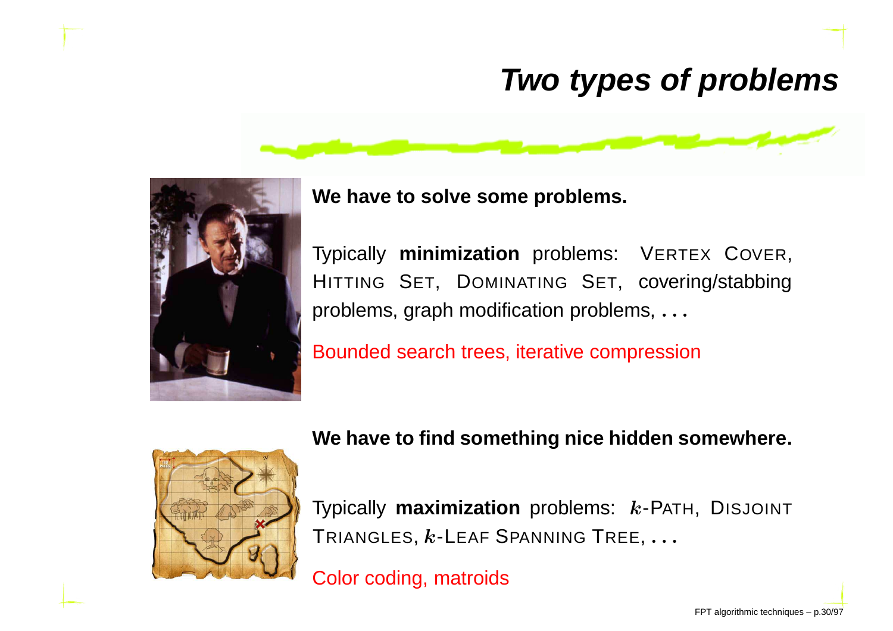# Two types of problems

**We have to solve some problems.**

Typically **minimization** problems: VERTEX COVER, HITTING SET, DOMINATING SET, covering/stabbing problems, graph modification problems, ...

Bounded search trees, iterative compression

**We have to find something nice hidden somewhere.**

Typically **maximization** problems: $k$-PATH, DISJOINT TRIANGLES, $k$-LEAF SPANNING TREE, ...

Color coding, matroids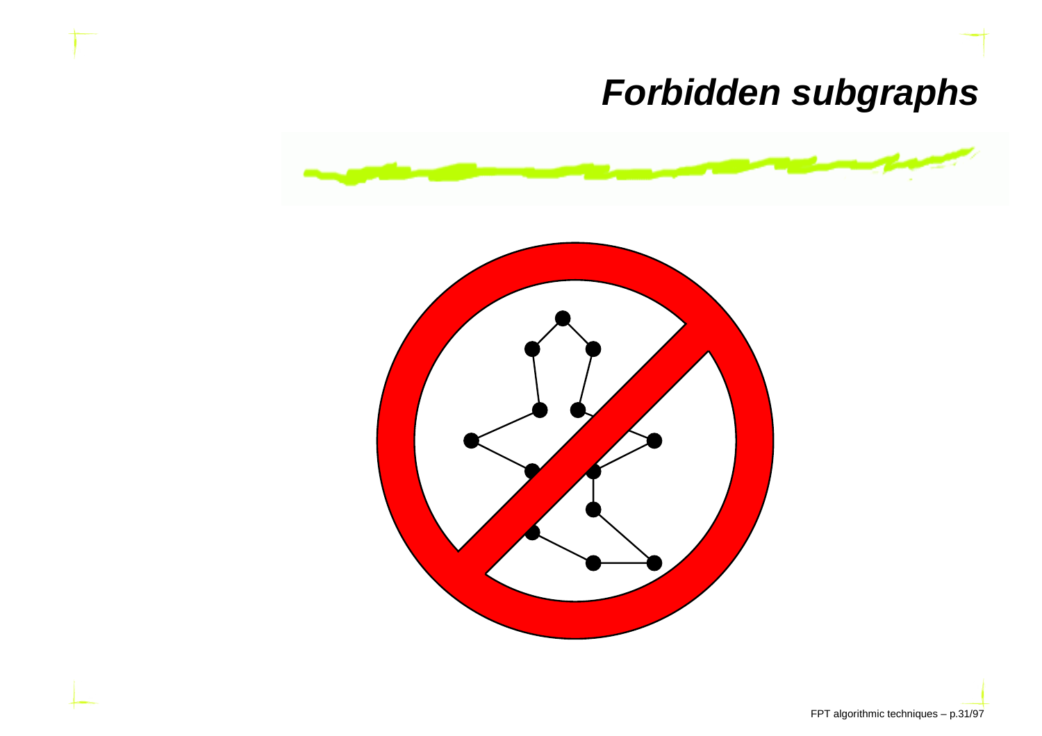# Forbidden subgraphs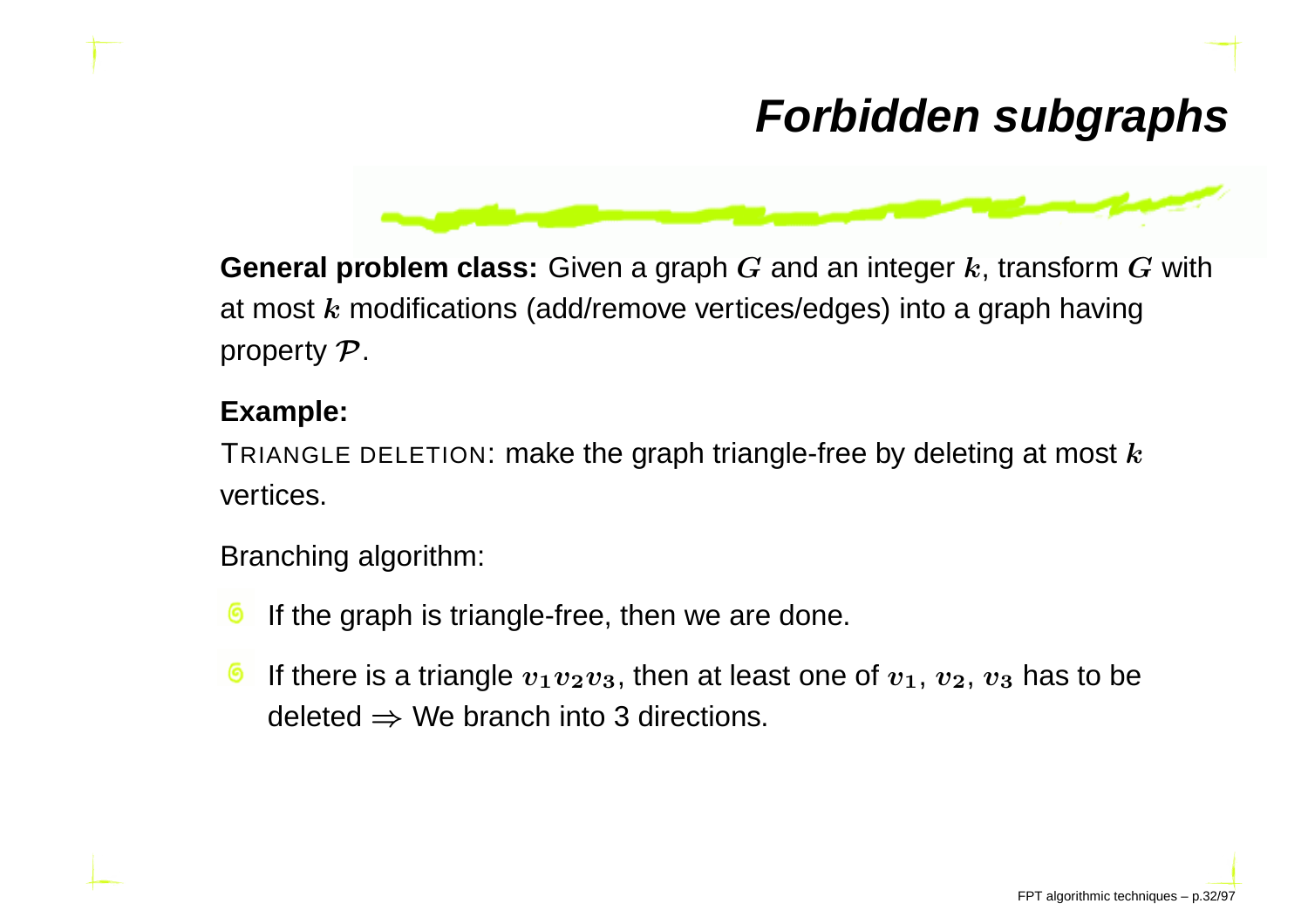# Forbidden subgraphs

**General problem class:** Given a graph $G$ and an integer $k$, transform $G$ with at most $k$ modifications (add/remove vertices/edges) into a graph having property $\mathcal{P}$.

**Example:**

TRIANGLE DELETION: make the graph triangle-free by deleting at most $k$ vertices.

Branching algorithm:

- If the graph is triangle-free, then we are done.
- If there is a triangle $v_1v_2v_3$, then at least one of $v_1$, $v_2$, $v_3$ has to be deleted $\Rightarrow$ We branch into 3 directions.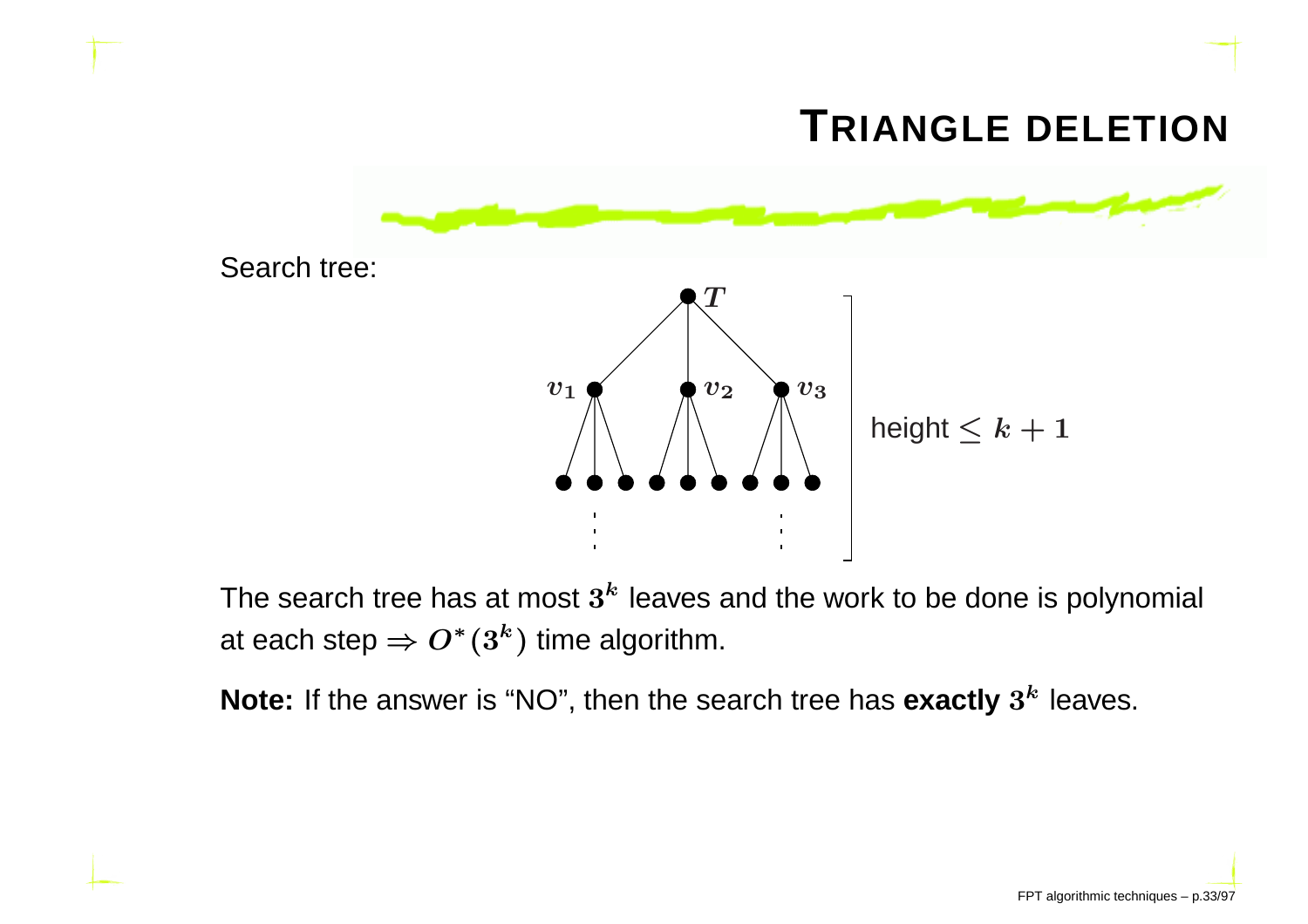# TRIANGLE DELETION

Search tree:

The search tree has at most $3^k$ leaves and the work to be done is polynomial at each step $\Rightarrow O^*(3^k)$ time algorithm.

**Note:** If the answer is "NO", then the search tree has **exactly $3^k$** leaves.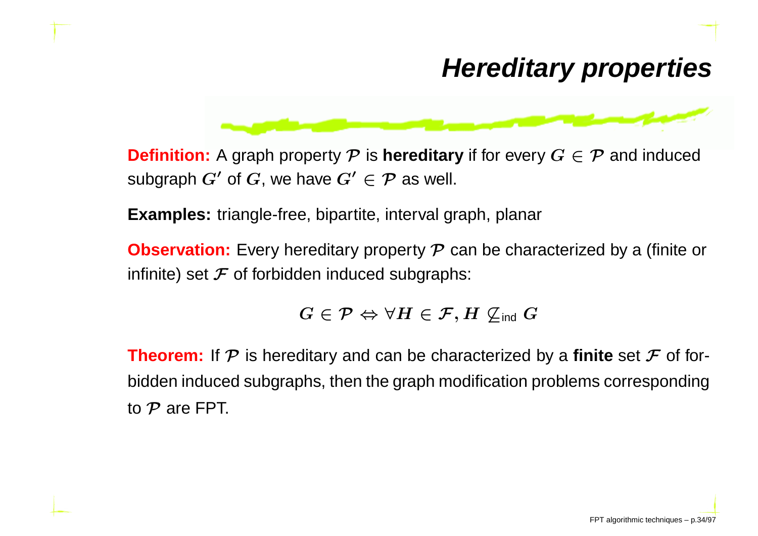# Hereditary properties

**Definition:** A graph property $\mathcal{P}$ is **hereditary** if for every $G \in \mathcal{P}$ and induced subgraph $G'$ of $G$, we have $G' \in \mathcal{P}$ as well.

**Examples:** triangle-free, bipartite, interval graph, planar

**Observation:** Every hereditary property $\mathcal{P}$ can be characterized by a (finite or infinite) set $\mathcal{F}$ of forbidden induced subgraphs:

$$G \in \mathcal{P} \Leftrightarrow \forall H \in \mathcal{F}, H \not\subseteq_{\text{ind}} G$$

**Theorem:** If $\mathcal{P}$ is hereditary and can be characterized by a **finite** set $\mathcal{F}$ of forbidden induced subgraphs, then the graph modification problems corresponding to $\mathcal{P}$ are FPT.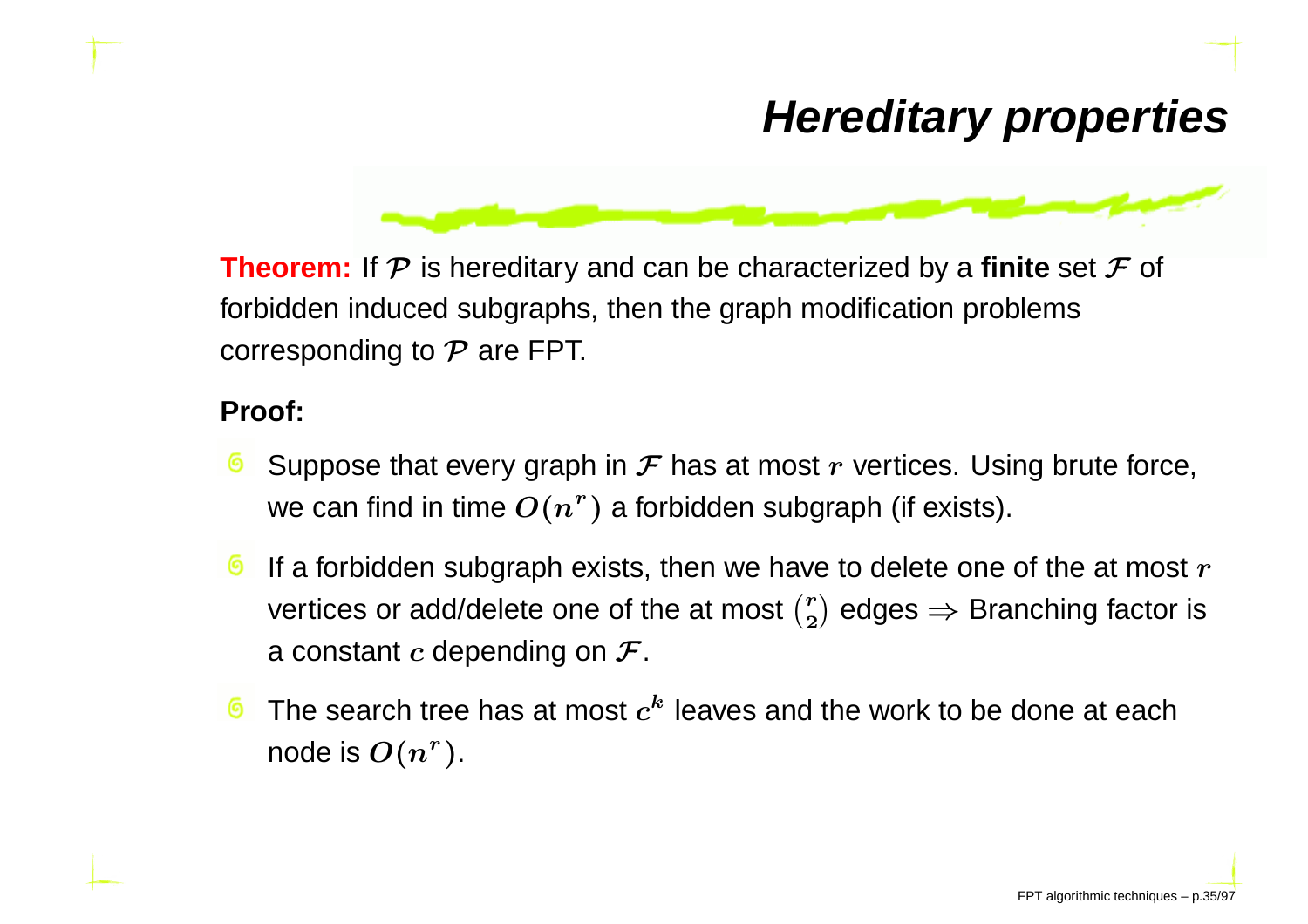# Hereditary properties

**Theorem:** If $\mathcal{P}$ is hereditary and can be characterized by a **finite** set $\mathcal{F}$ of forbidden induced subgraphs, then the graph modification problems corresponding to $\mathcal{P}$ are FPT.

**Proof:**

- Suppose that every graph in $\mathcal{F}$ has at most $r$ vertices. Using brute force, we can find in time $O(n^r)$ a forbidden subgraph (if exists).
- If a forbidden subgraph exists, then we have to delete one of the at most $r$ vertices or add/delete one of the at most $\binom{r}{2}$ edges $\Rightarrow$ Branching factor is a constant $c$ depending on $\mathcal{F}$.
- The search tree has at most $c^k$ leaves and the work to be done at each node is $O(n^r)$.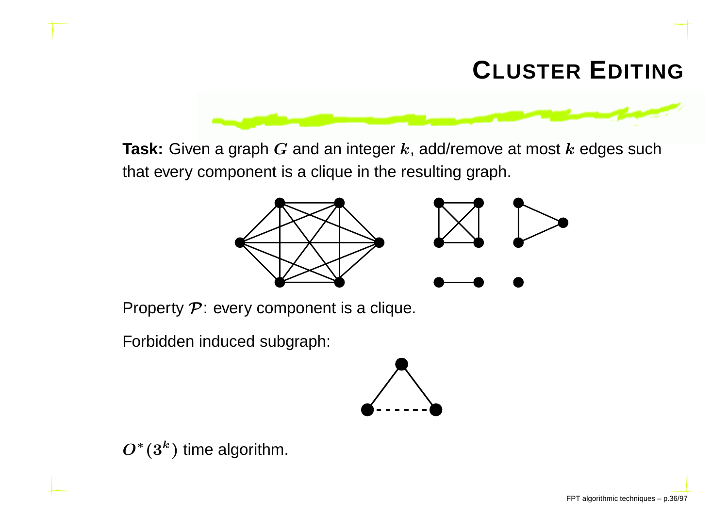# Cluster Editing

**Task:** Given a graph $G$ and an integer $k$, add/remove at most $k$ edges such that every component is a clique in the resulting graph.

Property $\mathcal{P}$: every component is a clique.

Forbidden induced subgraph:

$O^*(3^k)$ time algorithm.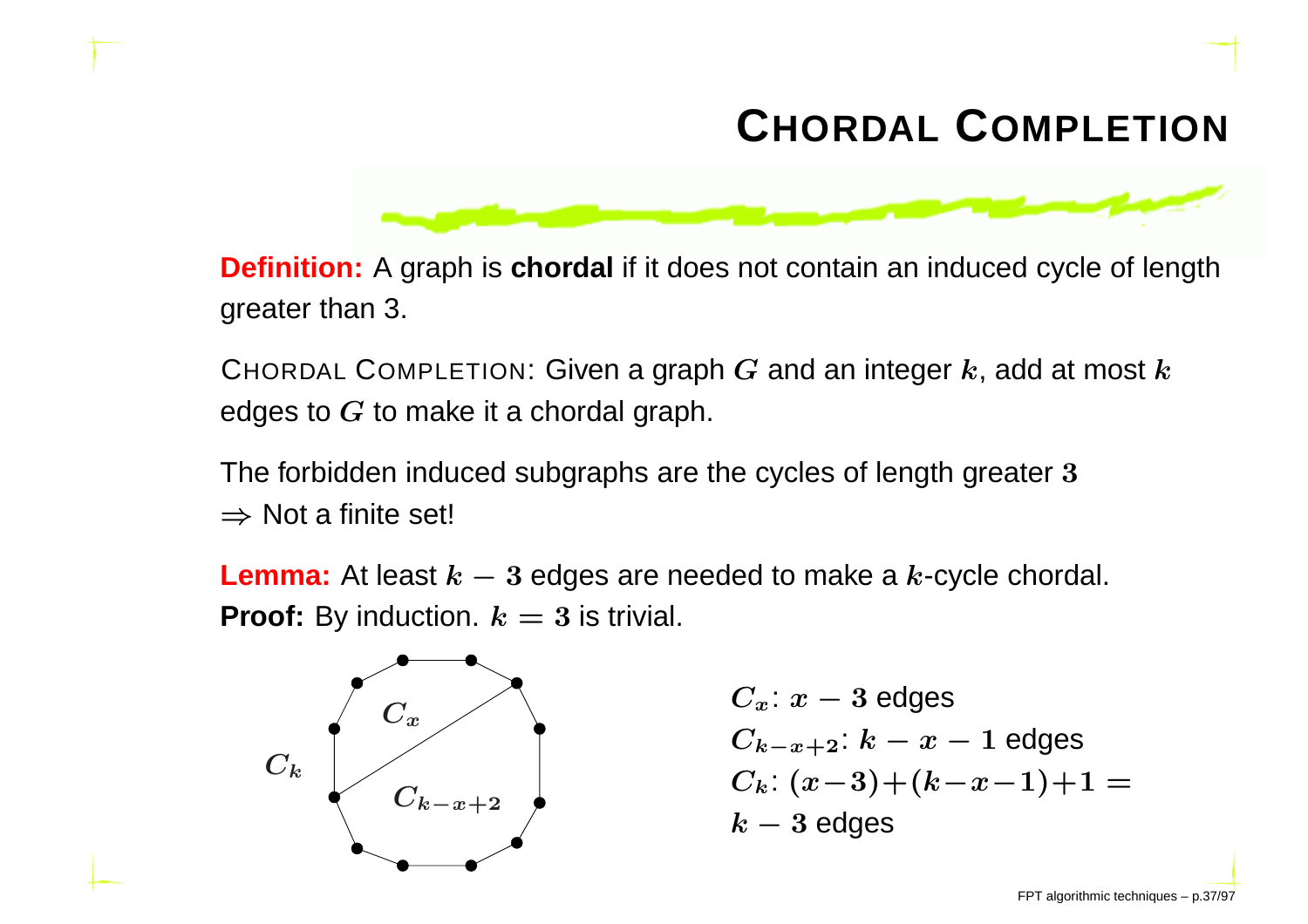# Chordal Completion

**Definition:** A graph is **chordal** if it does not contain an induced cycle of length greater than 3.

Chordal Completion: Given a graph $G$ and an integer $k$, add at most $k$ edges to $G$ to make it a chordal graph.

The forbidden induced subgraphs are the cycles of length greater $3$
$\Rightarrow$ Not a finite set!

**Lemma:** At least $k - 3$ edges are needed to make a $k$-cycle chordal.
**Proof:** By induction. $k = 3$ is trivial.

$C_x$: $x - 3$ edges
$C_{k-x+2}$: $k - x - 1$ edges
$C_k$: $(x-3)+(k-x-1)+1 = k - 3$ edges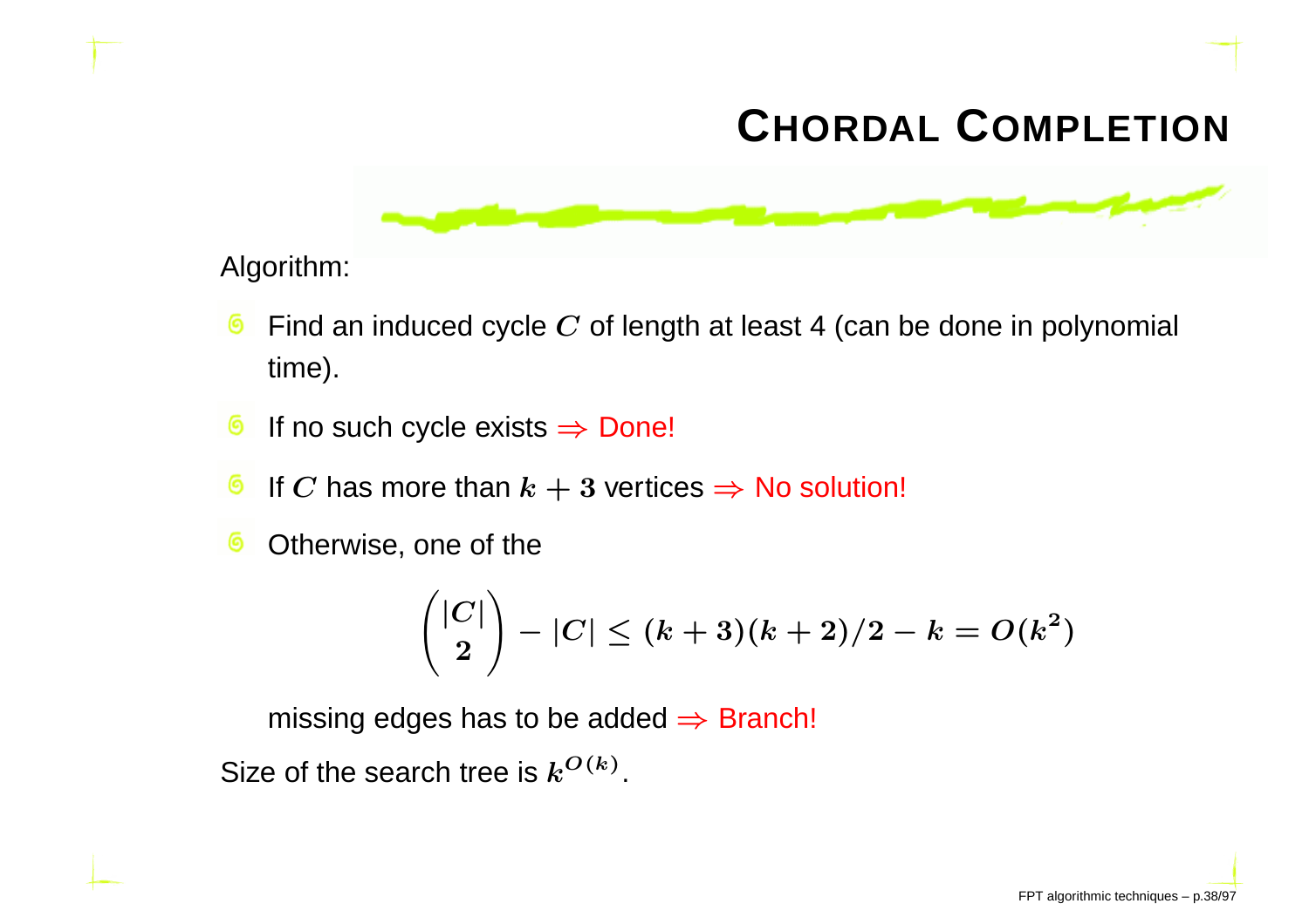# Chordal Completion

Algorithm:

- Find an induced cycle $C$ of length at least 4 (can be done in polynomial time).
- If no such cycle exists $\Rightarrow$ Done!
- If $C$ has more than $k+3$ vertices $\Rightarrow$ No solution!
- Otherwise, one of the

$$\binom{|C|}{2} - |C| \leq (k+3)(k+2)/2 - k = O(k^2)$$

  missing edges has to be added $\Rightarrow$ Branch!

Size of the search tree is $k^{O(k)}$.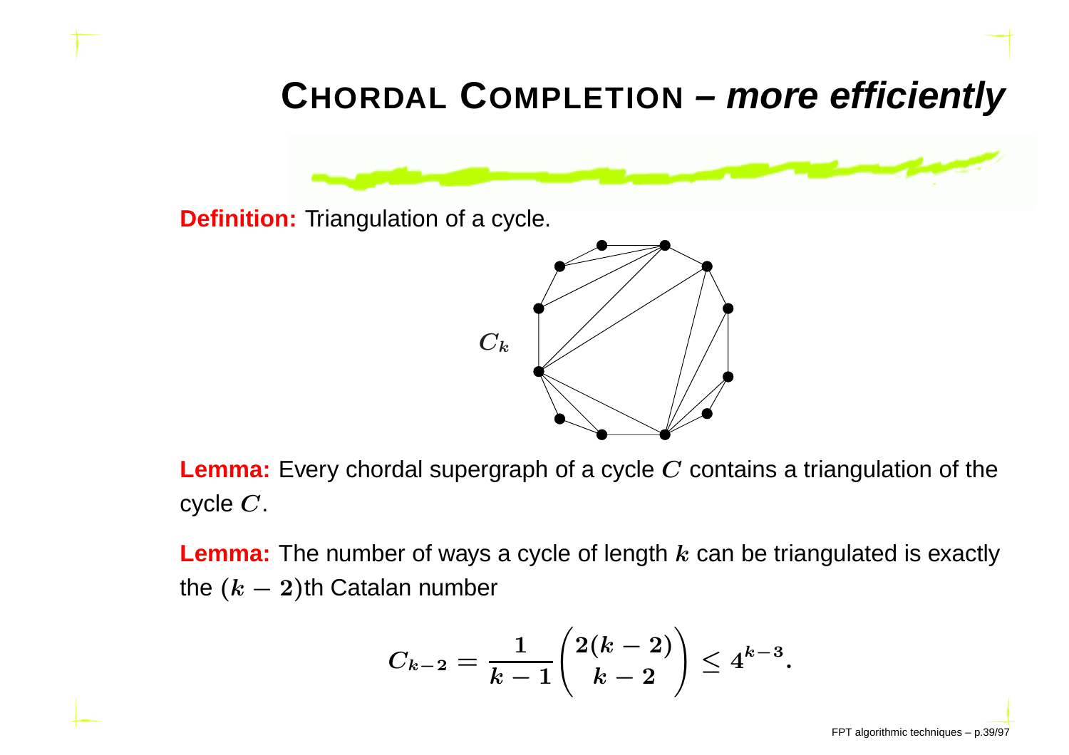# CHORDAL COMPLETION – *more efficiently*

**Definition:** Triangulation of a cycle.

$C_k$

**Lemma:** Every chordal supergraph of a cycle $C$ contains a triangulation of the cycle $C$.

**Lemma:** The number of ways a cycle of length $k$ can be triangulated is exactly the $(k-2)$th Catalan number

$$C_{k-2} = \frac{1}{k-1}\binom{2(k-2)}{k-2} \leq 4^{k-3}.$$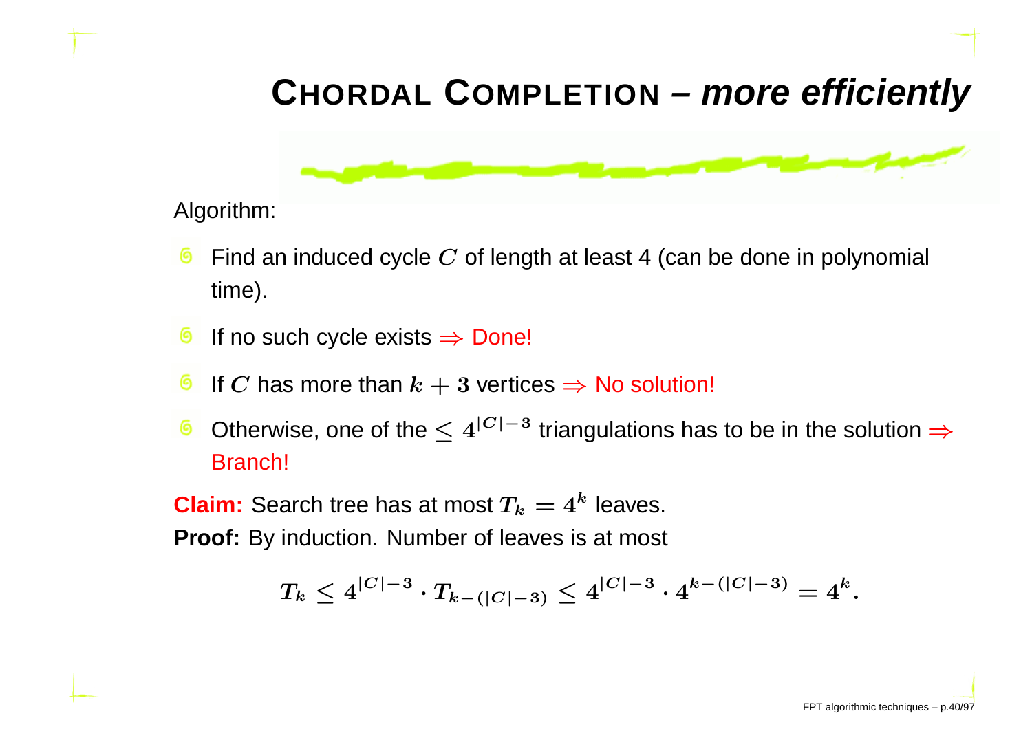# CHORDAL COMPLETION – *more efficiently*

Algorithm:

- Find an induced cycle $C$ of length at least 4 (can be done in polynomial time).
- If no such cycle exists $\Rightarrow$ Done!
- If $C$ has more than $k+3$ vertices $\Rightarrow$ No solution!
- Otherwise, one of the $\leq 4^{|C|-3}$ triangulations has to be in the solution $\Rightarrow$ Branch!

**Claim:** Search tree has at most $T_k = 4^k$ leaves.

**Proof:** By induction. Number of leaves is at most

$$T_k \leq 4^{|C|-3} \cdot T_{k-(|C|-3)} \leq 4^{|C|-3} \cdot 4^{k-(|C|-3)} = 4^k.$$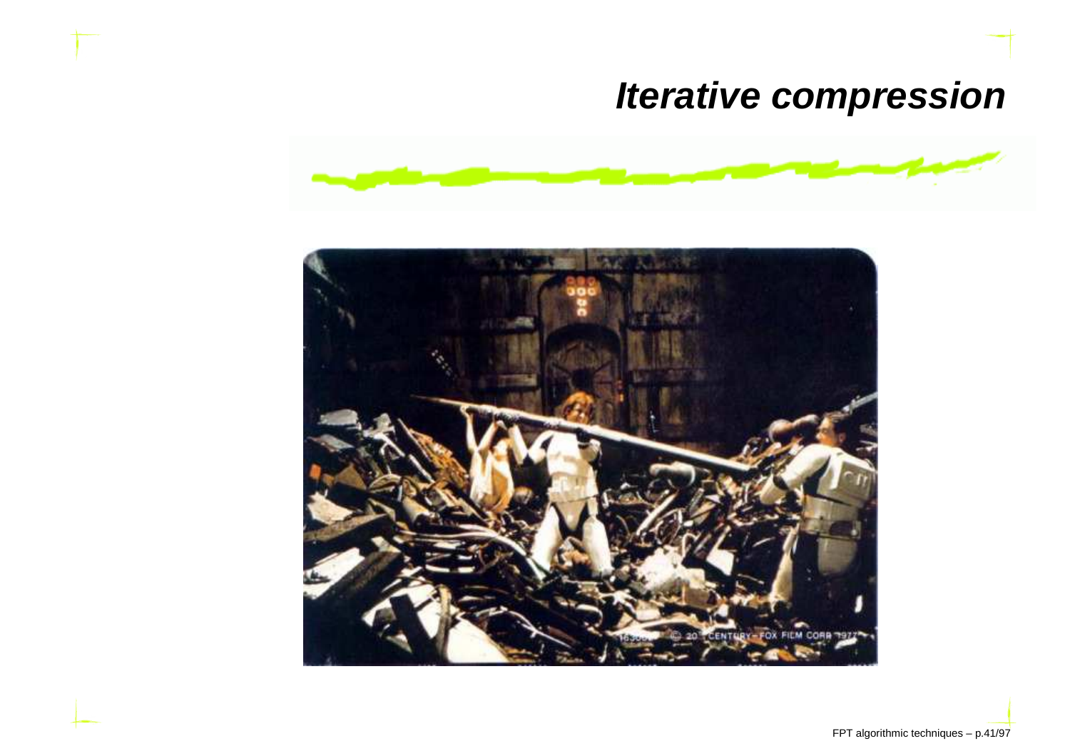# *Iterative compression*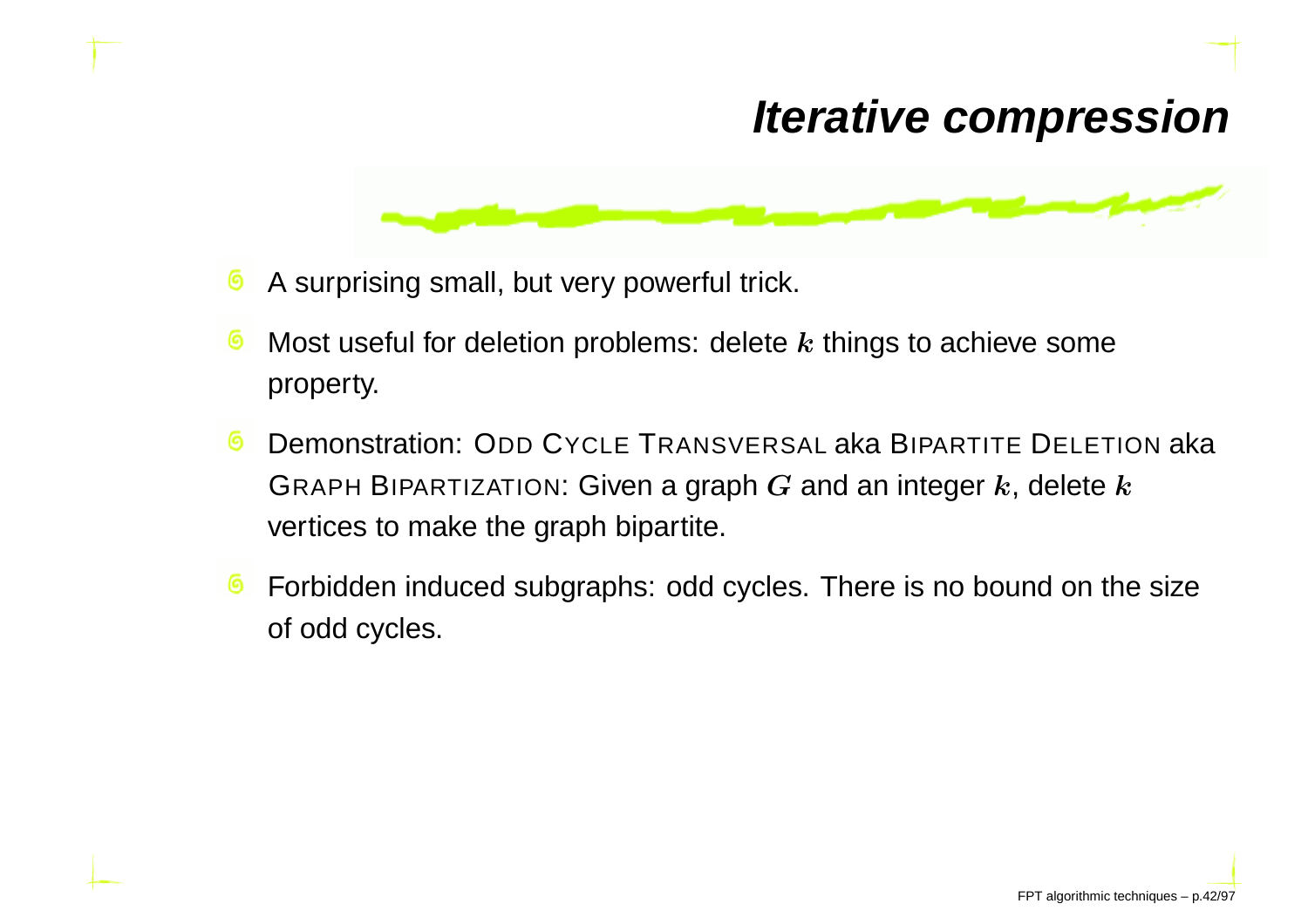# Iterative compression

- A surprising small, but very powerful trick.
- Most useful for deletion problems: delete $k$ things to achieve some property.
- Demonstration: ODD CYCLE TRANSVERSAL aka BIPARTITE DELETION aka GRAPH BIPARTIZATION: Given a graph $G$ and an integer $k$, delete $k$ vertices to make the graph bipartite.
- Forbidden induced subgraphs: odd cycles. There is no bound on the size of odd cycles.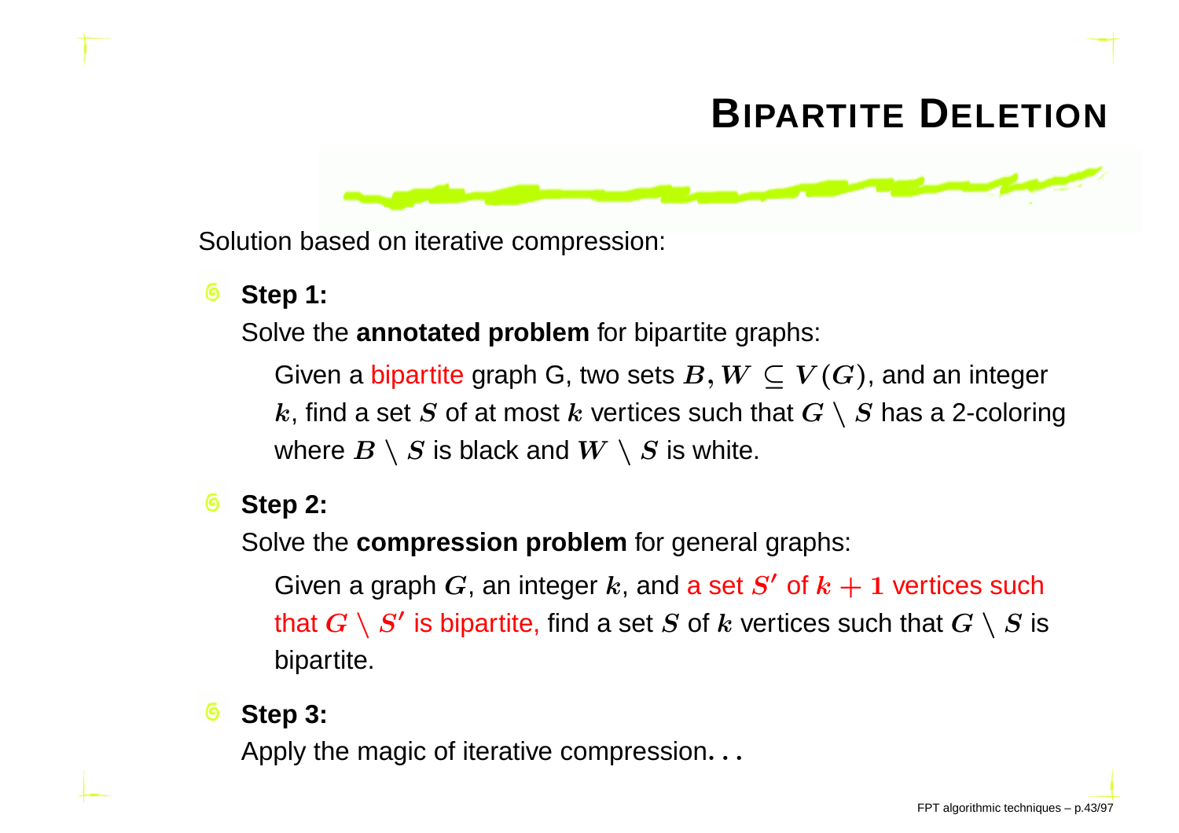# BIPARTITE DELETION

Solution based on iterative compression:

- **Step 1:**

  Solve the **annotated problem** for bipartite graphs:

  Given a bipartite graph G, two sets $B, W \subseteq V(G)$, and an integer $k$, find a set $S$ of at most $k$ vertices such that $G \setminus S$ has a 2-coloring where $B \setminus S$ is black and $W \setminus S$ is white.

- **Step 2:**

  Solve the **compression problem** for general graphs:

  Given a graph $G$, an integer $k$, and a set $S'$ of $k + 1$ vertices such that $G \setminus S'$ is bipartite, find a set $S$ of $k$ vertices such that $G \setminus S$ is bipartite.

- **Step 3:**

  Apply the magic of iterative compression...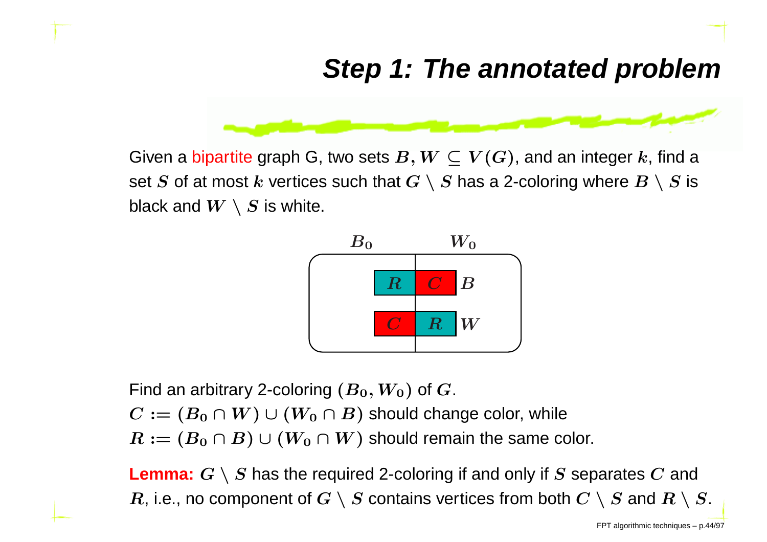# Step 1: The annotated problem

Given a bipartite graph G, two sets $B, W \subseteq V(G)$, and an integer $k$, find a set $S$ of at most $k$ vertices such that $G \setminus S$ has a 2-coloring where $B \setminus S$ is black and $W \setminus S$ is white.

Find an arbitrary 2-coloring $(B_0, W_0)$ of $G$.
$C := (B_0 \cap W) \cup (W_0 \cap B)$ should change color, while
$R := (B_0 \cap B) \cup (W_0 \cap W)$ should remain the same color.

**Lemma:** $G \setminus S$ has the required 2-coloring if and only if $S$ separates $C$ and $R$, i.e., no component of $G \setminus S$ contains vertices from both $C \setminus S$ and $R \setminus S$.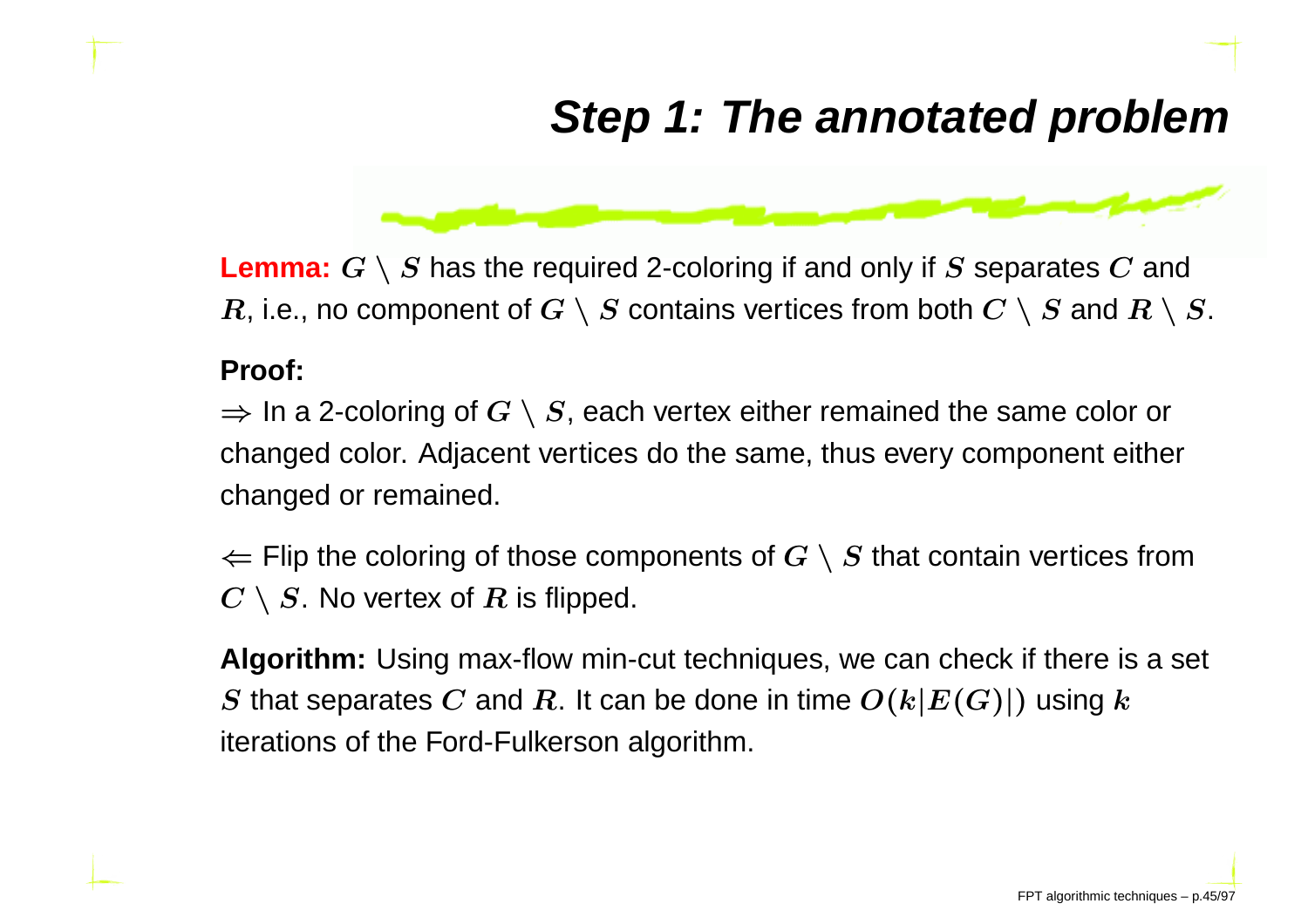# Step 1: The annotated problem

**Lemma:** $G \setminus S$ has the required 2-coloring if and only if $S$ separates $C$ and $R$, i.e., no component of $G \setminus S$ contains vertices from both $C \setminus S$ and $R \setminus S$.

**Proof:**

$\Rightarrow$ In a 2-coloring of $G \setminus S$, each vertex either remained the same color or changed color. Adjacent vertices do the same, thus every component either changed or remained.

$\Leftarrow$ Flip the coloring of those components of $G \setminus S$ that contain vertices from $C \setminus S$. No vertex of $R$ is flipped.

**Algorithm:** Using max-flow min-cut techniques, we can check if there is a set $S$ that separates $C$ and $R$. It can be done in time $O(k|E(G)|)$ using $k$ iterations of the Ford-Fulkerson algorithm.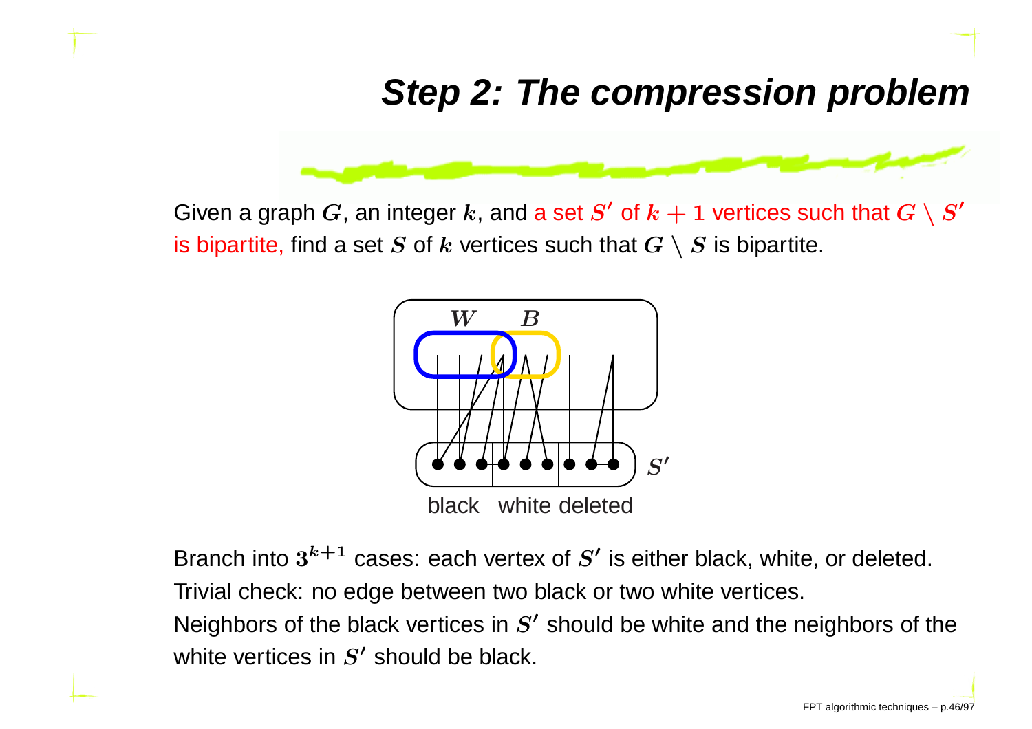# Step 2: The compression problem

Given a graph $G$, an integer $k$, and a set $S'$ of $k+1$ vertices such that $G \setminus S'$ is bipartite, find a set $S$ of $k$ vertices such that $G \setminus S$ is bipartite.

$W$ $B$

$S'$

black white deleted

Branch into $3^{k+1}$ cases: each vertex of $S'$ is either black, white, or deleted.

Trivial check: no edge between two black or two white vertices.

Neighbors of the black vertices in $S'$ should be white and the neighbors of the white vertices in $S'$ should be black.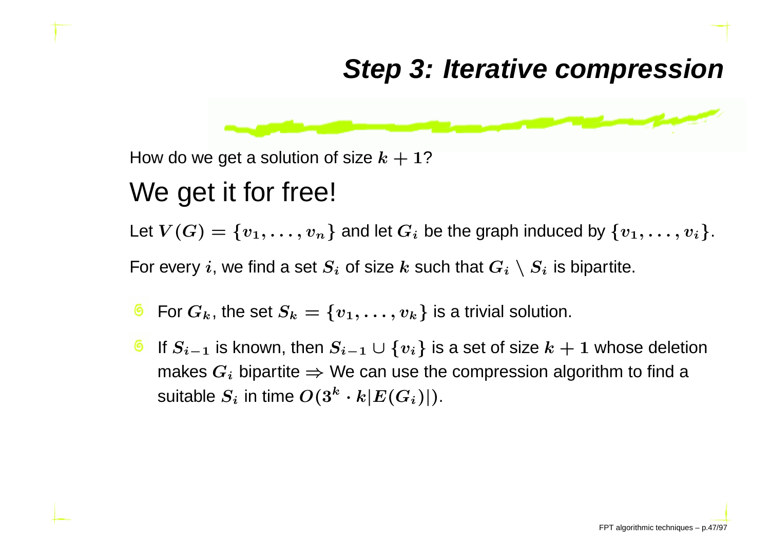# Step 3: Iterative compression

How do we get a solution of size $k+1$?

## We get it for free!

Let $V(G) = \{v_1, \dots, v_n\}$ and let $G_i$ be the graph induced by $\{v_1, \dots, v_i\}$.

For every $i$, we find a set $S_i$ of size $k$ such that $G_i \setminus S_i$ is bipartite.

- For $G_k$, the set $S_k = \{v_1, \dots, v_k\}$ is a trivial solution.
- If $S_{i-1}$ is known, then $S_{i-1} \cup \{v_i\}$ is a set of size $k+1$ whose deletion makes $G_i$ bipartite $\Rightarrow$ We can use the compression algorithm to find a suitable $S_i$ in time $O(3^k \cdot k|E(G_i)|)$.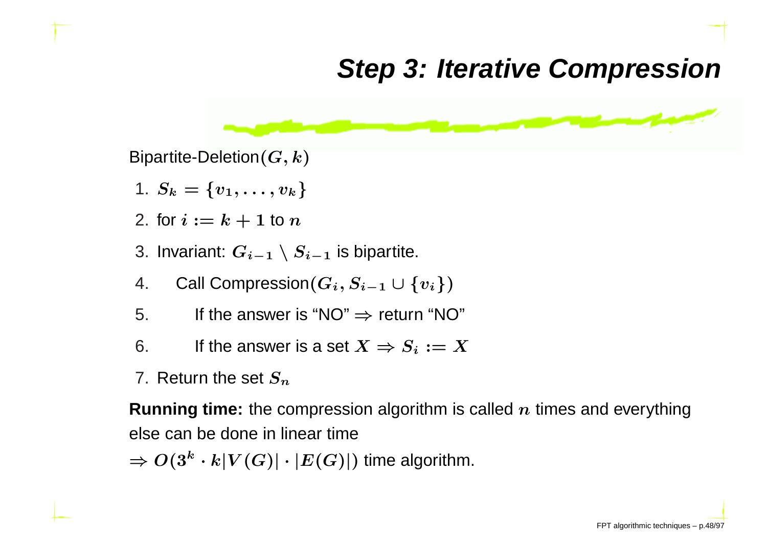# Step 3: Iterative Compression

Bipartite-Deletion$(G, k)$

1. $S_k = \{v_1, \ldots, v_k\}$
2. for $i := k + 1$ to $n$
3. Invariant: $G_{i-1} \setminus S_{i-1}$ is bipartite.
4. Call Compression$(G_i, S_{i-1} \cup \{v_i\})$
5. If the answer is "NO" $\Rightarrow$ return "NO"
6. If the answer is a set $X \Rightarrow S_i := X$
7. Return the set $S_n$

**Running time:** the compression algorithm is called $n$ times and everything else can be done in linear time

$\Rightarrow O(3^k \cdot k|V(G)| \cdot |E(G)|)$ time algorithm.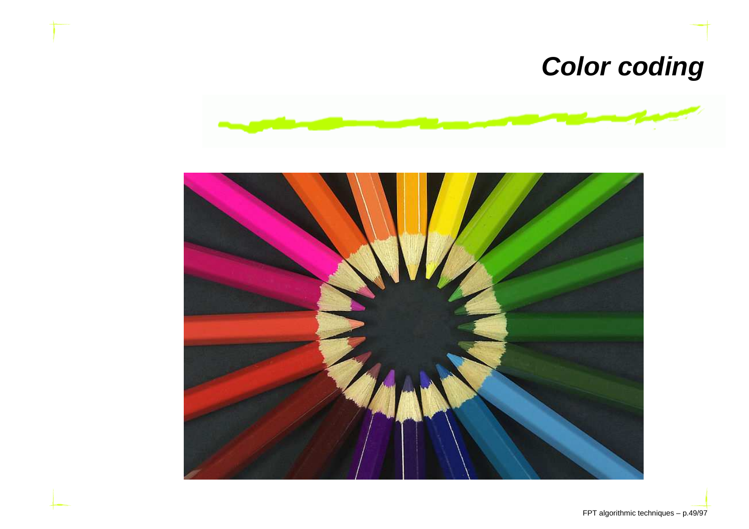# Color coding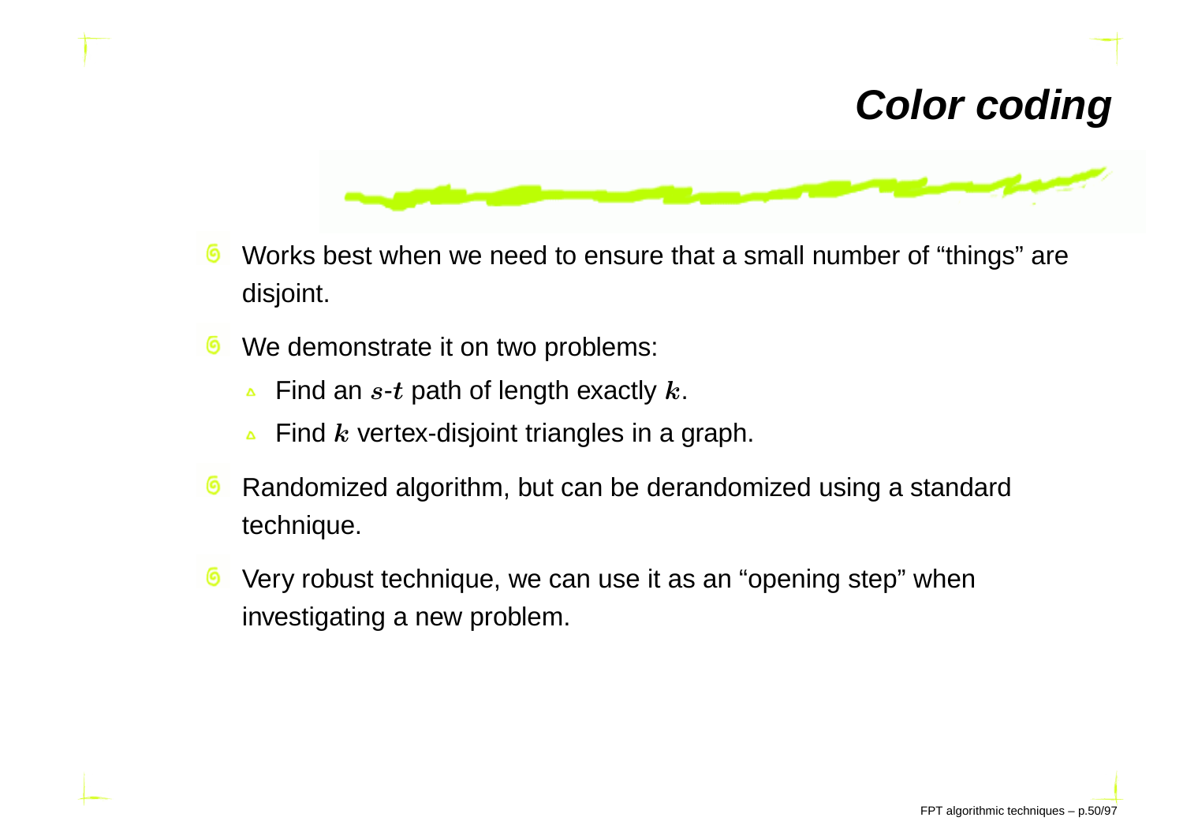# Color coding

- Works best when we need to ensure that a small number of “things” are disjoint.
- We demonstrate it on two problems:
  - Find an $s$-$t$ path of length exactly $k$.
  - Find $k$ vertex-disjoint triangles in a graph.
- Randomized algorithm, but can be derandomized using a standard technique.
- Very robust technique, we can use it as an “opening step” when investigating a new problem.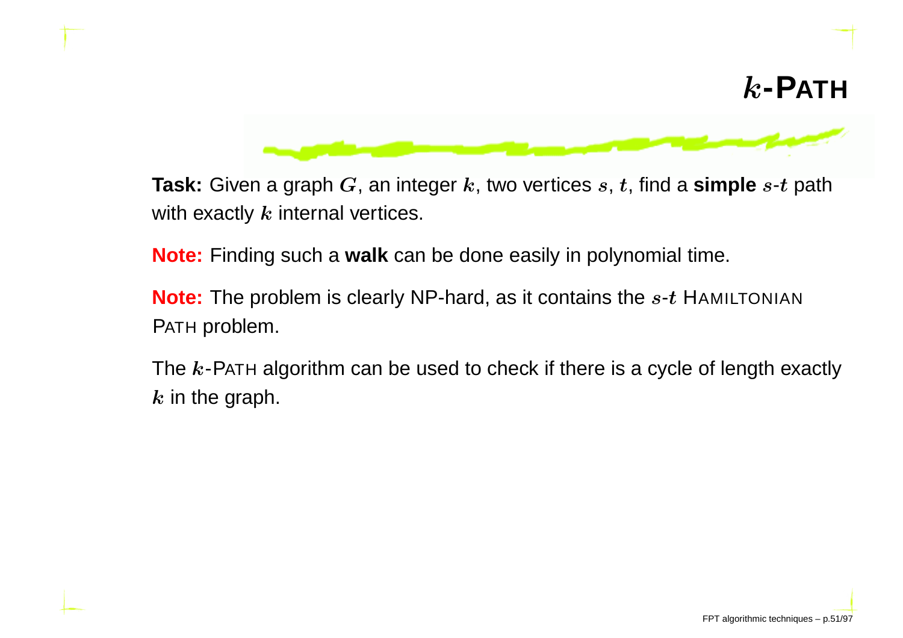# $k$-PATH

**Task:** Given a graph $G$, an integer $k$, two vertices $s$, $t$, find a **simple** $s$-$t$ path with exactly $k$ internal vertices.

**Note:** Finding such a **walk** can be done easily in polynomial time.

**Note:** The problem is clearly NP-hard, as it contains the $s$-$t$ HAMILTONIAN PATH problem.

The $k$-PATH algorithm can be used to check if there is a cycle of length exactly $k$ in the graph.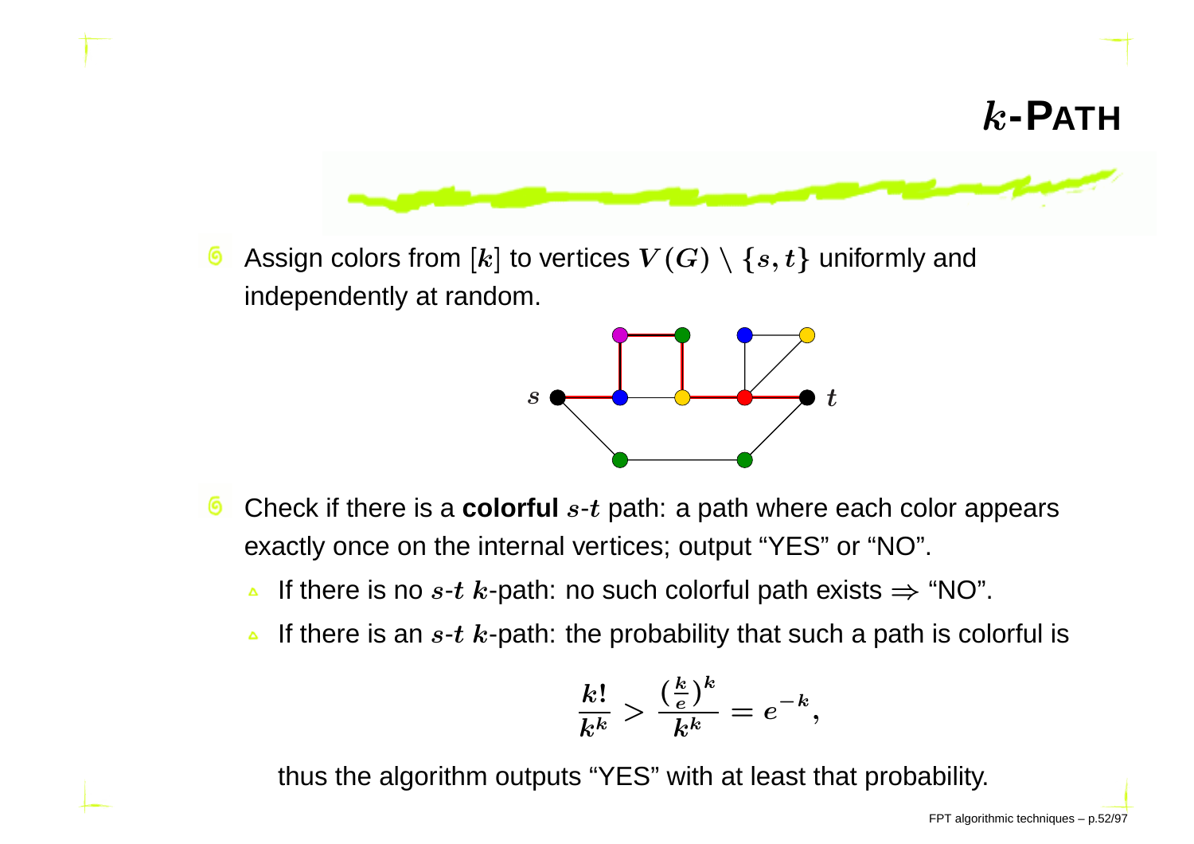# $k$-PATH

- Assign colors from $[k]$ to vertices $V(G) \setminus \{s, t\}$ uniformly and independently at random.

- Check if there is a **colorful** $s$-$t$ path: a path where each color appears exactly once on the internal vertices; output "YES" or "NO".
  - If there is no $s$-$t$ $k$-path: no such colorful path exists $\Rightarrow$ "NO".
  - If there is an $s$-$t$ $k$-path: the probability that such a path is colorful is

$$\frac{k!}{k^k} > \frac{(\frac{k}{e})^k}{k^k} = e^{-k},$$

thus the algorithm outputs "YES" with at least that probability.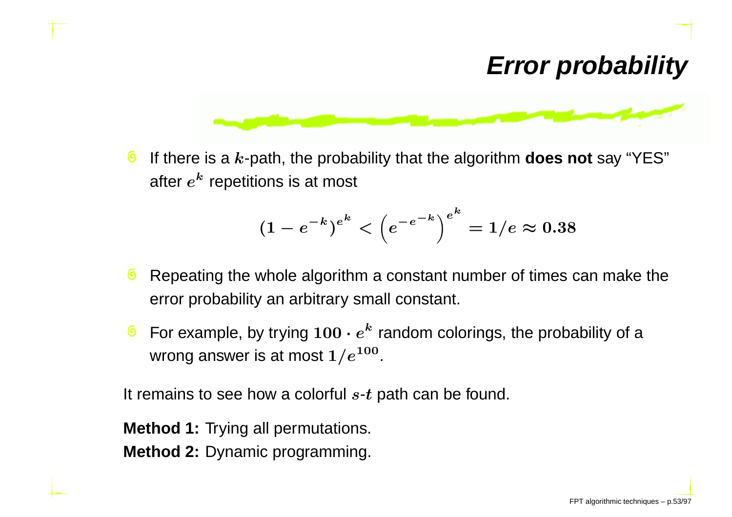# Error probability

- If there is a $k$-path, the probability that the algorithm **does not** say "YES" after $e^k$ repetitions is at most

$$(1 - e^{-k})^{e^k} < \left(e^{-e^{-k}}\right)^{e^k} = 1/e \approx 0.38$$

- Repeating the whole algorithm a constant number of times can make the error probability an arbitrary small constant.
- For example, by trying $100 \cdot e^k$ random colorings, the probability of a wrong answer is at most $1/e^{100}$.

It remains to see how a colorful $s$-$t$ path can be found.

**Method 1:** Trying all permutations.
**Method 2:** Dynamic programming.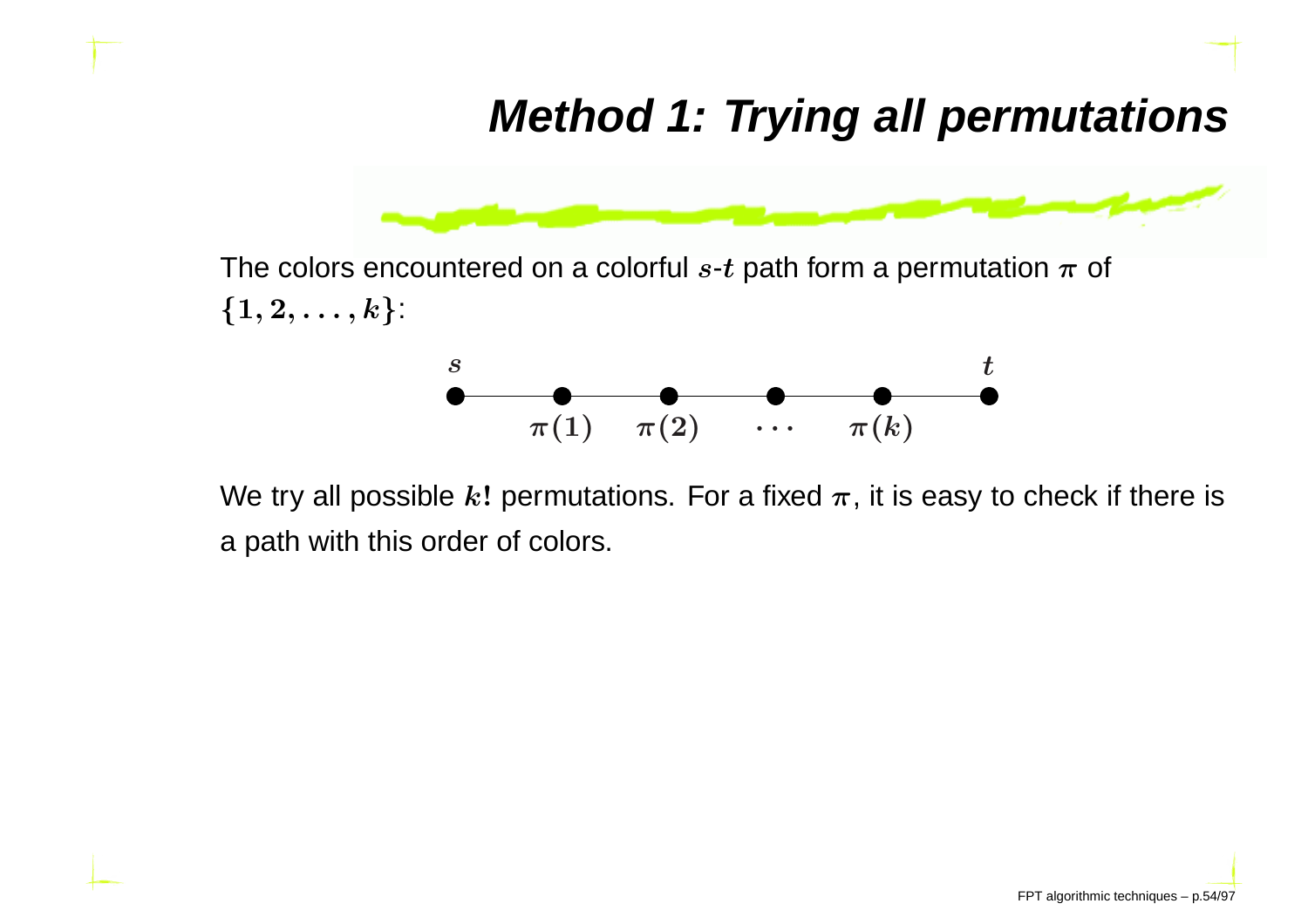# Method 1: Trying all permutations

The colors encountered on a colorful $s$-$t$ path form a permutation $\pi$ of $\{1, 2, \ldots, k\}$:

$$s \quad \pi(1) \quad \pi(2) \quad \cdots \quad \pi(k) \quad t$$

We try all possible $k!$ permutations. For a fixed $\pi$, it is easy to check if there is a path with this order of colors.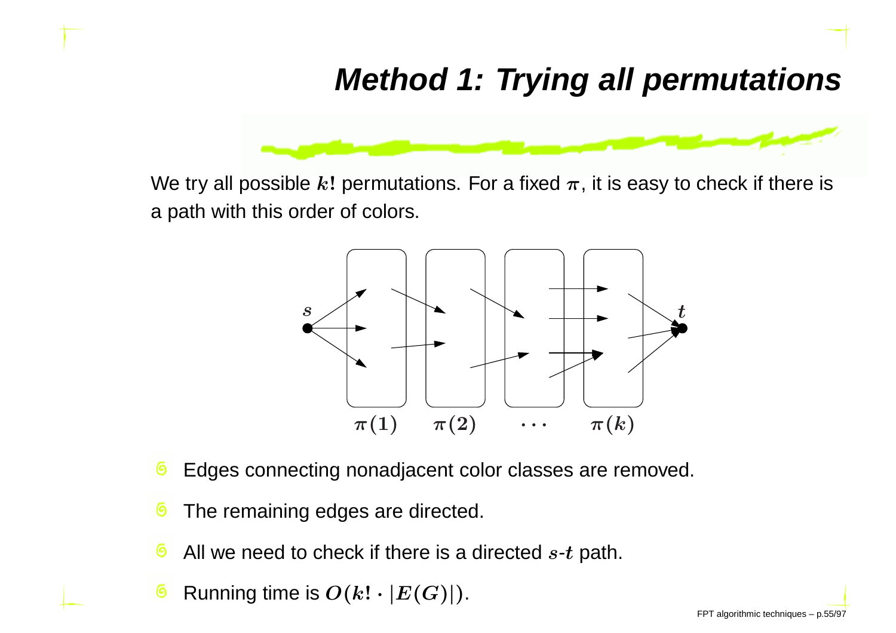# Method 1: Trying all permutations

We try all possible $k!$ permutations. For a fixed $\pi$, it is easy to check if there is a path with this order of colors.

- Edges connecting nonadjacent color classes are removed.
- The remaining edges are directed.
- All we need to check if there is a directed $s$-$t$ path.
- Running time is $O(k! \cdot |E(G)|)$.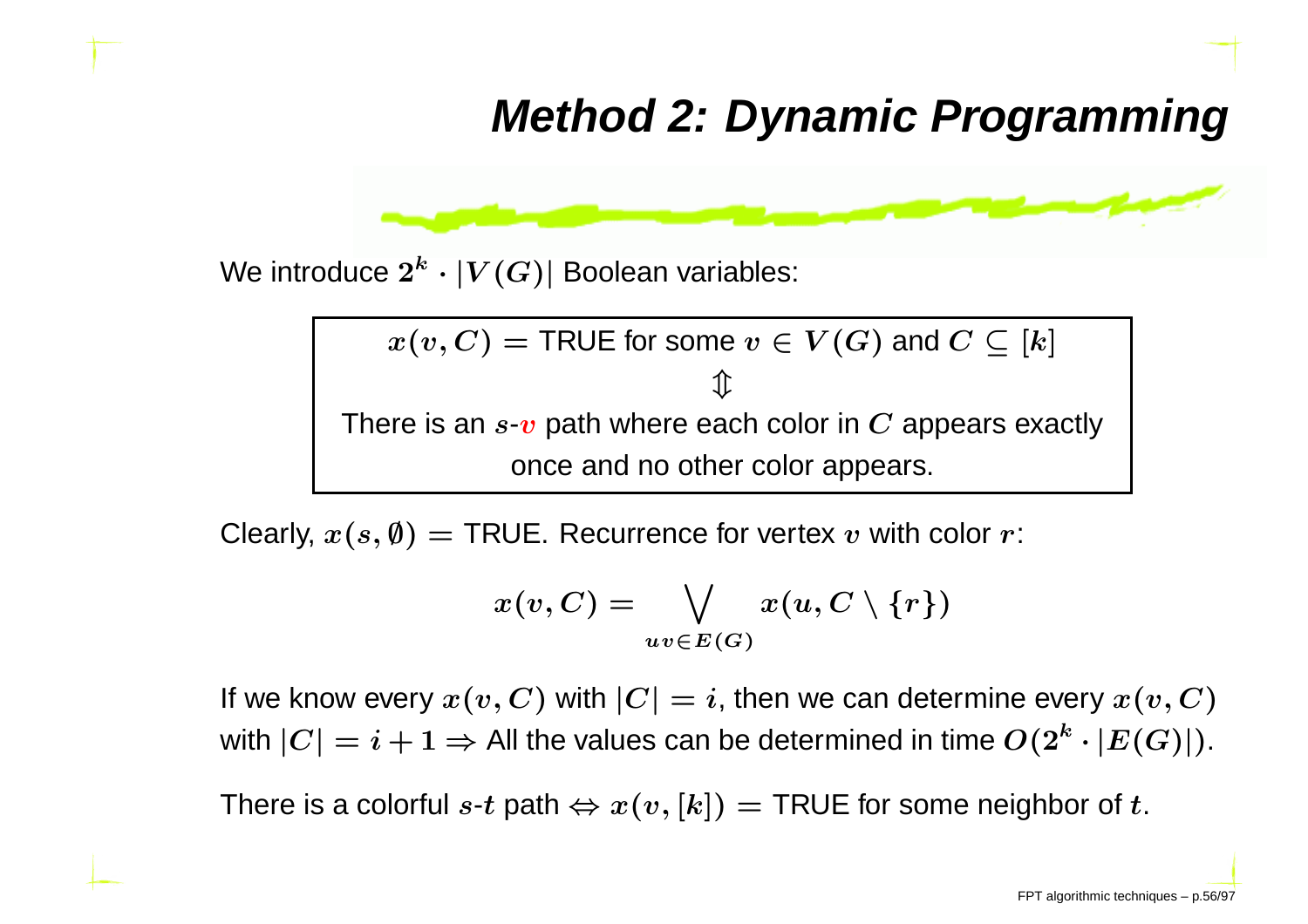# Method 2: Dynamic Programming

We introduce $2^k \cdot |V(G)|$ Boolean variables:

$x(v, C) =$ TRUE for some $v \in V(G)$ and $C \subseteq [k]$

$$\Updownarrow$$

There is an $s$-$v$ path where each color in $C$ appears exactly once and no other color appears.

Clearly, $x(s, \emptyset) =$ TRUE. Recurrence for vertex $v$ with color $r$:

$$x(v, C) = \bigvee_{uv \in E(G)} x(u, C \setminus \{r\})$$

If we know every $x(v, C)$ with $|C| = i$, then we can determine every $x(v, C)$ with $|C| = i + 1 \Rightarrow$ All the values can be determined in time $O(2^k \cdot |E(G)|)$.

There is a colorful $s$-$t$ path $\Leftrightarrow x(v, [k]) =$ TRUE for some neighbor of $t$.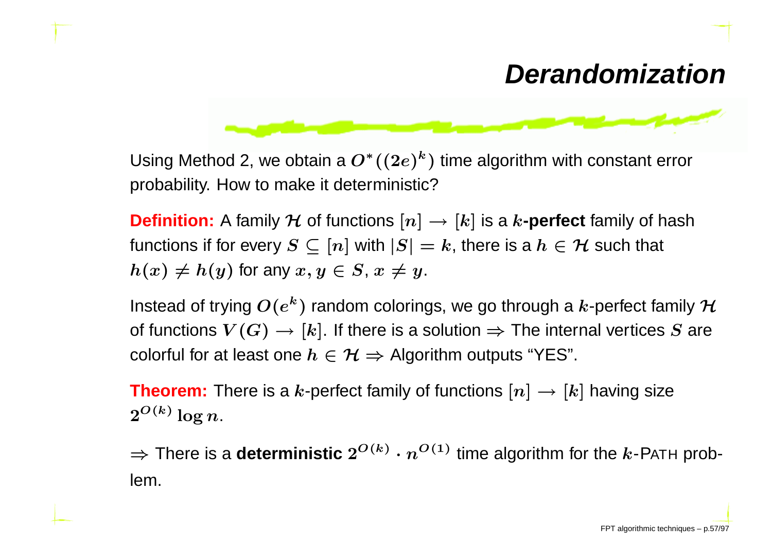# Derandomization

Using Method 2, we obtain a $O^*((2e)^k)$ time algorithm with constant error probability. How to make it deterministic?

**Definition:** A family $\mathcal{H}$ of functions $[n] \to [k]$ is a **$k$-perfect** family of hash functions if for every $S \subseteq [n]$ with $|S| = k$, there is a $h \in \mathcal{H}$ such that $h(x) \neq h(y)$ for any $x, y \in S$, $x \neq y$.

Instead of trying $O(e^k)$ random colorings, we go through a $k$-perfect family $\mathcal{H}$ of functions $V(G) \to [k]$. If there is a solution $\Rightarrow$ The internal vertices $S$ are colorful for at least one $h \in \mathcal{H} \Rightarrow$ Algorithm outputs "YES".

**Theorem:** There is a $k$-perfect family of functions $[n] \to [k]$ having size $2^{O(k)} \log n$.

$\Rightarrow$ There is a **deterministic** $2^{O(k)} \cdot n^{O(1)}$ time algorithm for the $k$-PATH problem.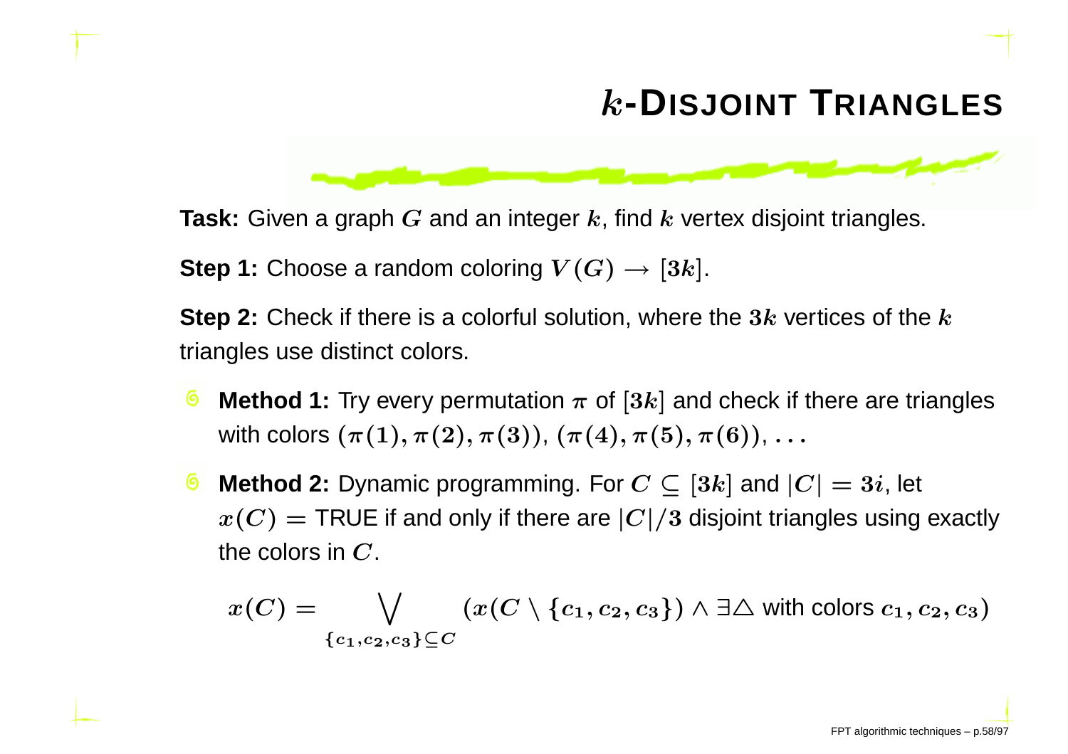# $k$-DISJOINT TRIANGLES

**Task:** Given a graph $G$ and an integer $k$, find $k$ vertex disjoint triangles.

**Step 1:** Choose a random coloring $V(G) \to [3k]$.

**Step 2:** Check if there is a colorful solution, where the $3k$ vertices of the $k$ triangles use distinct colors.

- **Method 1:** Try every permutation $\pi$ of $[3k]$ and check if there are triangles with colors $(\pi(1), \pi(2), \pi(3))$, $(\pi(4), \pi(5), \pi(6))$, $\dots$
- **Method 2:** Dynamic programming. For $C \subseteq [3k]$ and $|C| = 3i$, let $x(C) =$ TRUE if and only if there are $|C|/3$ disjoint triangles using exactly the colors in $C$.

$$x(C) = \bigvee_{\{c_1, c_2, c_3\} \subseteq C} (x(C \setminus \{c_1, c_2, c_3\}) \wedge \exists \triangle \text{ with colors } c_1, c_2, c_3)$$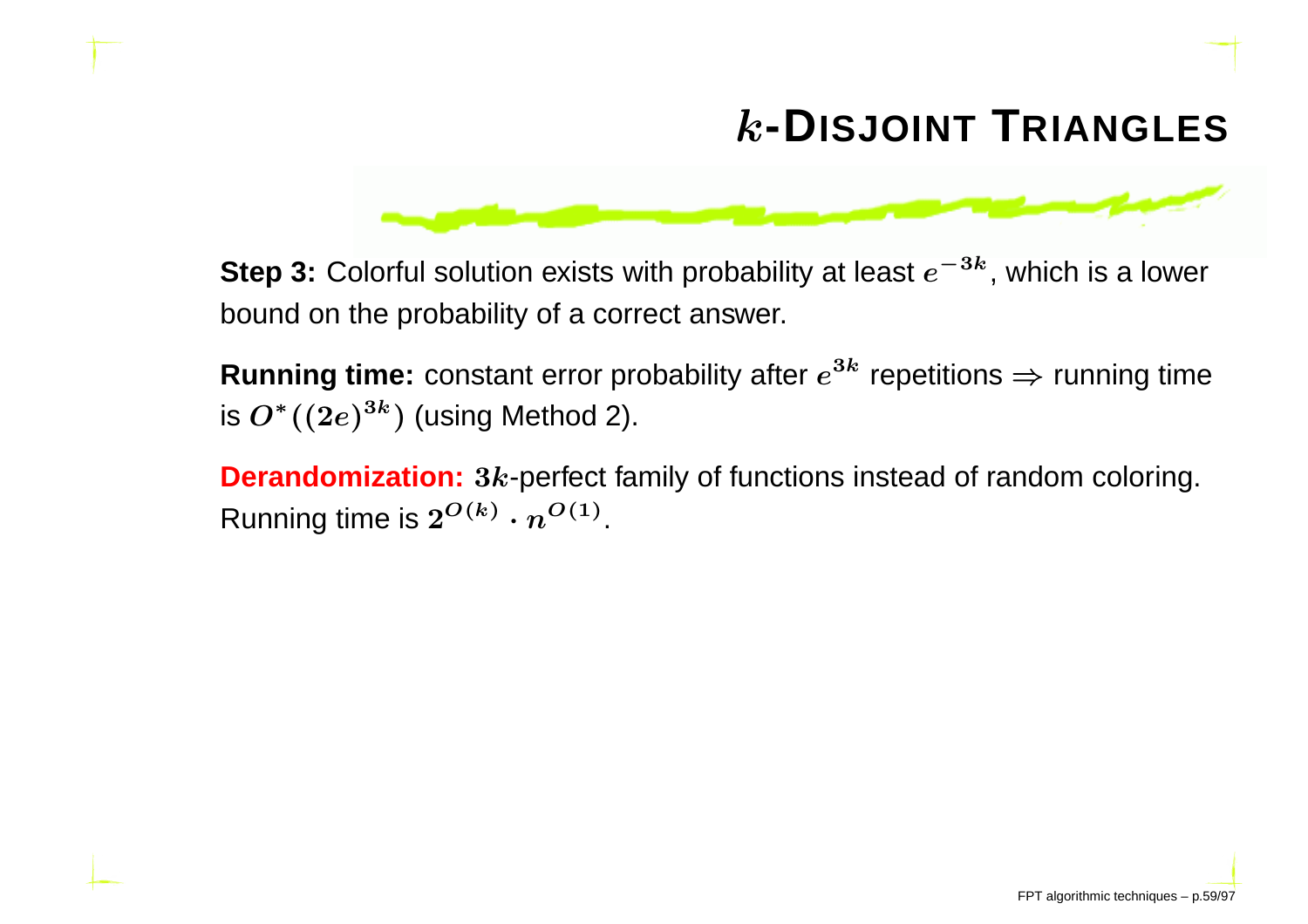# $k$-DISJOINT TRIANGLES

**Step 3:** Colorful solution exists with probability at least $e^{-3k}$, which is a lower bound on the probability of a correct answer.

**Running time:** constant error probability after $e^{3k}$ repetitions $\Rightarrow$ running time is $O^*((2e)^{3k})$ (using Method 2).

**Derandomization:** $3k$-perfect family of functions instead of random coloring. Running time is $2^{O(k)} \cdot n^{O(1)}$.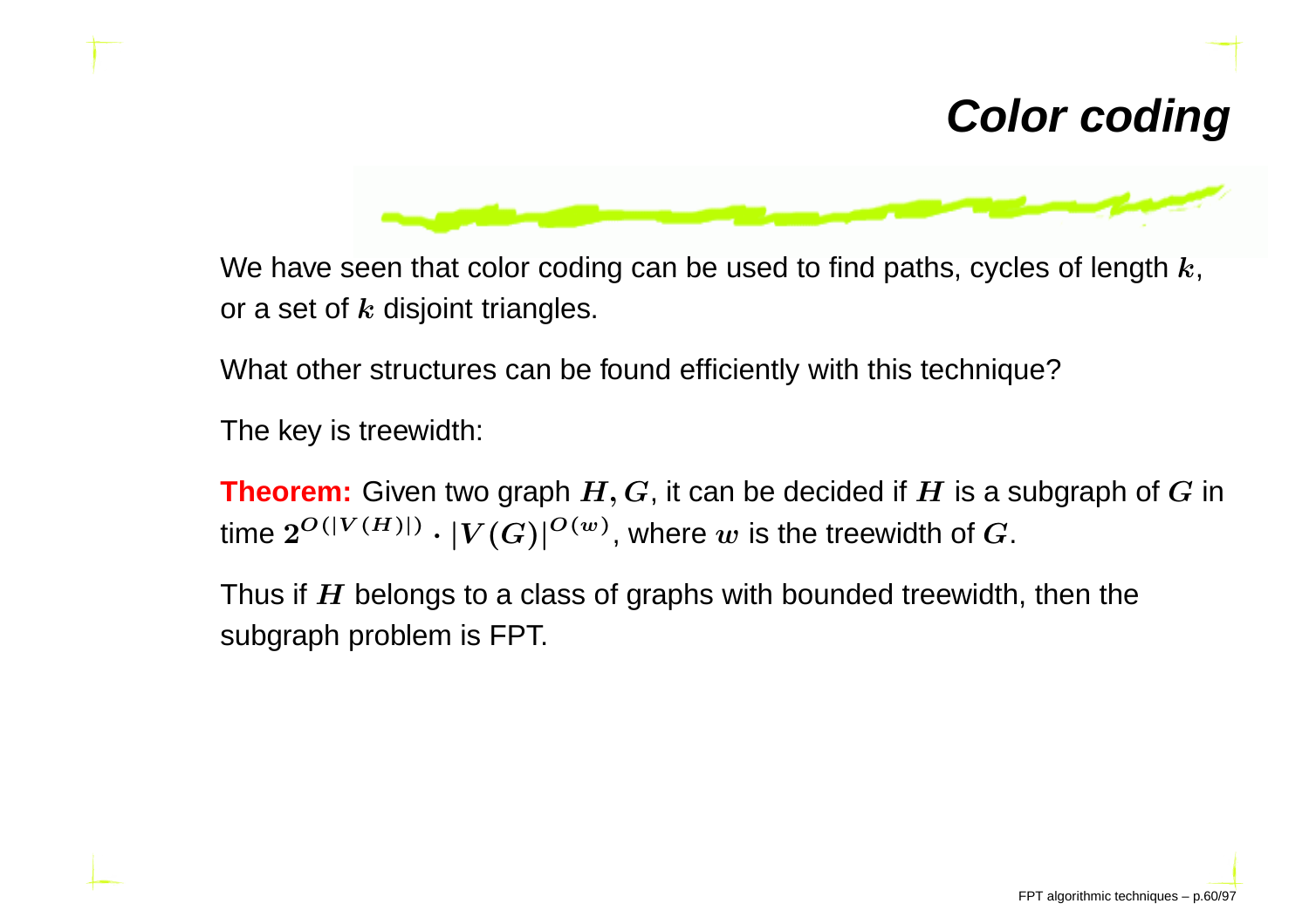# Color coding

We have seen that color coding can be used to find paths, cycles of length $k$, or a set of $k$ disjoint triangles.

What other structures can be found efficiently with this technique?

The key is treewidth:

**Theorem:** Given two graph $H, G$, it can be decided if $H$ is a subgraph of $G$ in time $2^{O(|V(H)|)} \cdot |V(G)|^{O(w)}$, where $w$ is the treewidth of $G$.

Thus if $H$ belongs to a class of graphs with bounded treewidth, then the subgraph problem is FPT.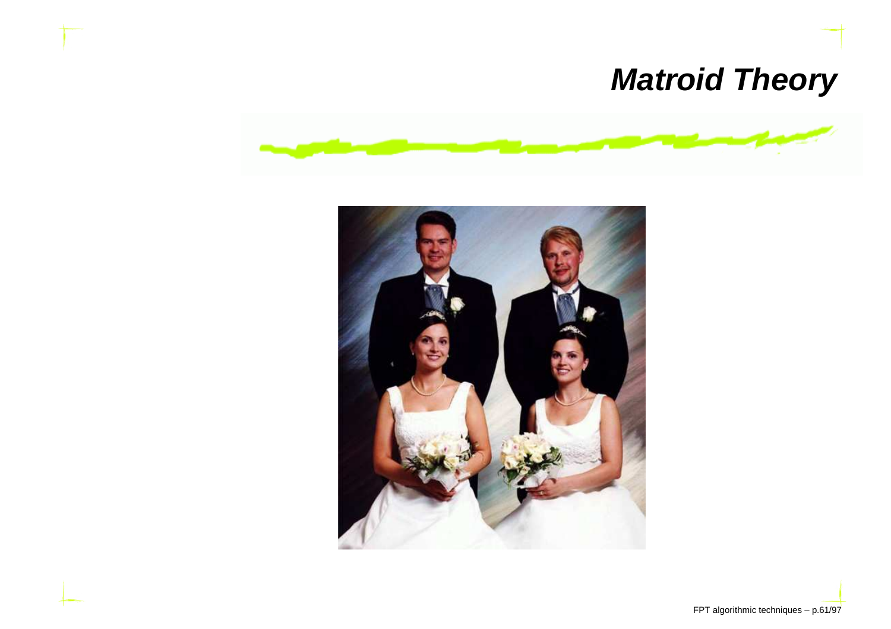# Matroid Theory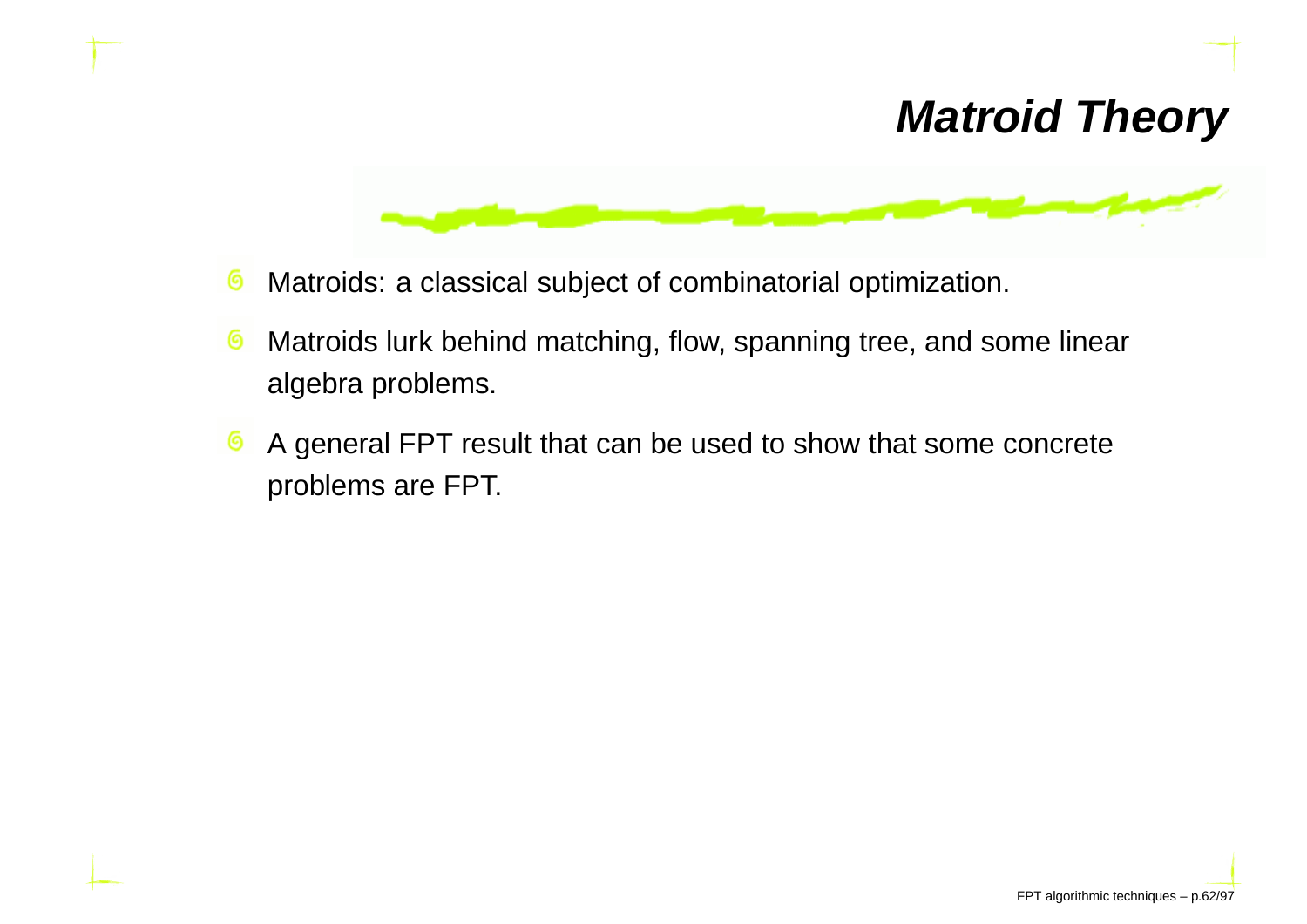# Matroid Theory

- Matroids: a classical subject of combinatorial optimization.
- Matroids lurk behind matching, flow, spanning tree, and some linear algebra problems.
- A general FPT result that can be used to show that some concrete problems are FPT.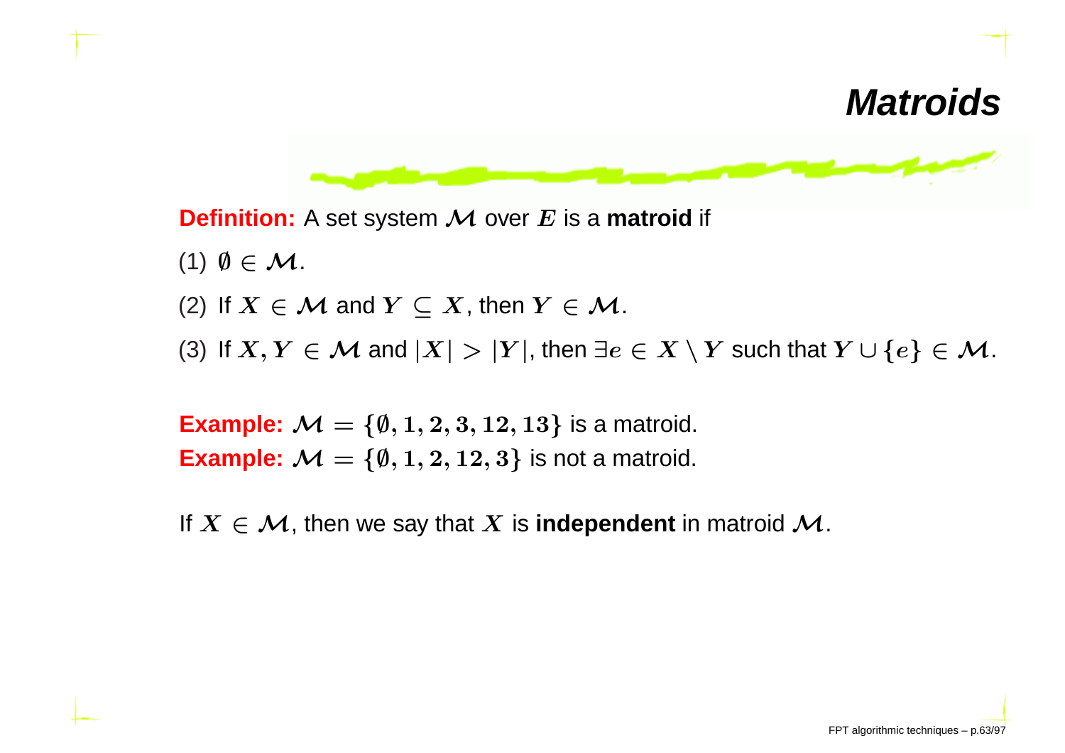# Matroids

**Definition:** A set system $\mathcal{M}$ over $E$ is a **matroid** if

(1) $\emptyset \in \mathcal{M}$.

(2) If $X \in \mathcal{M}$ and $Y \subseteq X$, then $Y \in \mathcal{M}$.

(3) If $X, Y \in \mathcal{M}$ and $|X| > |Y|$, then $\exists e \in X \setminus Y$ such that $Y \cup \{e\} \in \mathcal{M}$.

**Example:** $\mathcal{M} = \{\emptyset, 1, 2, 3, 12, 13\}$ is a matroid.
**Example:** $\mathcal{M} = \{\emptyset, 1, 2, 12, 3\}$ is not a matroid.

If $X \in \mathcal{M}$, then we say that $X$ is **independent** in matroid $\mathcal{M}$.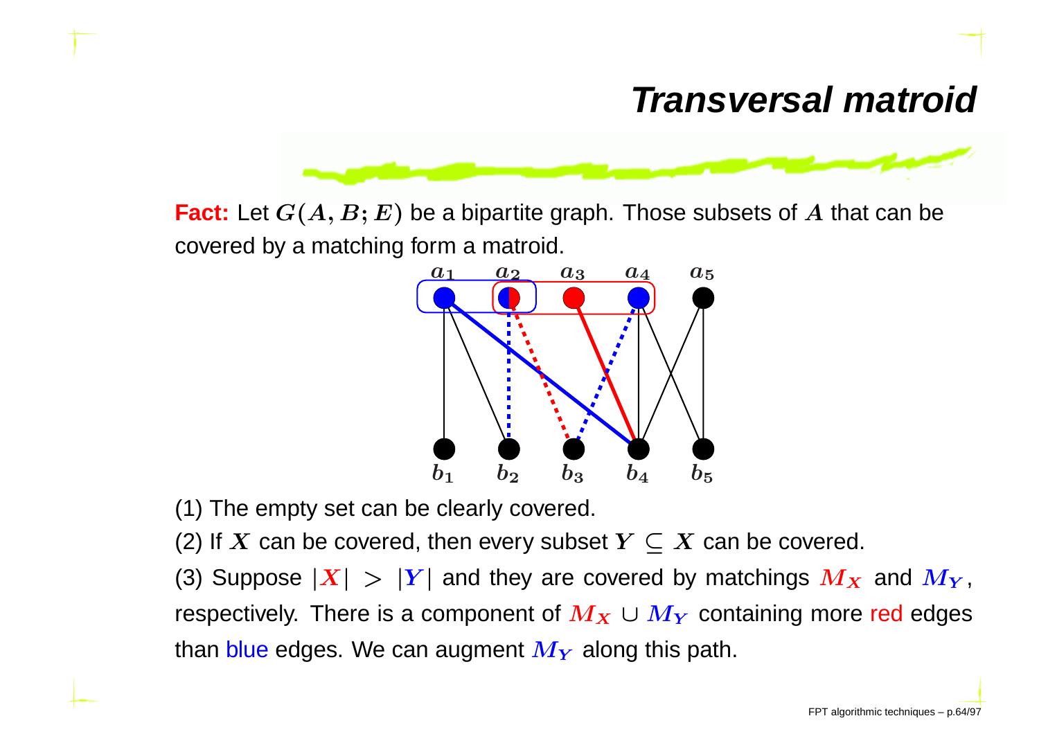# Transversal matroid

**Fact:** Let $G(A, B; E)$ be a bipartite graph. Those subsets of $A$ that can be covered by a matching form a matroid.

(1) The empty set can be clearly covered.

(2) If $X$ can be covered, then every subset $Y \subseteq X$ can be covered.

(3) Suppose $|X| > |Y|$ and they are covered by matchings $M_X$ and $M_Y$, respectively. There is a component of $M_X \cup M_Y$ containing more red edges than blue edges. We can augment $M_Y$ along this path.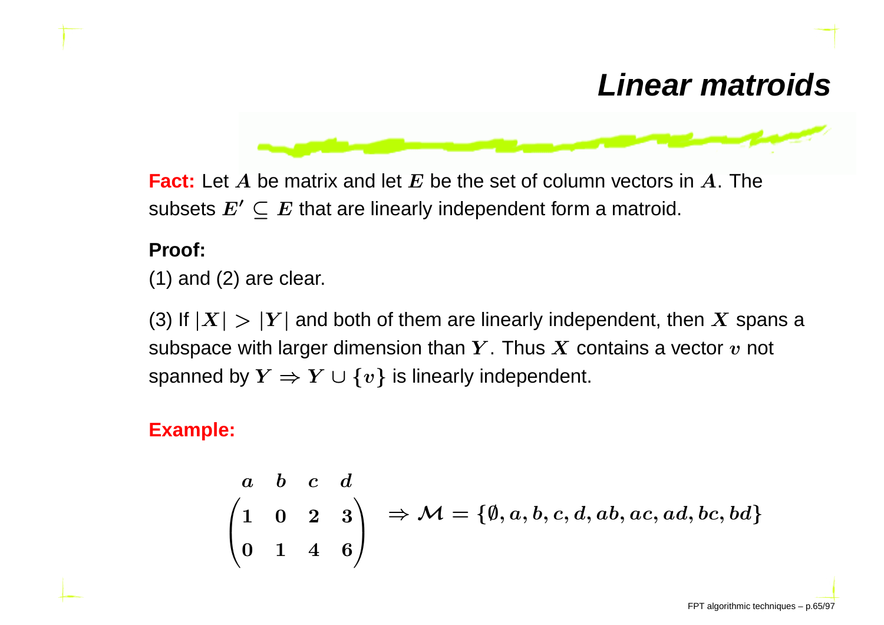# Linear matroids

**Fact:** Let $A$ be matrix and let $E$ be the set of column vectors in $A$. The subsets $E' \subseteq E$ that are linearly independent form a matroid.

**Proof:**

(1) and (2) are clear.

(3) If $|X| > |Y|$ and both of them are linearly independent, then $X$ spans a subspace with larger dimension than $Y$. Thus $X$ contains a vector $v$ not spanned by $Y \Rightarrow Y \cup \{v\}$ is linearly independent.

**Example:**

$$\begin{matrix} a & b & c & d \end{matrix}$$
$$\begin{pmatrix} 1 & 0 & 2 & 3 \\ 0 & 1 & 4 & 6 \end{pmatrix} \Rightarrow \mathcal{M} = \{\emptyset, a, b, c, d, ab, ac, ad, bc, bd\}$$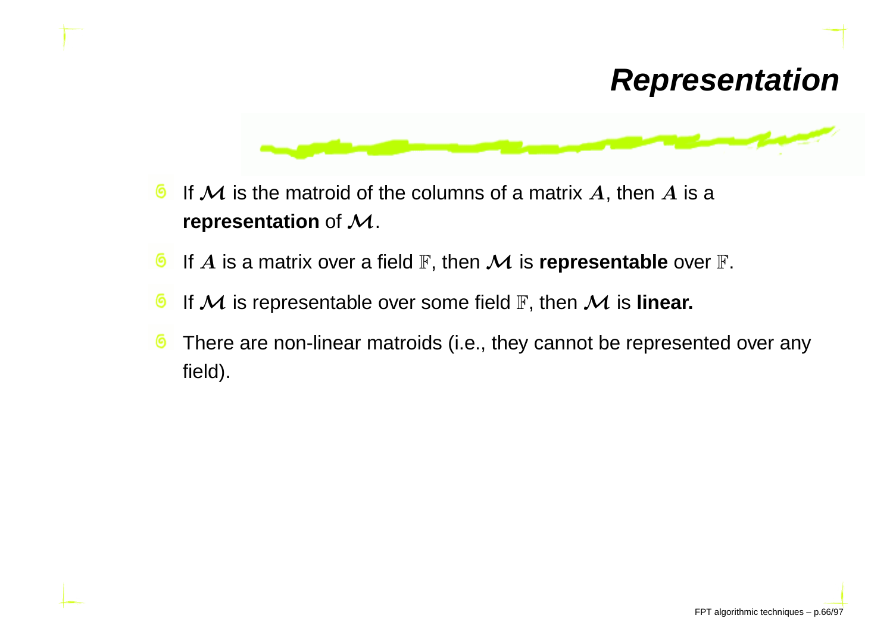# Representation

- If $\mathcal{M}$ is the matroid of the columns of a matrix $A$, then $A$ is a **representation** of $\mathcal{M}$.
- If $A$ is a matrix over a field $\mathbb{F}$, then $\mathcal{M}$ is **representable** over $\mathbb{F}$.
- If $\mathcal{M}$ is representable over some field $\mathbb{F}$, then $\mathcal{M}$ is **linear.**
- There are non-linear matroids (i.e., they cannot be represented over any field).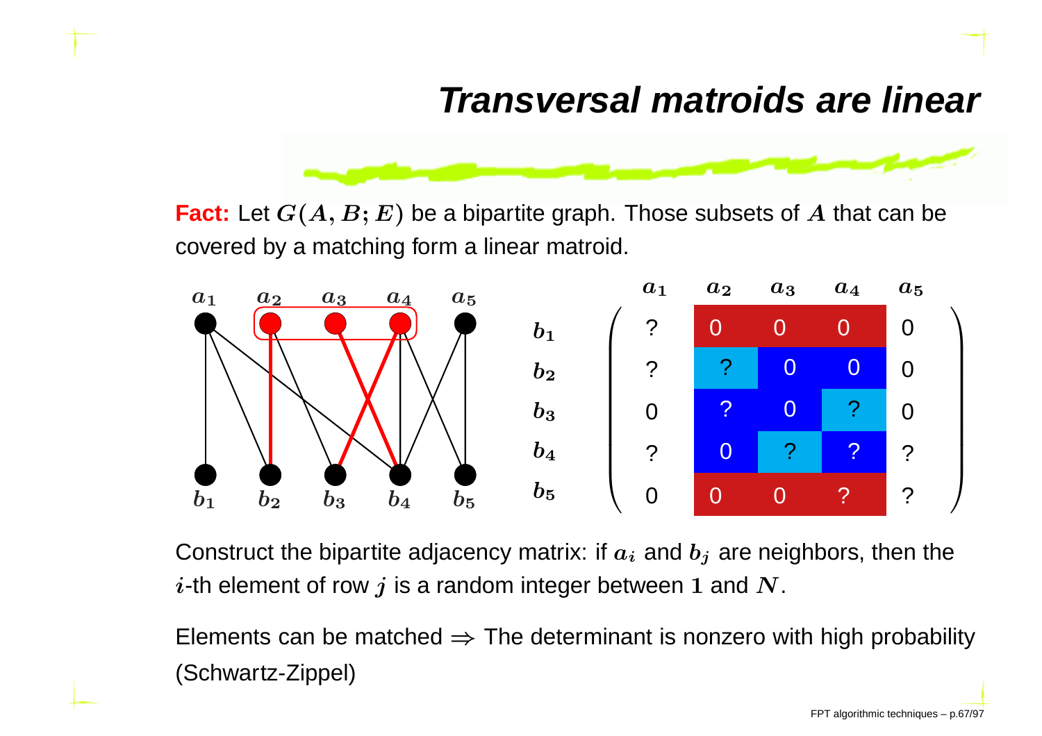# Transversal matroids are linear

**Fact:** Let $G(A, B; E)$ be a bipartite graph. Those subsets of $A$ that can be covered by a matching form a linear matroid.

|  | $a_1$ | $a_2$ | $a_3$ | $a_4$ | $a_5$ |
|---|---|---|---|---|---|
| $b_1$ | ? | 0 | 0 | 0 | 0 |
| $b_2$ | ? | ? | 0 | 0 | 0 |
| $b_3$ | 0 | ? | 0 | ? | 0 |
| $b_4$ | ? | 0 | ? | ? | ? |
| $b_5$ | 0 | 0 | 0 | ? | ? |

Construct the bipartite adjacency matrix: if $a_i$ and $b_j$ are neighbors, then the $i$-th element of row $j$ is a random integer between $1$ and $N$.

Elements can be matched $\Rightarrow$ The determinant is nonzero with high probability (Schwartz-Zippel)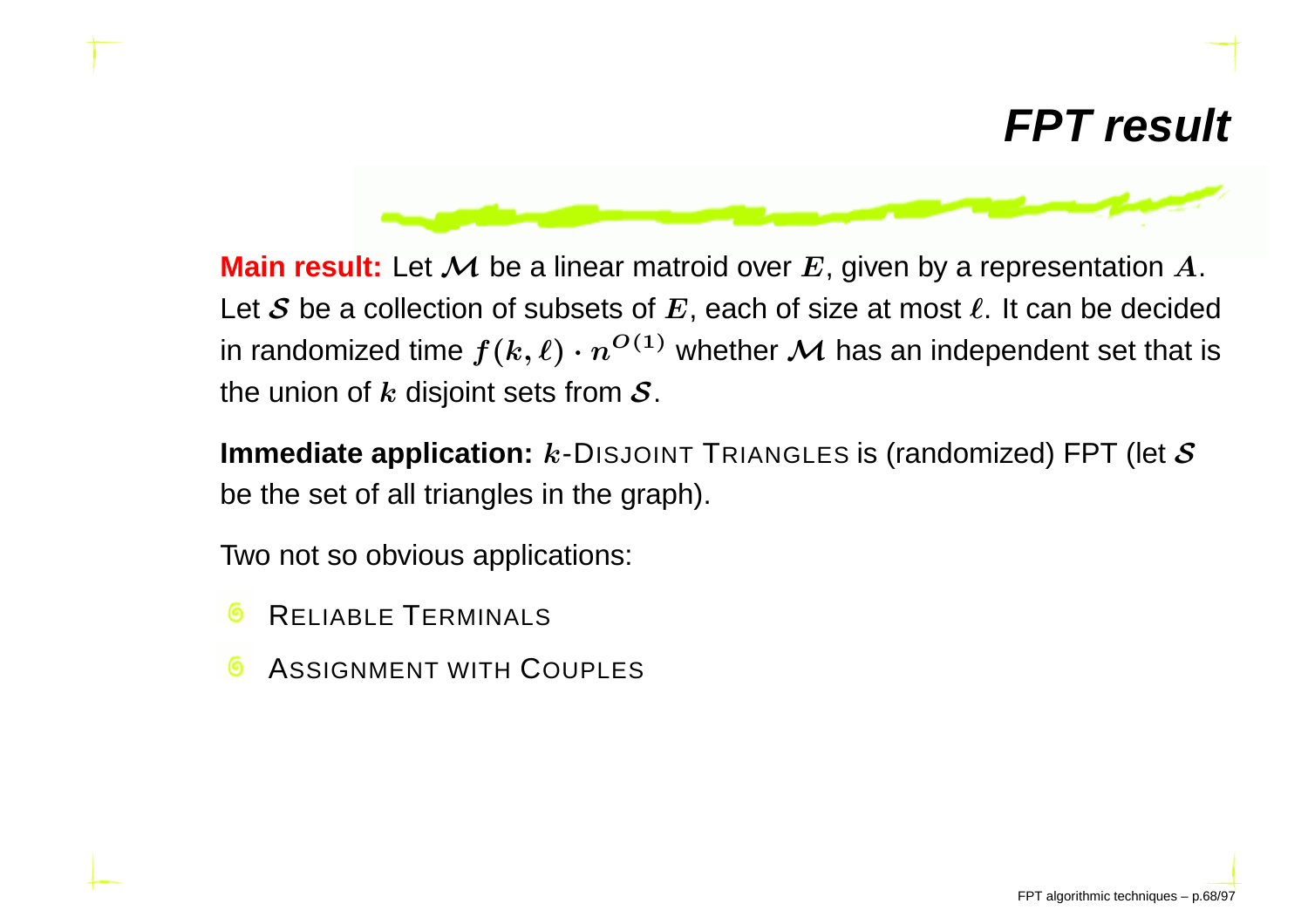# FPT result

**Main result:** Let $\mathcal{M}$ be a linear matroid over $E$, given by a representation $A$. Let $\mathcal{S}$ be a collection of subsets of $E$, each of size at most $\ell$. It can be decided in randomized time $f(k, \ell) \cdot n^{O(1)}$ whether $\mathcal{M}$ has an independent set that is the union of $k$ disjoint sets from $\mathcal{S}$.

**Immediate application:** $k$-DISJOINT TRIANGLES is (randomized) FPT (let $\mathcal{S}$ be the set of all triangles in the graph).

Two not so obvious applications:

- RELIABLE TERMINALS
- ASSIGNMENT WITH COUPLES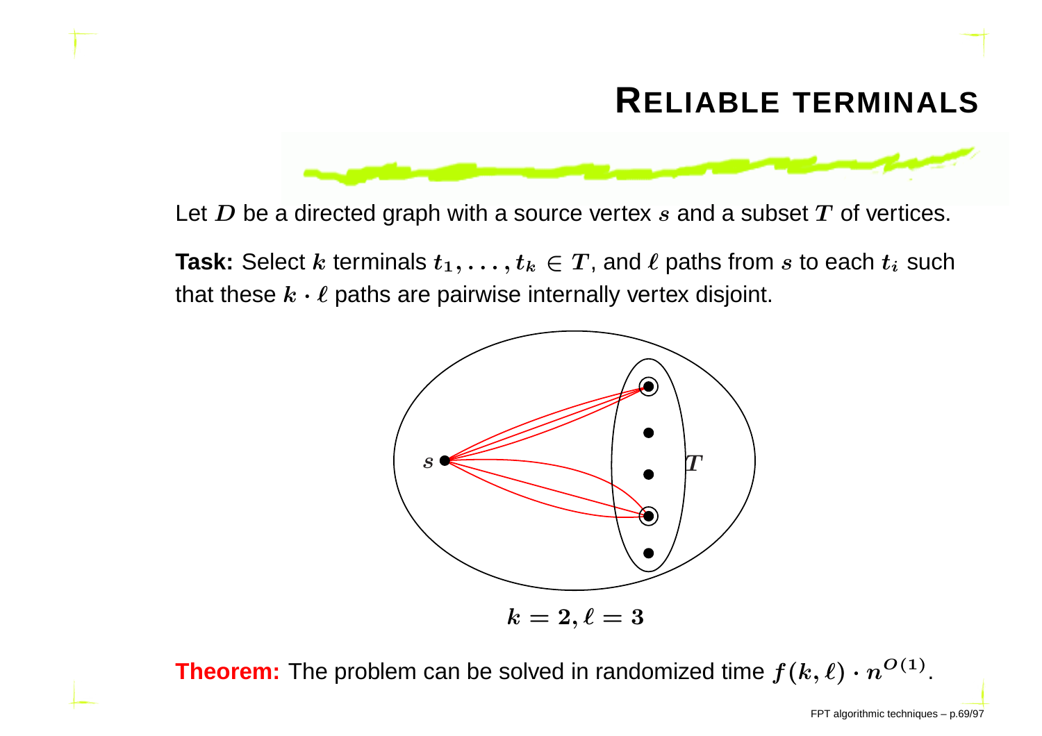# Reliable terminals

Let $D$ be a directed graph with a source vertex $s$ and a subset $T$ of vertices.

**Task:** Select $k$ terminals $t_1, \ldots, t_k \in T$, and $\ell$ paths from $s$ to each $t_i$ such that these $k \cdot \ell$ paths are pairwise internally vertex disjoint.

$k = 2, \ell = 3$

**Theorem:** The problem can be solved in randomized time $f(k, \ell) \cdot n^{O(1)}$.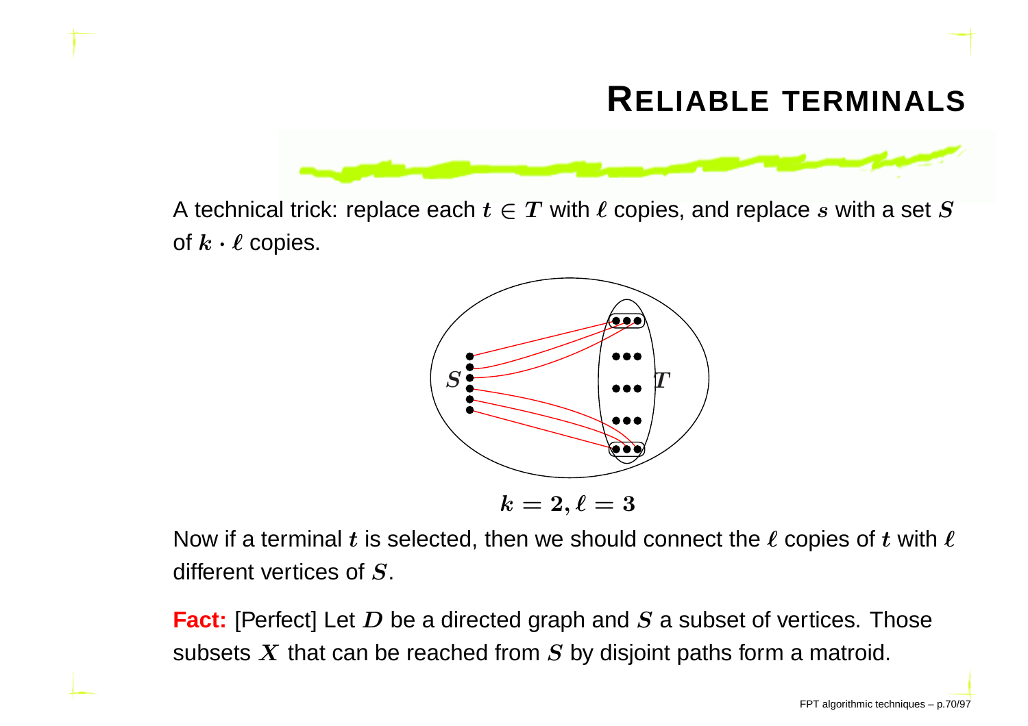# Reliable terminals

A technical trick: replace each $t \in T$ with $\ell$ copies, and replace $s$ with a set $S$ of $k \cdot \ell$ copies.

$k = 2, \ell = 3$

Now if a terminal $t$ is selected, then we should connect the $\ell$ copies of $t$ with $\ell$ different vertices of $S$.

**Fact:** [Perfect] Let $D$ be a directed graph and $S$ a subset of vertices. Those subsets $X$ that can be reached from $S$ by disjoint paths form a matroid.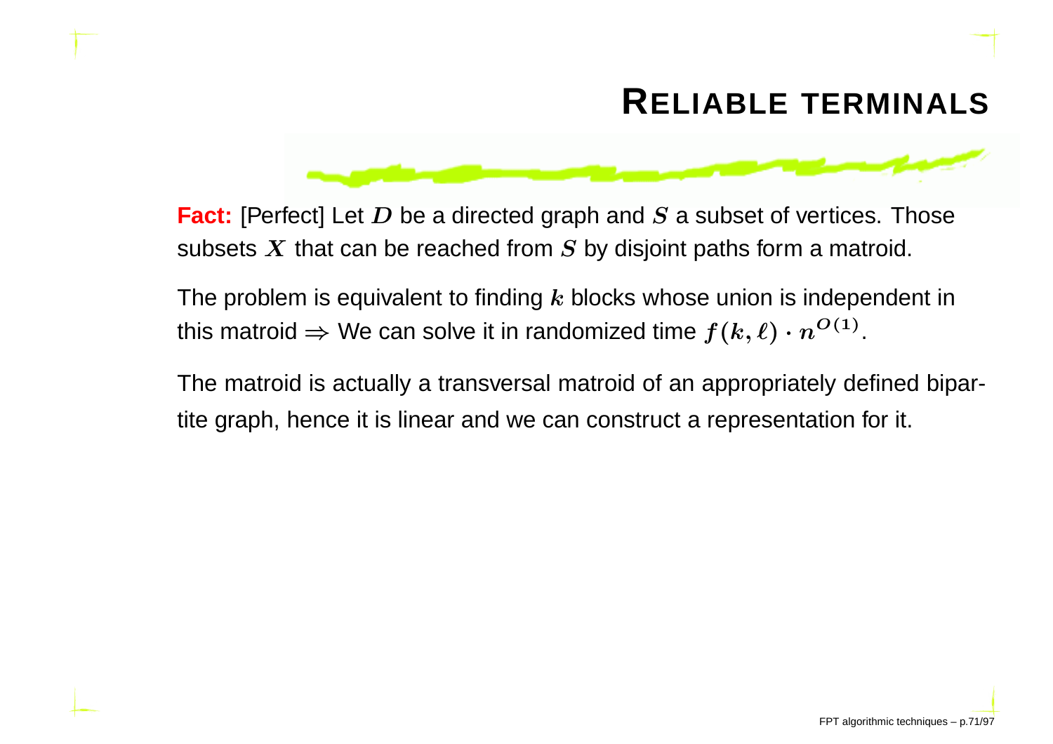# Reliable terminals

**Fact:** [Perfect] Let $D$ be a directed graph and $S$ a subset of vertices. Those subsets $X$ that can be reached from $S$ by disjoint paths form a matroid.

The problem is equivalent to finding $k$ blocks whose union is independent in this matroid $\Rightarrow$ We can solve it in randomized time $f(k, \ell) \cdot n^{O(1)}$.

The matroid is actually a transversal matroid of an appropriately defined bipartite graph, hence it is linear and we can construct a representation for it.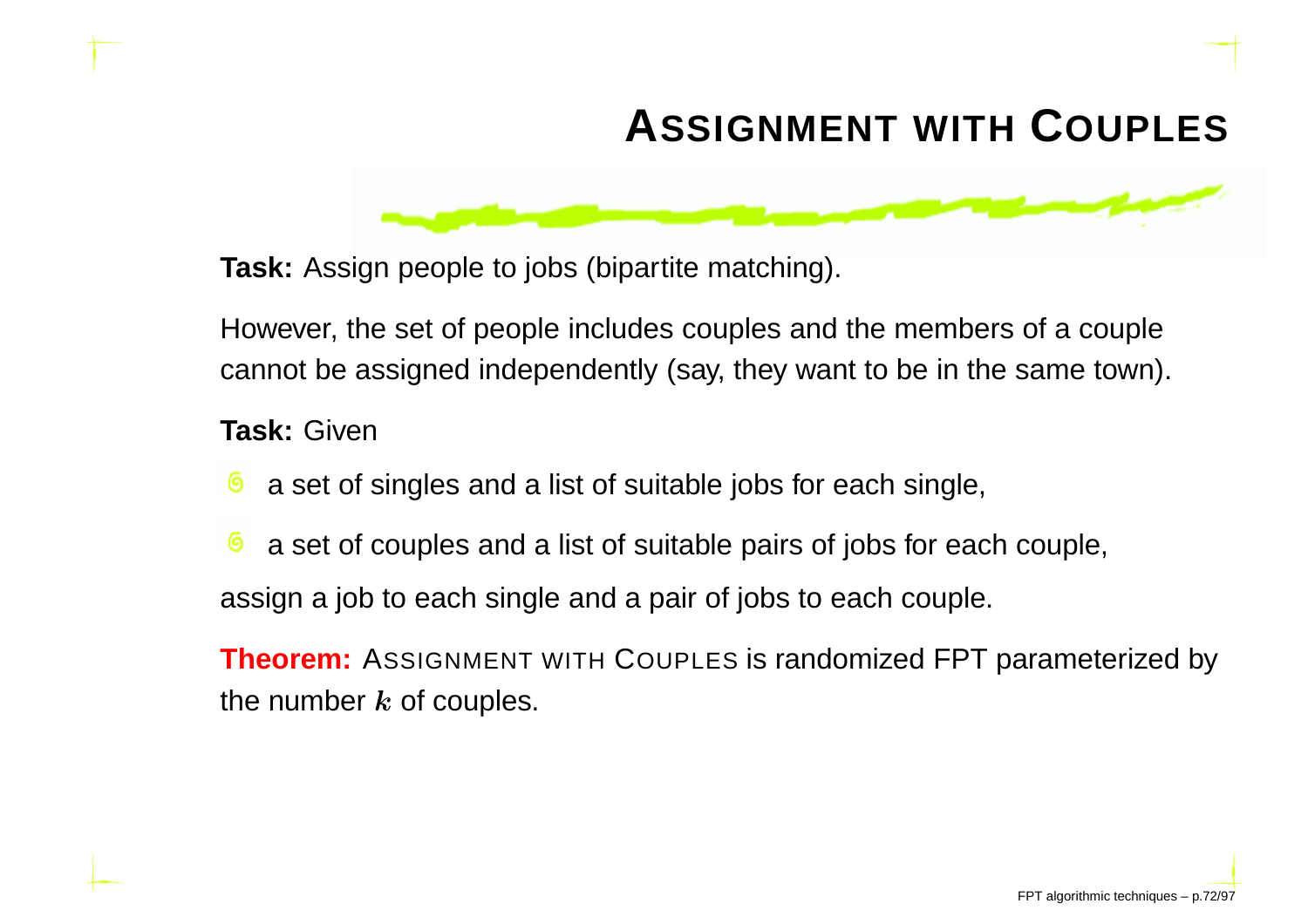# ASSIGNMENT WITH COUPLES

**Task:** Assign people to jobs (bipartite matching).

However, the set of people includes couples and the members of a couple cannot be assigned independently (say, they want to be in the same town).

**Task:** Given

- a set of singles and a list of suitable jobs for each single,
- a set of couples and a list of suitable pairs of jobs for each couple,

assign a job to each single and a pair of jobs to each couple.

**Theorem:** ASSIGNMENT WITH COUPLES is randomized FPT parameterized by the number $k$ of couples.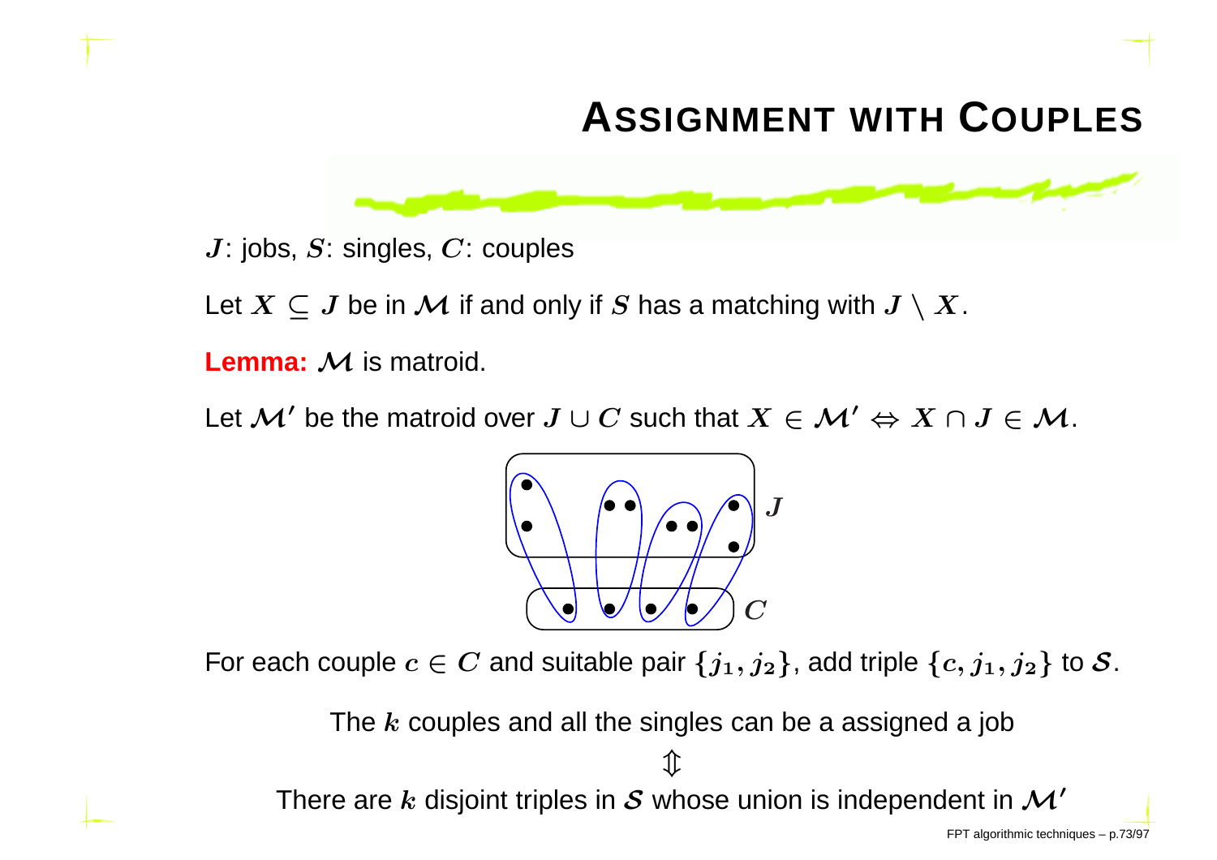# Assignment with Couples

$J$: jobs, $S$: singles, $C$: couples

Let $X \subseteq J$ be in $\mathcal{M}$ if and only if $S$ has a matching with $J \setminus X$.

**Lemma:** $\mathcal{M}$ is matroid.

Let $\mathcal{M}'$ be the matroid over $J \cup C$ such that $X \in \mathcal{M}' \Leftrightarrow X \cap J \in \mathcal{M}$.

For each couple $c \in C$ and suitable pair $\{j_1, j_2\}$, add triple $\{c, j_1, j_2\}$ to $\mathcal{S}$.

The $k$ couples and all the singles can be a assigned a job

$\Updownarrow$

There are $k$ disjoint triples in $\mathcal{S}$ whose union is independent in $\mathcal{M}'$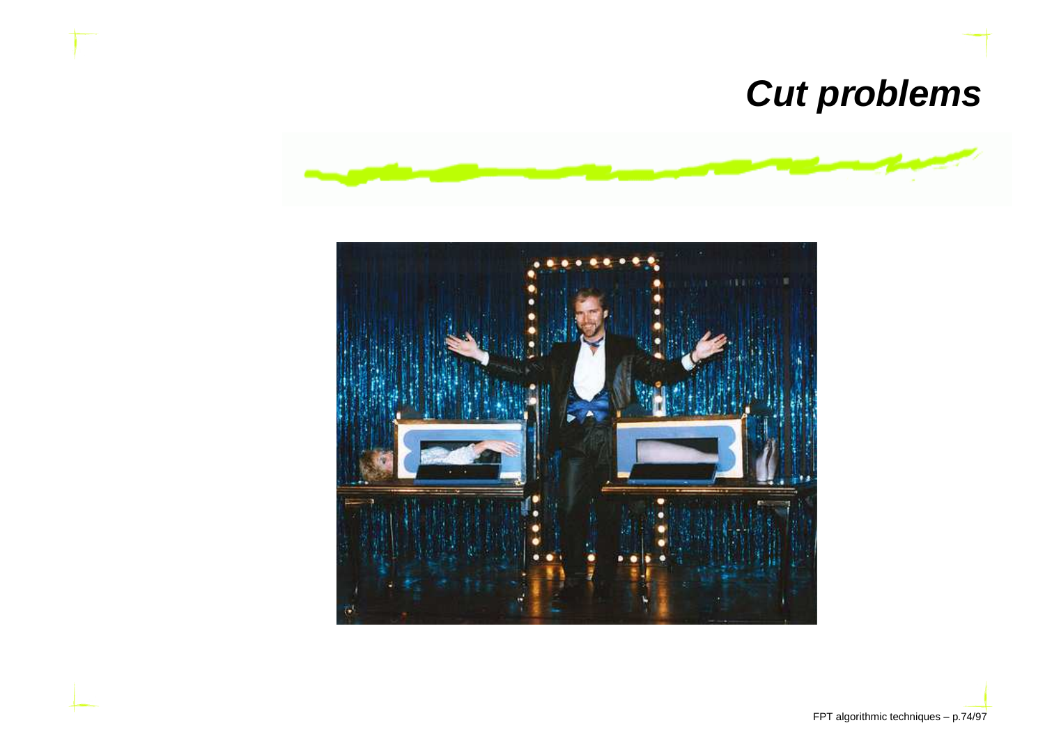# *Cut problems*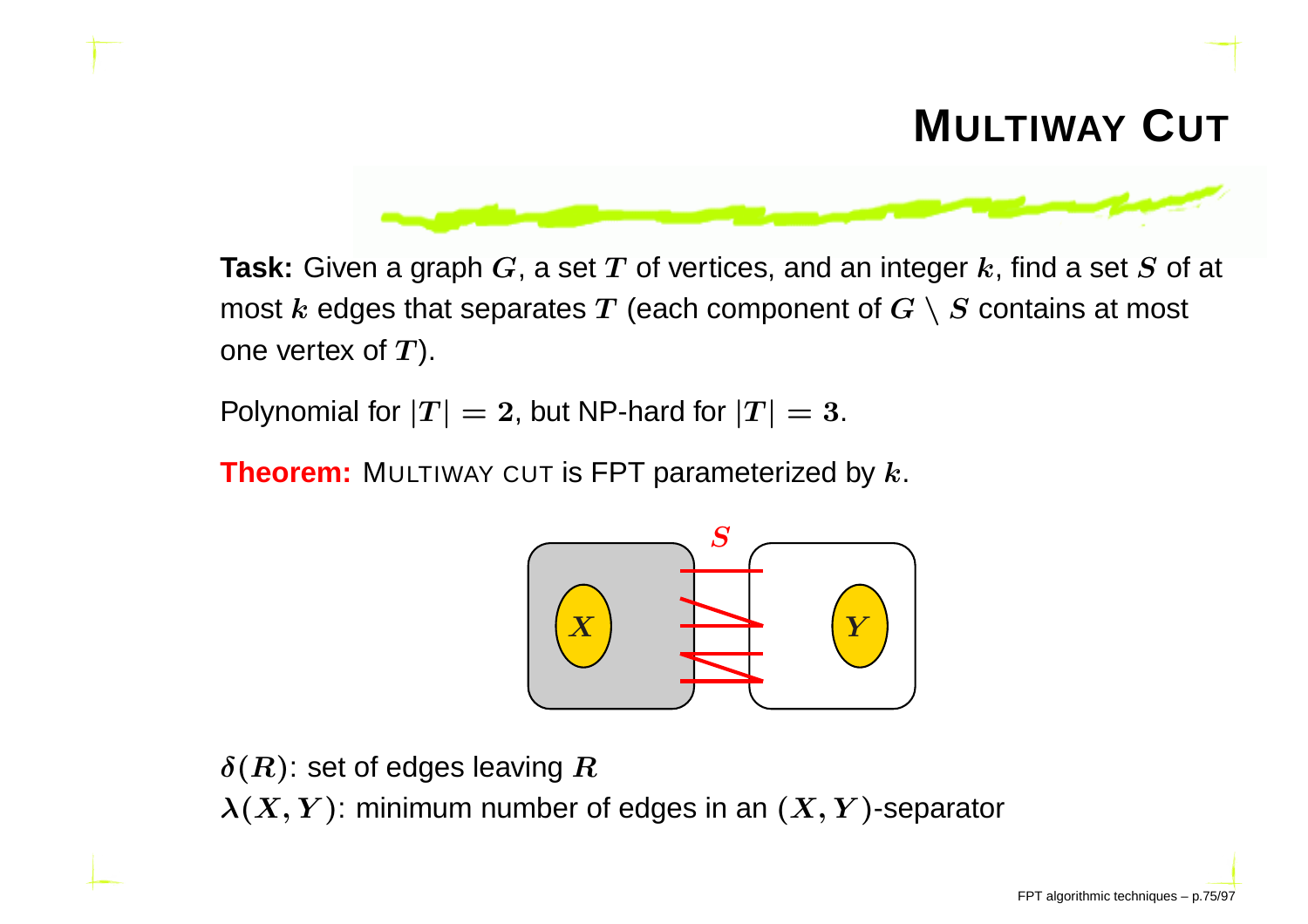# MULTIWAY CUT

**Task:** Given a graph $G$, a set $T$ of vertices, and an integer $k$, find a set $S$ of at most $k$ edges that separates $T$ (each component of $G \setminus S$ contains at most one vertex of $T$).

Polynomial for $|T| = 2$, but NP-hard for $|T| = 3$.

**Theorem:** MULTIWAY CUT is FPT parameterized by $k$.

$\delta(R)$: set of edges leaving $R$
$\lambda(X, Y)$: minimum number of edges in an $(X, Y)$-separator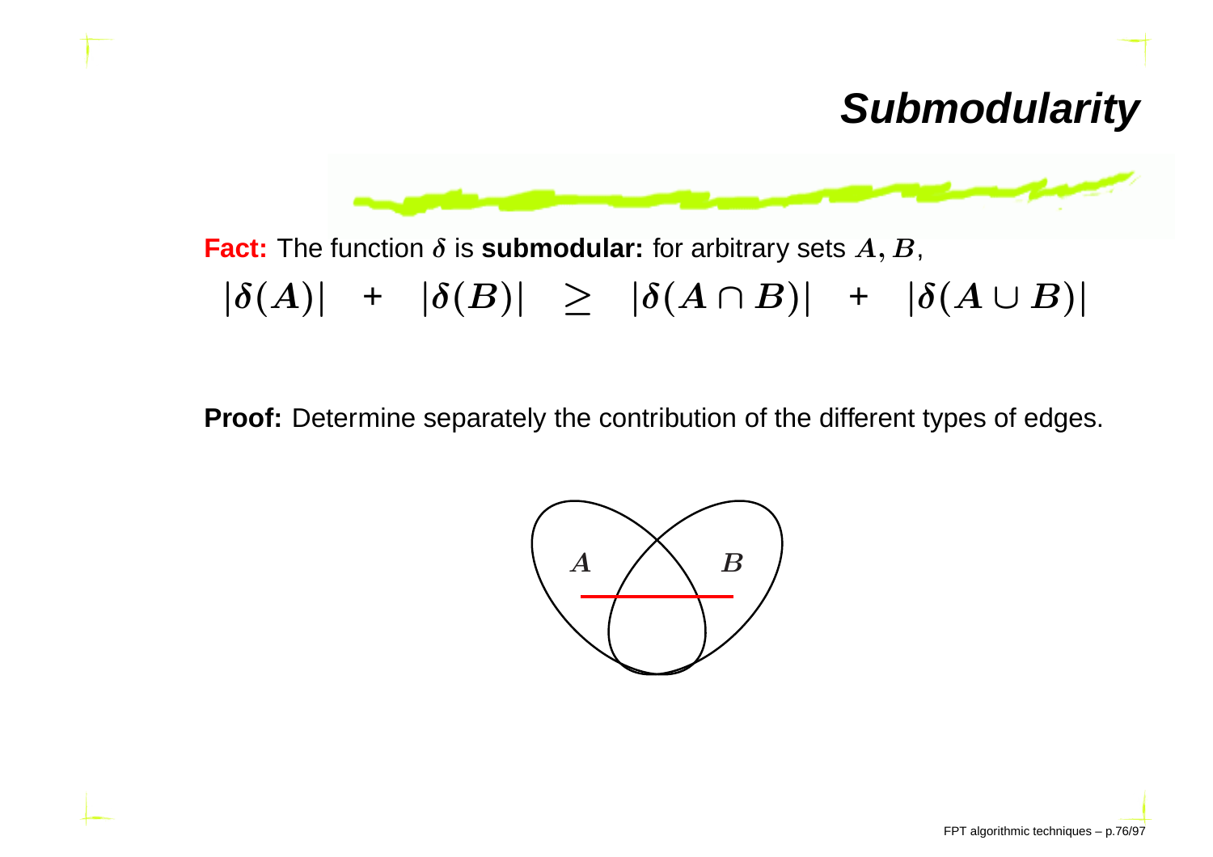# Submodularity

**Fact:** The function $\delta$ is **submodular:** for arbitrary sets $A, B$,

$$|\delta(A)| \quad + \quad |\delta(B)| \quad \geq \quad |\delta(A \cap B)| \quad + \quad |\delta(A \cup B)|$$

**Proof:** Determine separately the contribution of the different types of edges.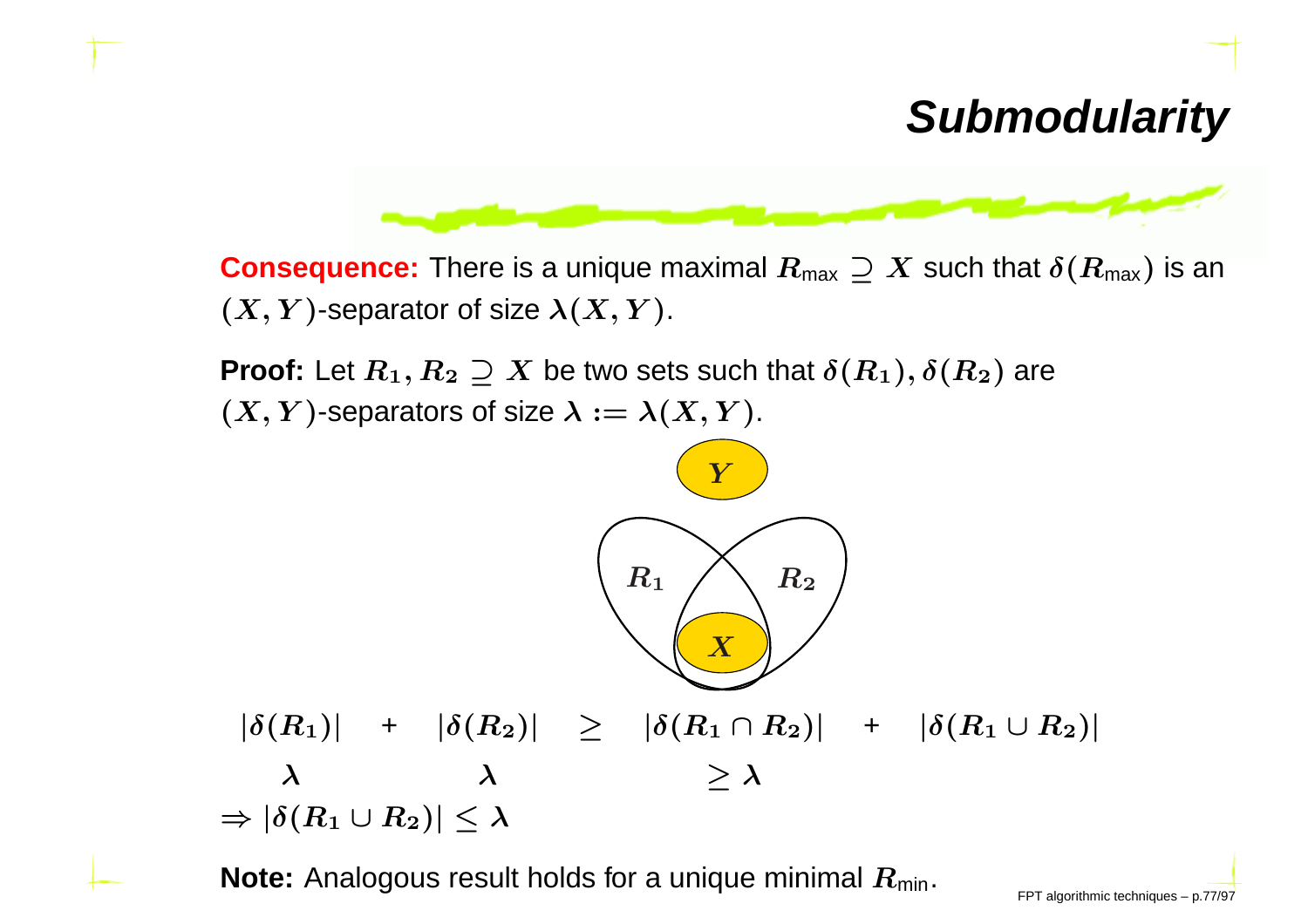# Submodularity

**Consequence:** There is a unique maximal $R_{\text{max}} \supseteq X$ such that $\delta(R_{\text{max}})$ is an $(X, Y)$-separator of size $\lambda(X, Y)$.

**Proof:** Let $R_1, R_2 \supseteq X$ be two sets such that $\delta(R_1), \delta(R_2)$ are $(X, Y)$-separators of size $\lambda := \lambda(X, Y)$.

$$
\begin{array}{ccccccc}
|\delta(R_1)| & + & |\delta(R_2)| & \geq & |\delta(R_1 \cap R_2)| & + & |\delta(R_1 \cup R_2)| \\
\lambda & & \lambda & & \geq \lambda & &
\end{array}
$$

$\Rightarrow |\delta(R_1 \cup R_2)| \leq \lambda$

**Note:** Analogous result holds for a unique minimal $R_{\text{min}}$.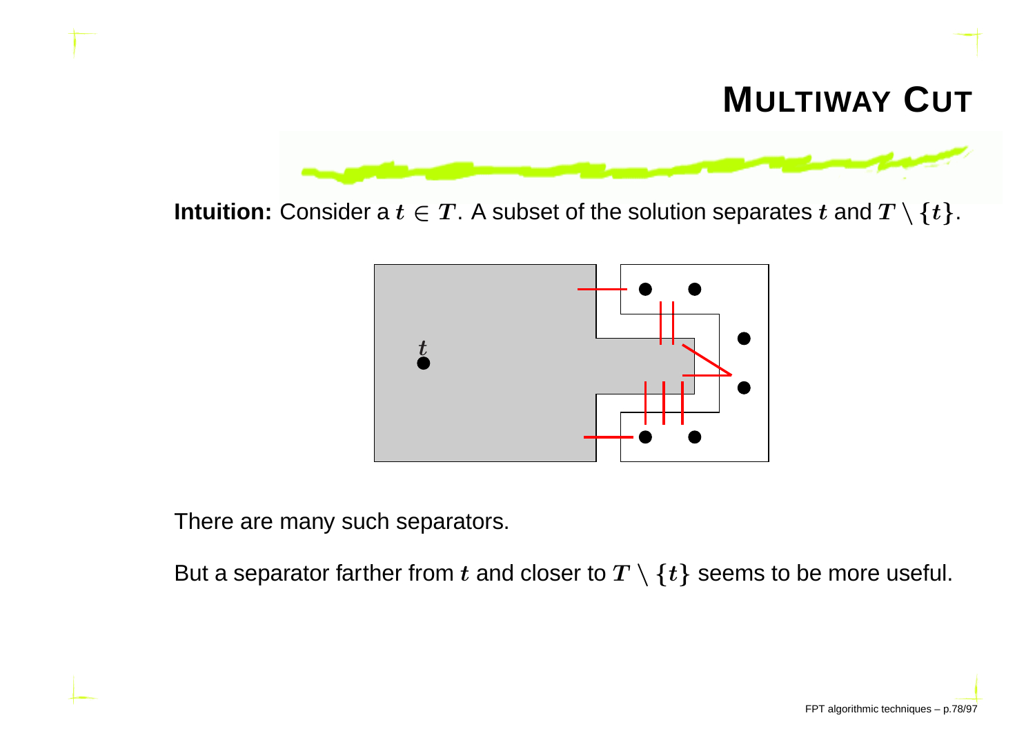# MULTIWAY CUT

**Intuition:** Consider a $t \in T$. A subset of the solution separates $t$ and $T \setminus \{t\}$.

There are many such separators.

But a separator farther from $t$ and closer to $T \setminus \{t\}$ seems to be more useful.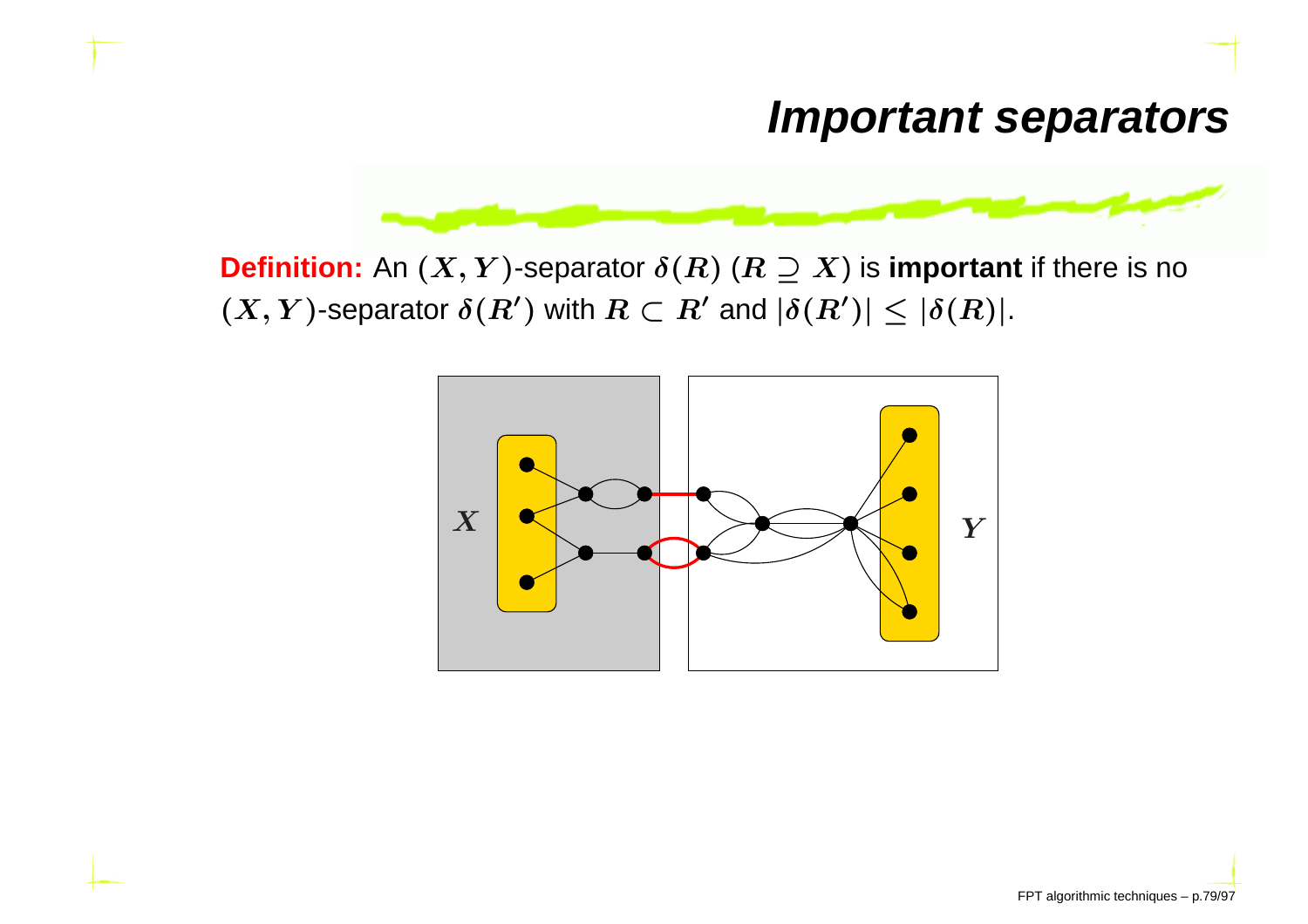# Important separators

**Definition:** An $(X, Y)$-separator $\delta(R)$ $(R \supseteq X)$ is **important** if there is no $(X, Y)$-separator $\delta(R')$ with $R \subset R'$ and $|\delta(R')| \leq |\delta(R)|$.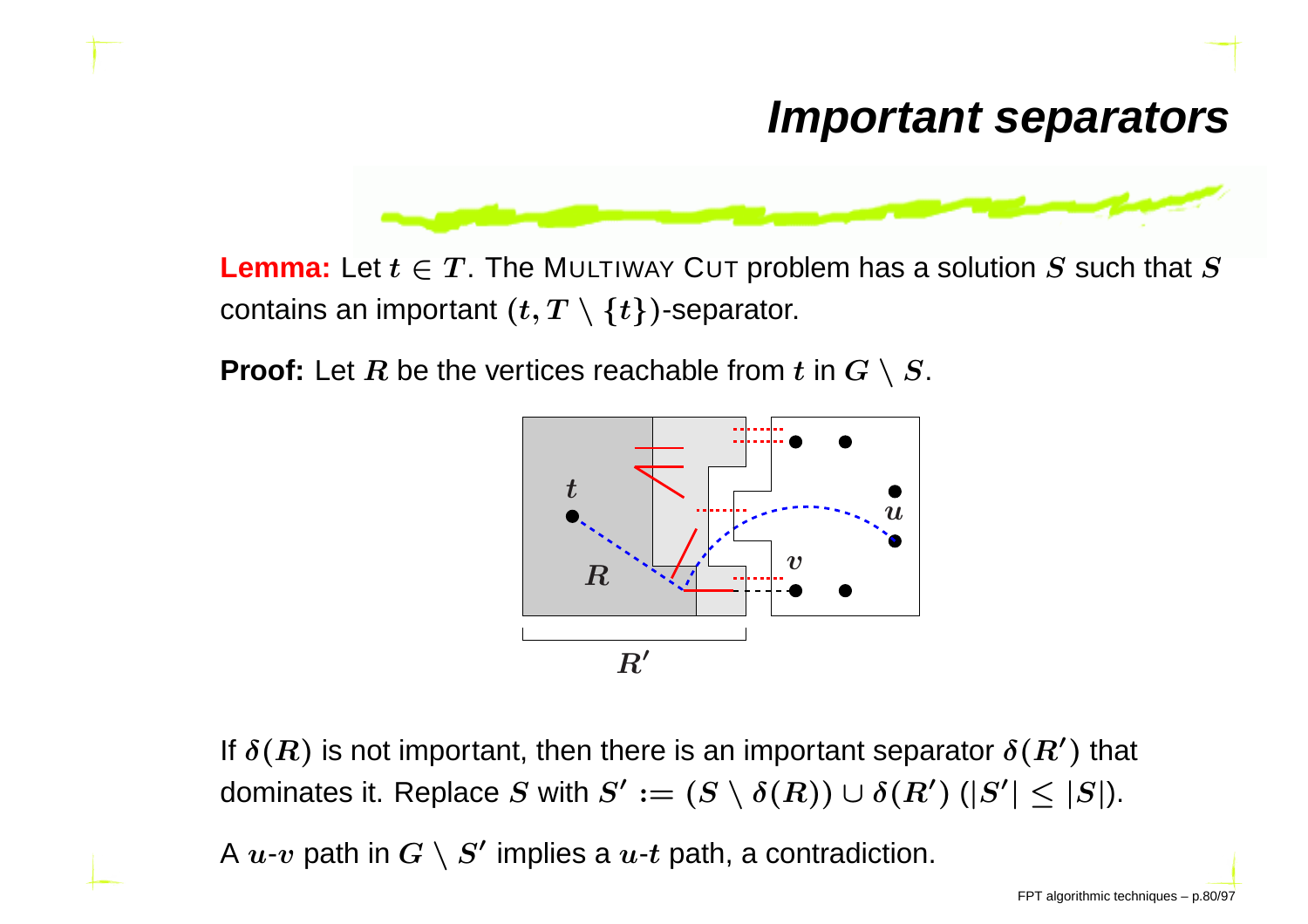# Important separators

**Lemma:** Let $t \in T$. The MULTIWAY CUT problem has a solution $S$ such that $S$ contains an important $(t, T \setminus \{t\})$-separator.

**Proof:** Let $R$ be the vertices reachable from $t$ in $G \setminus S$.

If $\delta(R)$ is not important, then there is an important separator $\delta(R')$ that dominates it. Replace $S$ with $S' := (S \setminus \delta(R)) \cup \delta(R')$ ($|S'| \leq |S|$).

A $u$-$v$ path in $G \setminus S'$ implies a $u$-$t$ path, a contradiction.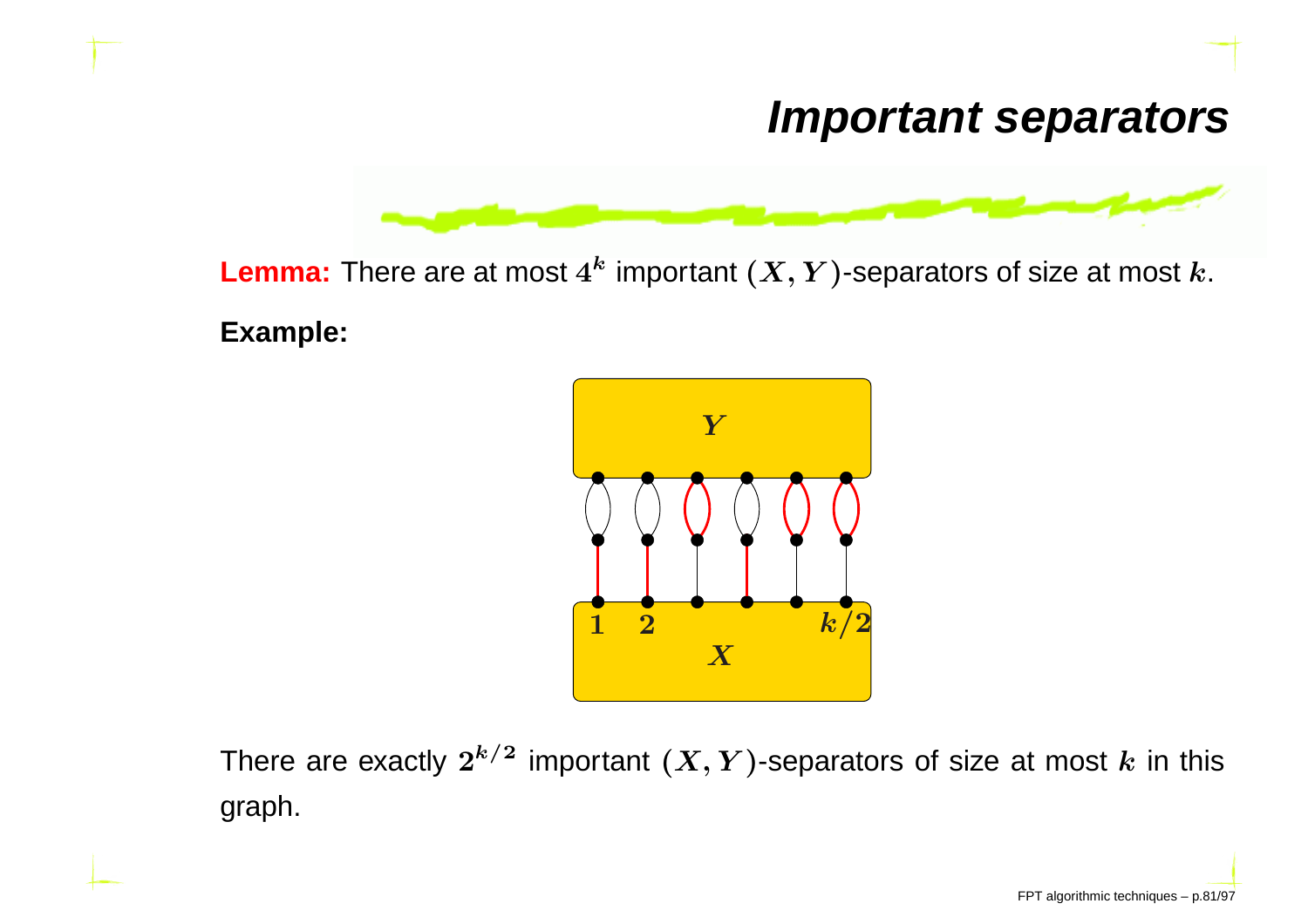# Important separators

**Lemma:** There are at most $4^k$ important $(X, Y)$-separators of size at most $k$.

**Example:**

There are exactly $2^{k/2}$ important $(X, Y)$-separators of size at most $k$ in this graph.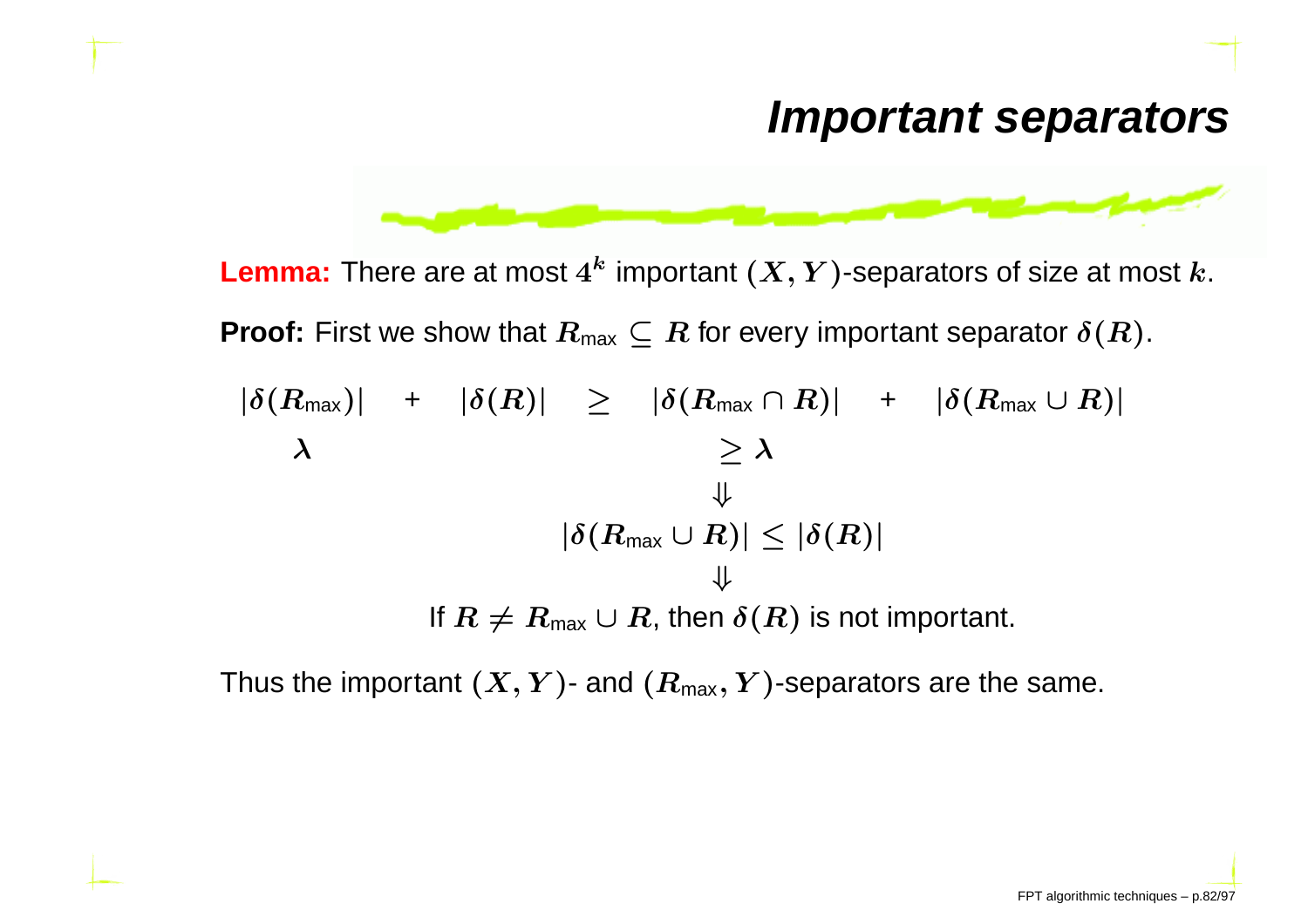# Important separators

**Lemma:** There are at most $4^k$ important $(X, Y)$-separators of size at most $k$.

**Proof:** First we show that $R_{\text{max}} \subseteq R$ for every important separator $\delta(R)$.

$$|\delta(R_{\text{max}})| \quad + \quad |\delta(R)| \quad \geq \quad |\delta(R_{\text{max}} \cap R)| \quad + \quad |\delta(R_{\text{max}} \cup R)|$$

$$\lambda \qquad\qquad\qquad\qquad \geq \lambda$$

$$\Downarrow$$

$$|\delta(R_{\text{max}} \cup R)| \leq |\delta(R)|$$

$$\Downarrow$$

If $R \neq R_{\text{max}} \cup R$, then $\delta(R)$ is not important.

Thus the important $(X, Y)$- and $(R_{\text{max}}, Y)$-separators are the same.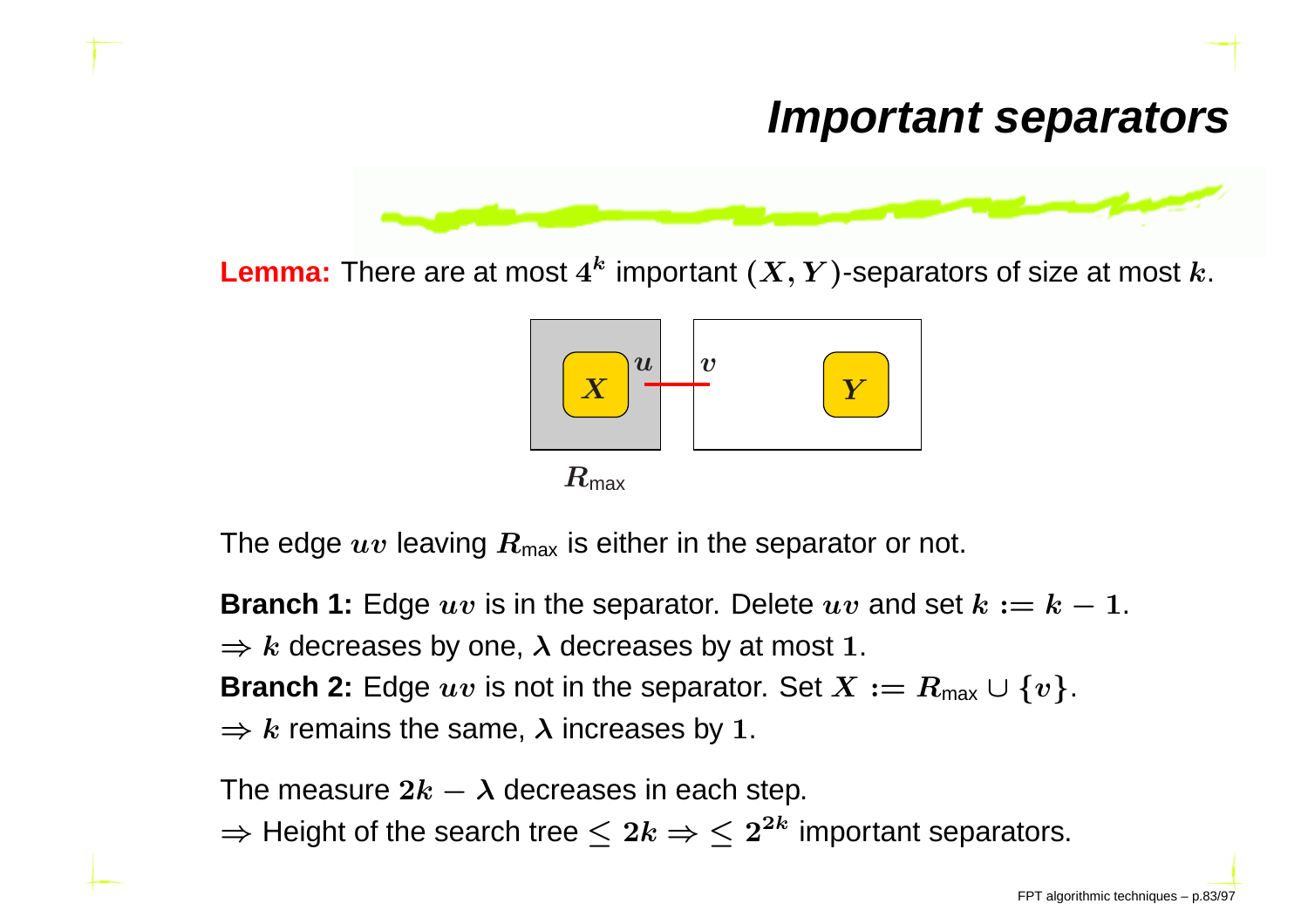# Important separators

**Lemma:** There are at most $4^k$ important $(X, Y)$-separators of size at most $k$.

The edge $uv$ leaving $R_{\text{max}}$ is either in the separator or not.

**Branch 1:** Edge $uv$ is in the separator. Delete $uv$ and set $k := k - 1$.
$\Rightarrow$ $k$ decreases by one, $\lambda$ decreases by at most $1$.
**Branch 2:** Edge $uv$ is not in the separator. Set $X := R_{\text{max}} \cup \{v\}$.
$\Rightarrow$ $k$ remains the same, $\lambda$ increases by $1$.

The measure $2k - \lambda$ decreases in each step.
$\Rightarrow$ Height of the search tree $\leq 2k \Rightarrow \leq 2^{2k}$ important separators.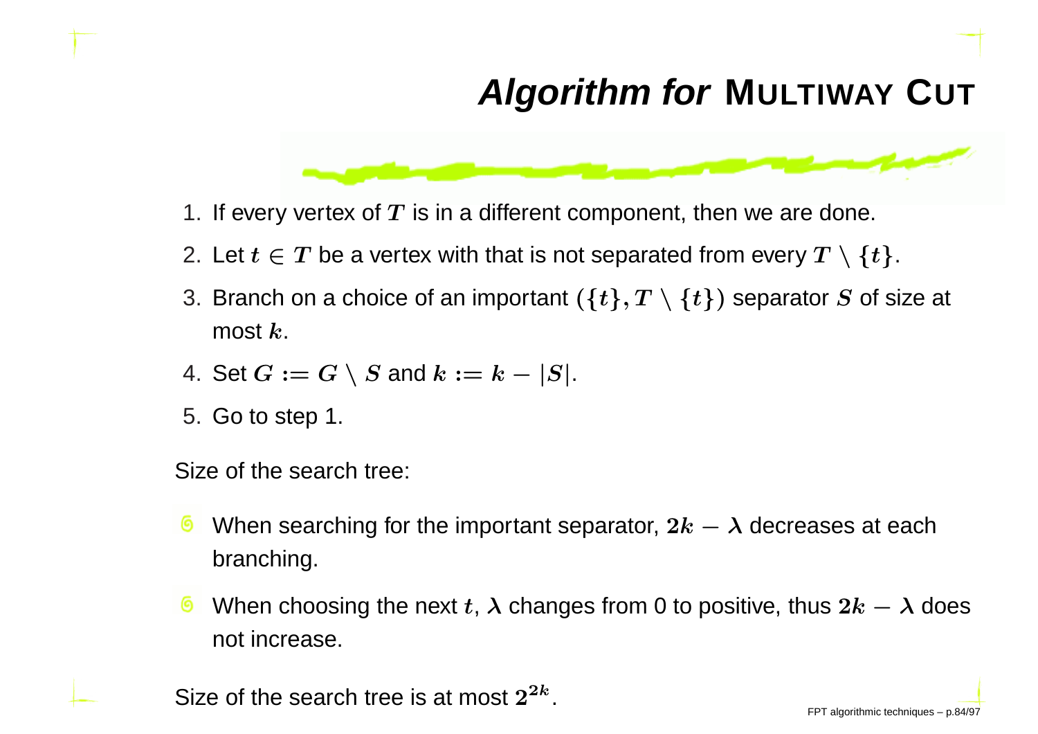# *Algorithm for* MULTIWAY CUT

1. If every vertex of $T$ is in a different component, then we are done.
2. Let $t \in T$ be a vertex with that is not separated from every $T \setminus \{t\}$.
3. Branch on a choice of an important $(\{t\}, T \setminus \{t\})$ separator $S$ of size at most $k$.
4. Set $G := G \setminus S$ and $k := k - |S|$.
5. Go to step 1.

Size of the search tree:

- When searching for the important separator, $2k - \lambda$ decreases at each branching.
- When choosing the next $t$, $\lambda$ changes from 0 to positive, thus $2k - \lambda$ does not increase.

Size of the search tree is at most $2^{2k}$.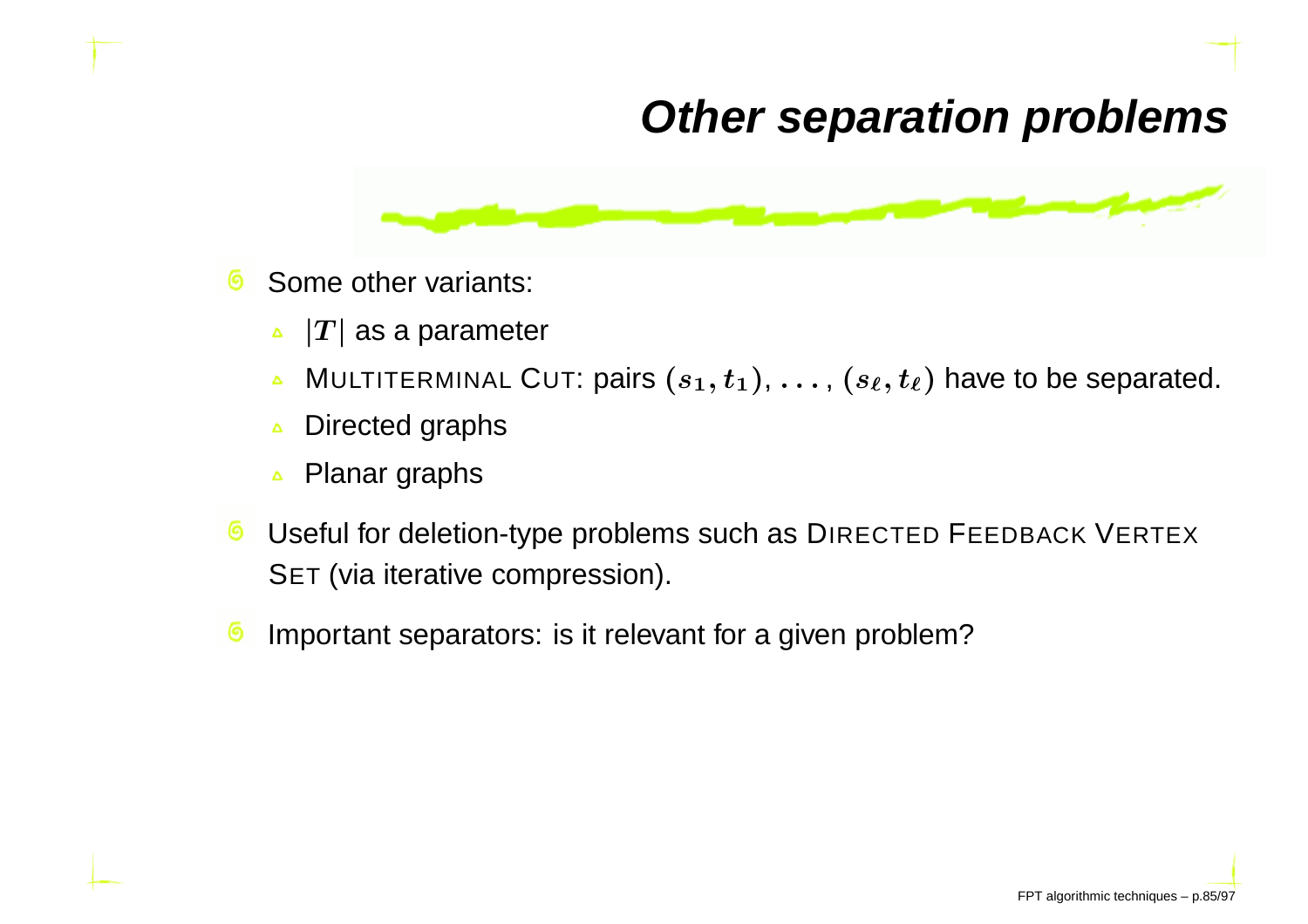# Other separation problems

- Some other variants:
  - $|T|$ as a parameter
  - MULTITERMINAL CUT: pairs $(s_1, t_1)$, ..., $(s_\ell, t_\ell)$ have to be separated.
  - Directed graphs
  - Planar graphs
- Useful for deletion-type problems such as DIRECTED FEEDBACK VERTEX SET (via iterative compression).
- Important separators: is it relevant for a given problem?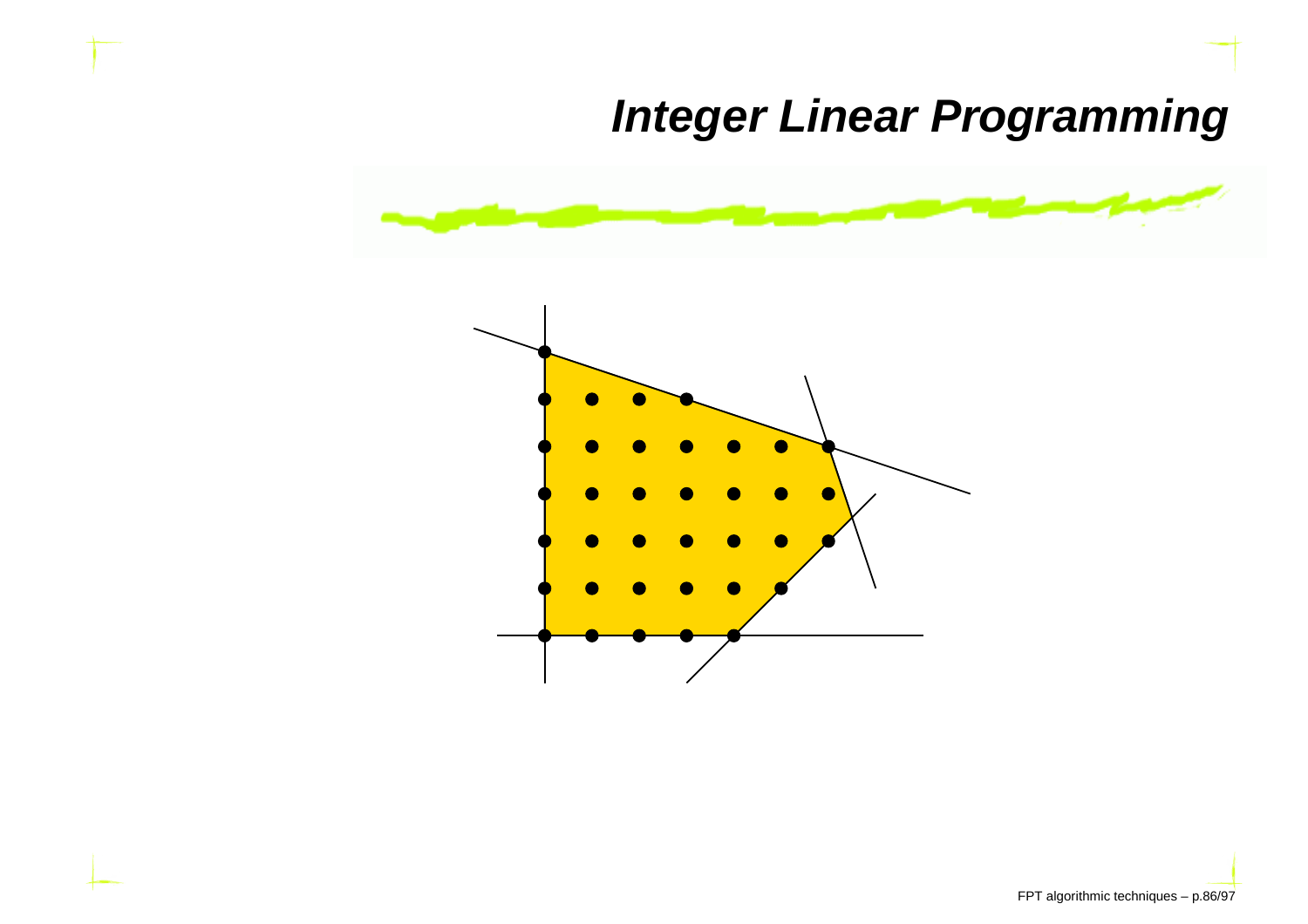# Integer Linear Programming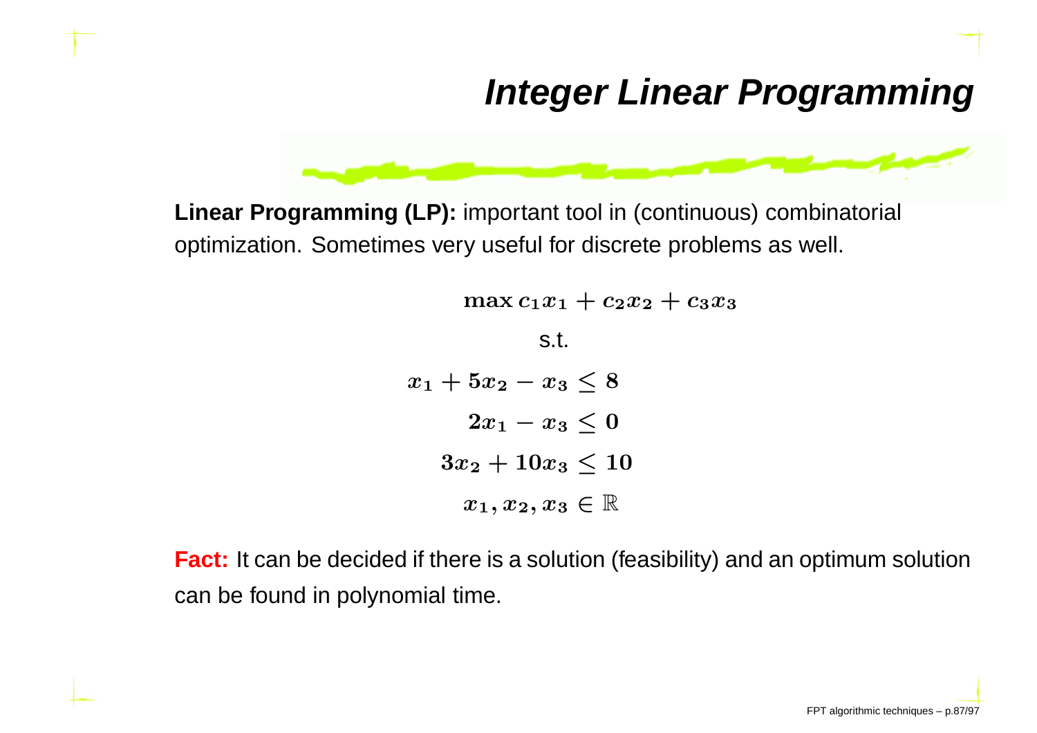# Integer Linear Programming

**Linear Programming (LP):** important tool in (continuous) combinatorial optimization. Sometimes very useful for discrete problems as well.

$$\max c_1 x_1 + c_2 x_2 + c_3 x_3$$

s.t.

$$x_1 + 5x_2 - x_3 \leq 8$$

$$2x_1 - x_3 \leq 0$$

$$3x_2 + 10x_3 \leq 10$$

$$x_1, x_2, x_3 \in \mathbb{R}$$

**Fact:** It can be decided if there is a solution (feasibility) and an optimum solution can be found in polynomial time.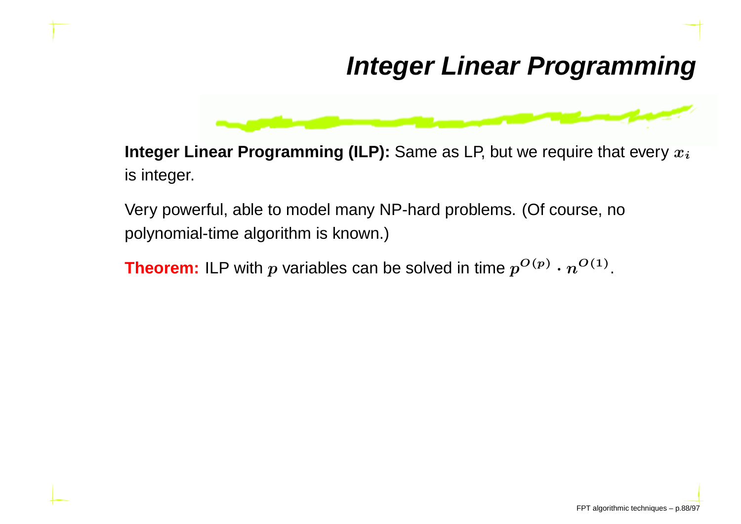# Integer Linear Programming

**Integer Linear Programming (ILP):** Same as LP, but we require that every $x_i$ is integer.

Very powerful, able to model many NP-hard problems. (Of course, no polynomial-time algorithm is known.)

**Theorem:** ILP with $p$ variables can be solved in time $p^{O(p)} \cdot n^{O(1)}$.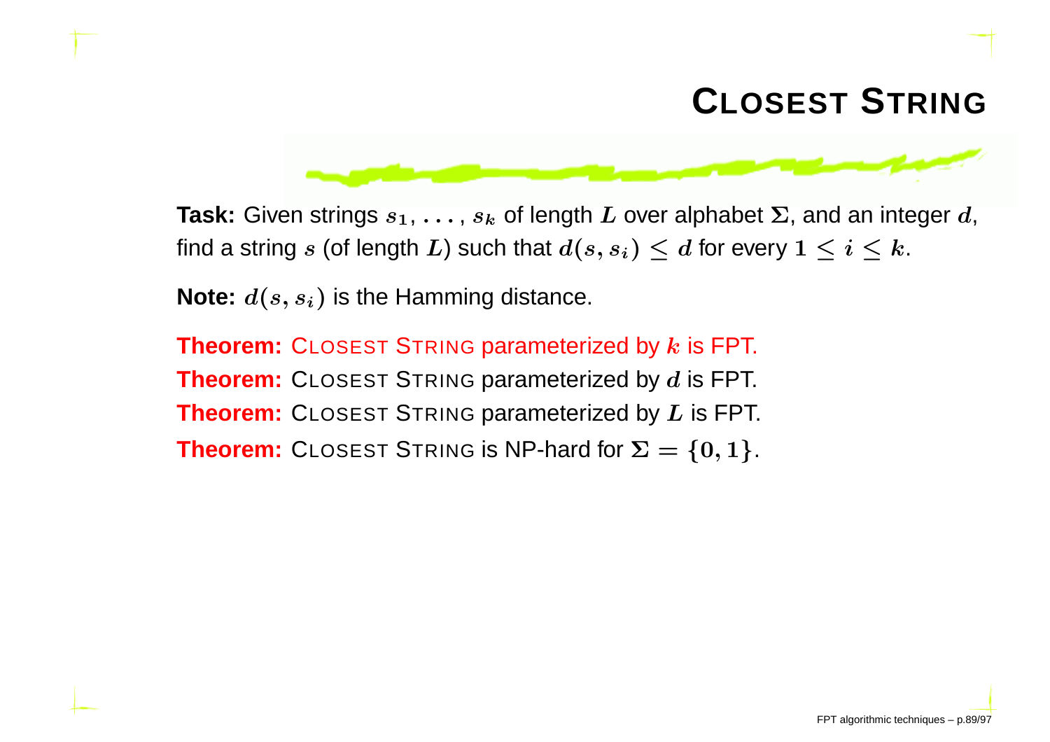# Closest String

**Task:** Given strings $s_1, \ldots, s_k$ of length $L$ over alphabet $\Sigma$, and an integer $d$, find a string $s$ (of length $L$) such that $d(s, s_i) \leq d$ for every $1 \leq i \leq k$.

**Note:** $d(s, s_i)$ is the Hamming distance.

**Theorem:** Closest String parameterized by $k$ is FPT.

**Theorem:** Closest String parameterized by $d$ is FPT.

**Theorem:** Closest String parameterized by $L$ is FPT.

**Theorem:** Closest String is NP-hard for $\Sigma = \{0, 1\}$.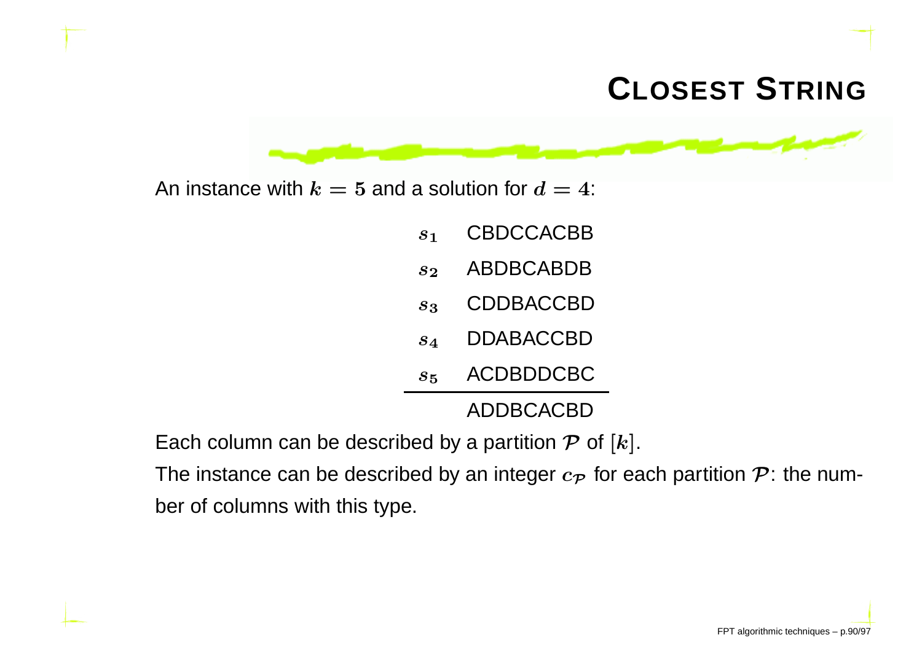# Closest String

An instance with $k = 5$ and a solution for $d = 4$:

| | |
|---|---|
| $s_1$ | CBDCCACBB |
| $s_2$ | ABDBCABDB |
| $s_3$ | CDDBACCBD |
| $s_4$ | DDABACCBD |
| $s_5$ | ACDBDDCBC |
| | ADDBCACBD |

Each column can be described by a partition $\mathcal{P}$ of $[k]$.

The instance can be described by an integer $c_{\mathcal{P}}$ for each partition $\mathcal{P}$: the number of columns with this type.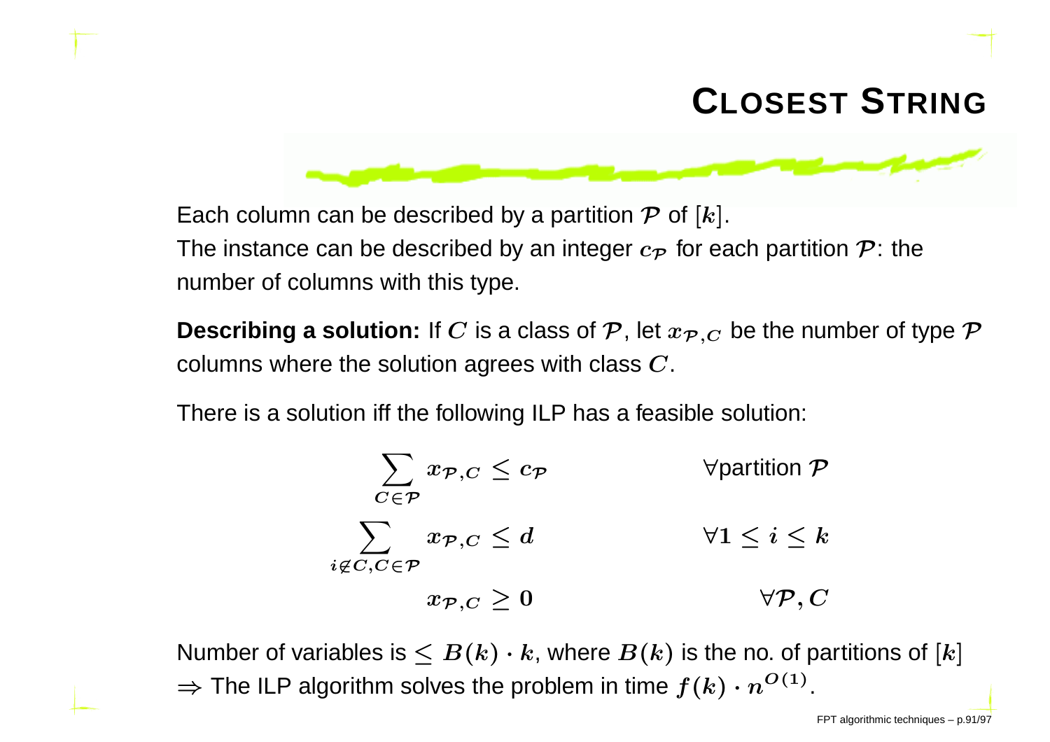# CLOSEST STRING

Each column can be described by a partition $\mathcal{P}$ of $[k]$.
The instance can be described by an integer $c_{\mathcal{P}}$ for each partition $\mathcal{P}$: the number of columns with this type.

**Describing a solution:** If $C$ is a class of $\mathcal{P}$, let $x_{\mathcal{P},C}$ be the number of type $\mathcal{P}$ columns where the solution agrees with class $C$.

There is a solution iff the following ILP has a feasible solution:

$$\sum_{C \in \mathcal{P}} x_{\mathcal{P},C} \leq c_{\mathcal{P}} \qquad \forall \text{partition } \mathcal{P}$$

$$\sum_{i \notin C, C \in \mathcal{P}} x_{\mathcal{P},C} \leq d \qquad \forall 1 \leq i \leq k$$

$$x_{\mathcal{P},C} \geq 0 \qquad \forall \mathcal{P}, C$$

Number of variables is $\leq B(k) \cdot k$, where $B(k)$ is the no. of partitions of $[k]$
$\Rightarrow$ The ILP algorithm solves the problem in time $f(k) \cdot n^{O(1)}$.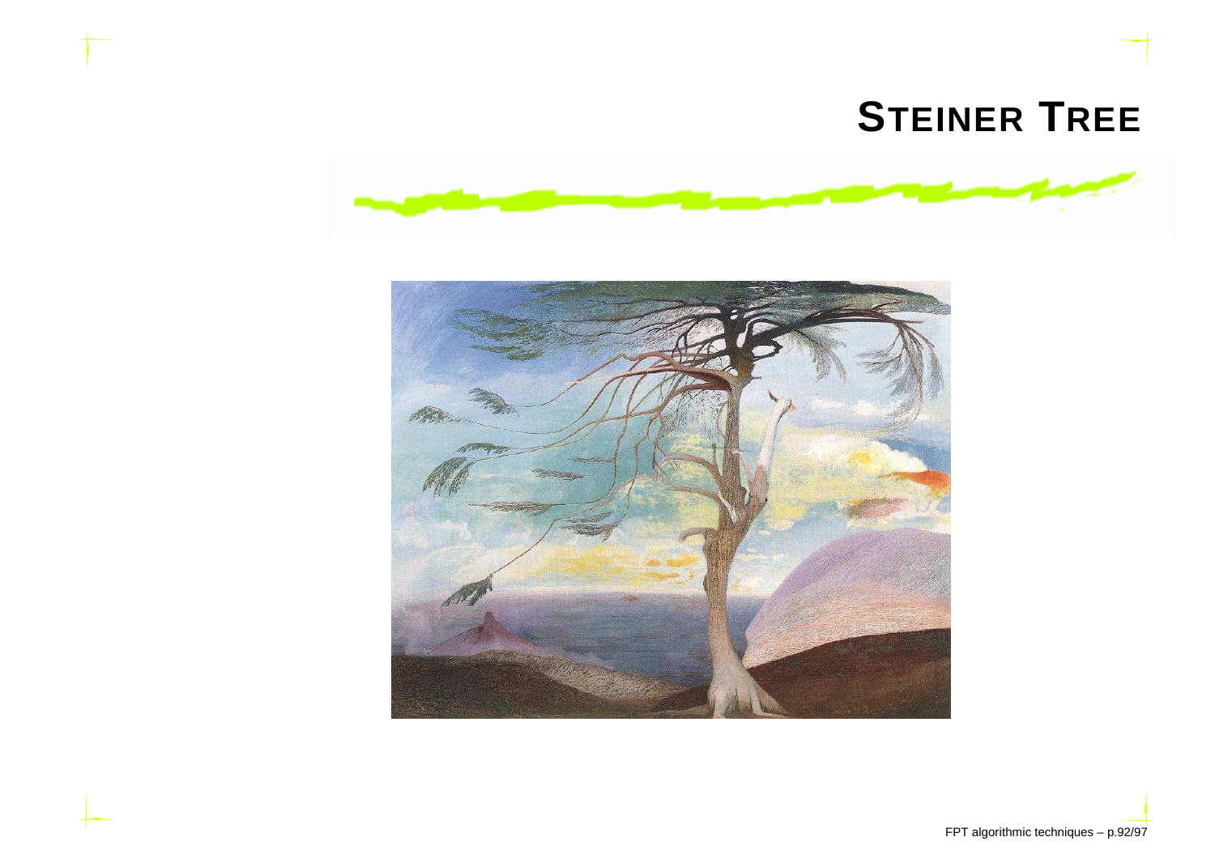# STEINER TREE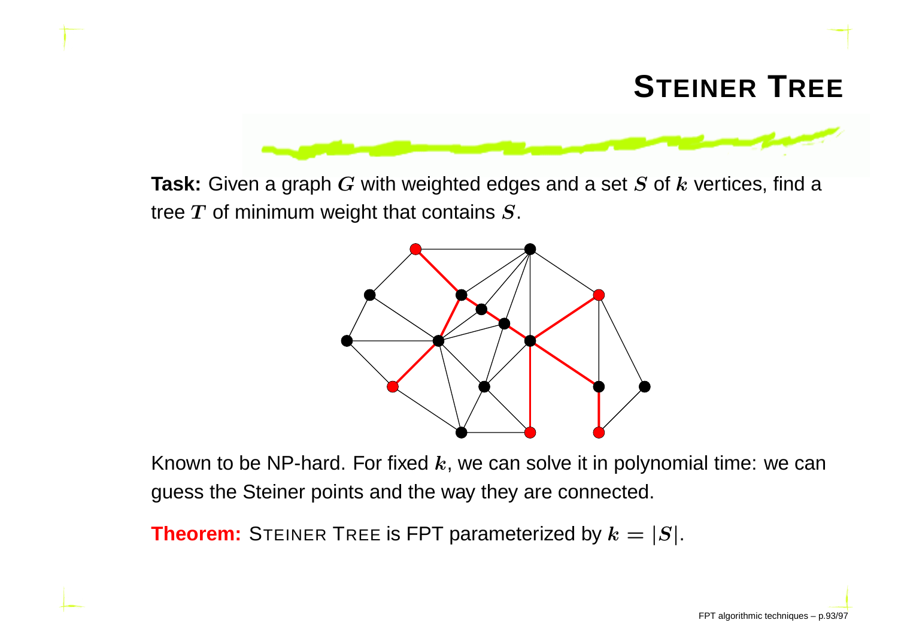# STEINER TREE

**Task:** Given a graph $G$ with weighted edges and a set $S$ of $k$ vertices, find a tree $T$ of minimum weight that contains $S$.

Known to be NP-hard. For fixed $k$, we can solve it in polynomial time: we can guess the Steiner points and the way they are connected.

**Theorem:** STEINER TREE is FPT parameterized by $k = |S|$.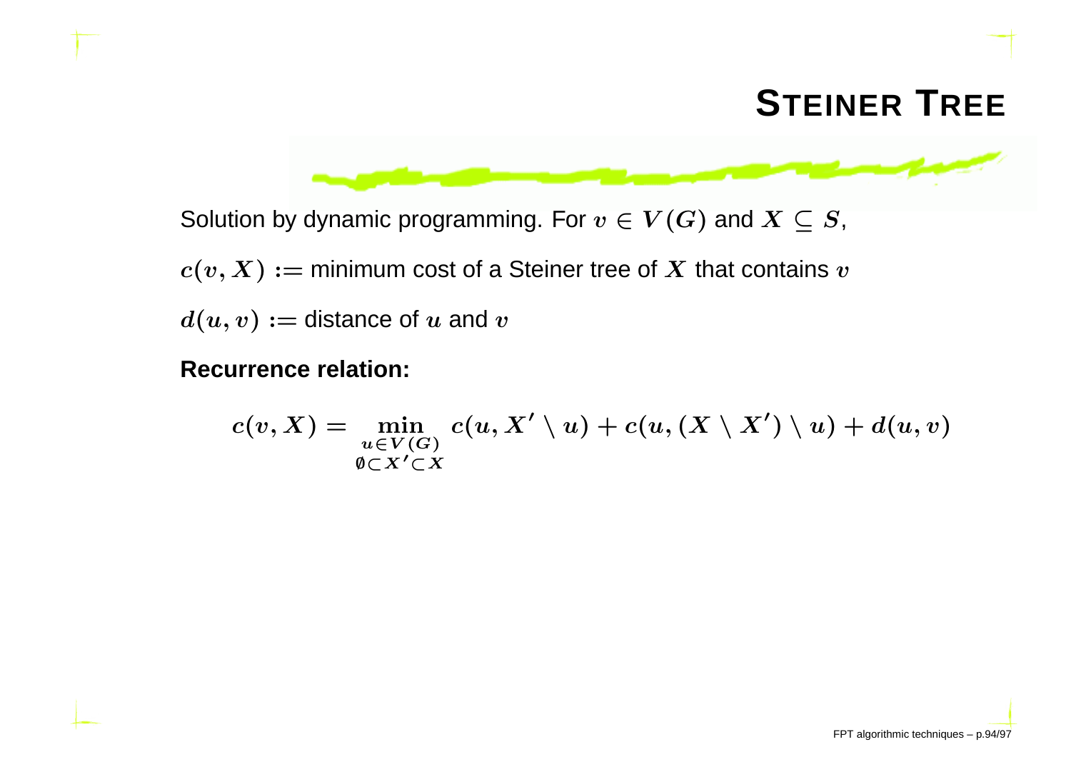# Steiner Tree

Solution by dynamic programming. For $v \in V(G)$ and $X \subseteq S$,

$c(v, X) :=$ minimum cost of a Steiner tree of $X$ that contains $v$

$d(u, v) :=$ distance of $u$ and $v$

**Recurrence relation:**

$$c(v, X) = \min_{\substack{u \in V(G) \\ \emptyset \subset X' \subset X}} c(u, X' \setminus u) + c(u, (X \setminus X') \setminus u) + d(u, v)$$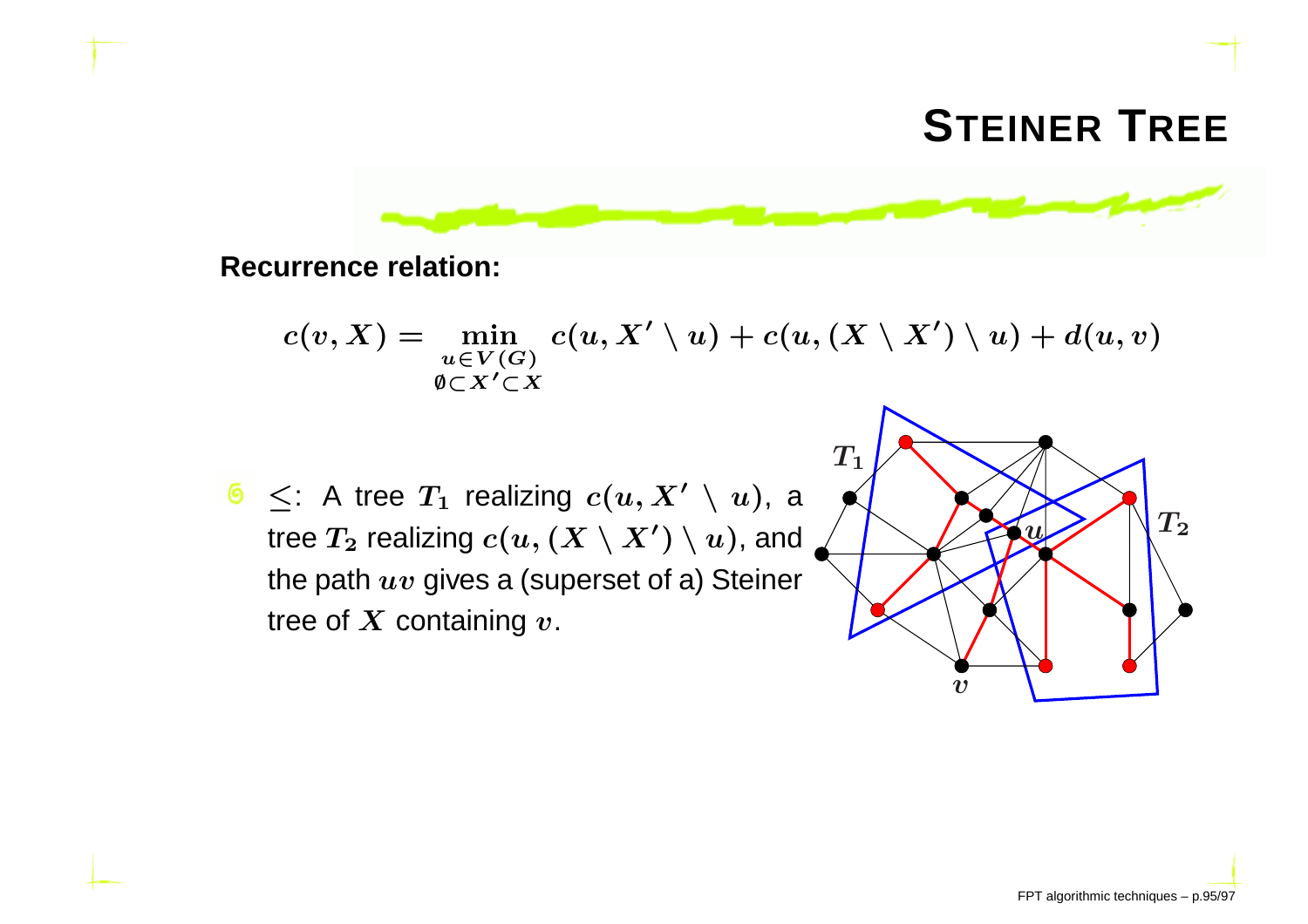# Steiner Tree

**Recurrence relation:**

$$c(v, X) = \min_{\substack{u \in V(G) \\ \emptyset \subset X' \subset X}} c(u, X' \setminus u) + c(u, (X \setminus X') \setminus u) + d(u, v)$$

- $\leq$: A tree $T_1$ realizing $c(u, X' \setminus u)$, a tree $T_2$ realizing $c(u, (X \setminus X') \setminus u)$, and the path $uv$ gives a (superset of a) Steiner tree of $X$ containing $v$.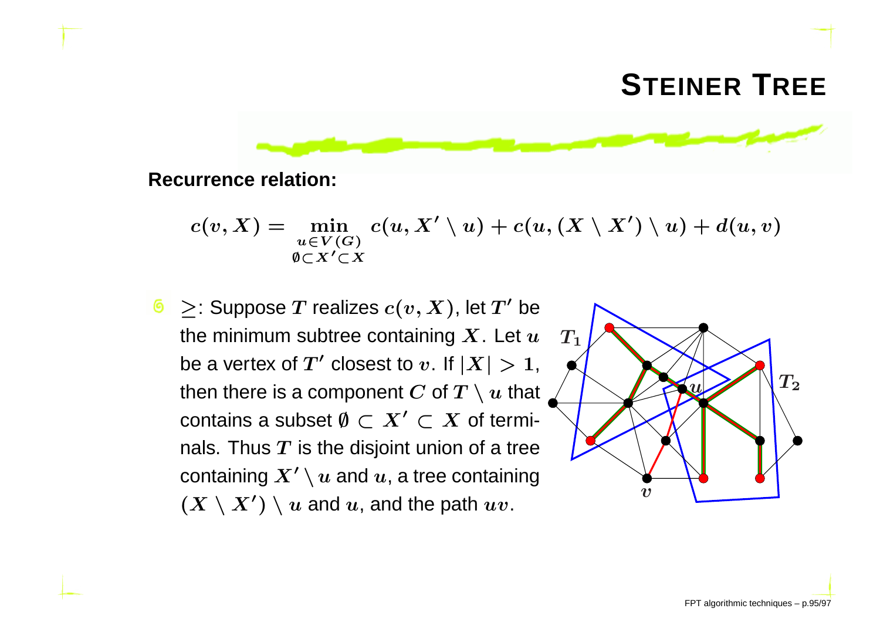# STEINER TREE

**Recurrence relation:**

$$c(v, X) = \min_{\substack{u \in V(G) \\ \emptyset \subset X' \subset X}} c(u, X' \setminus u) + c(u, (X \setminus X') \setminus u) + d(u, v)$$

- $\geq$: Suppose $T$ realizes $c(v, X)$, let $T'$ be the minimum subtree containing $X$. Let $u$ be a vertex of $T'$ closest to $v$. If $|X| > 1$, then there is a component $C$ of $T \setminus u$ that contains a subset $\emptyset \subset X' \subset X$ of terminals. Thus $T$ is the disjoint union of a tree containing $X' \setminus u$ and $u$, a tree containing $(X \setminus X') \setminus u$ and $u$, and the path $uv$.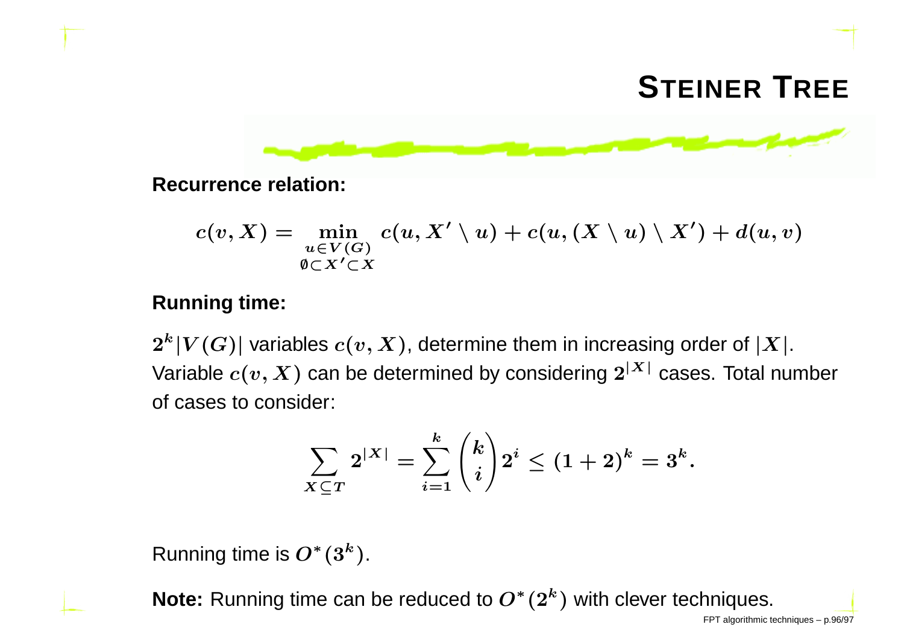# Steiner Tree

**Recurrence relation:**

$$c(v, X) = \min_{\substack{u \in V(G) \\ \emptyset \subset X' \subset X}} c(u, X' \setminus u) + c(u, (X \setminus u) \setminus X') + d(u, v)$$

**Running time:**

$2^k |V(G)|$ variables $c(v, X)$, determine them in increasing order of $|X|$. Variable $c(v, X)$ can be determined by considering $2^{|X|}$ cases. Total number of cases to consider:

$$\sum_{X \subseteq T} 2^{|X|} = \sum_{i=1}^{k} \binom{k}{i} 2^i \leq (1+2)^k = 3^k.$$

Running time is $O^*(3^k)$.

**Note:** Running time can be reduced to $O^*(2^k)$ with clever techniques.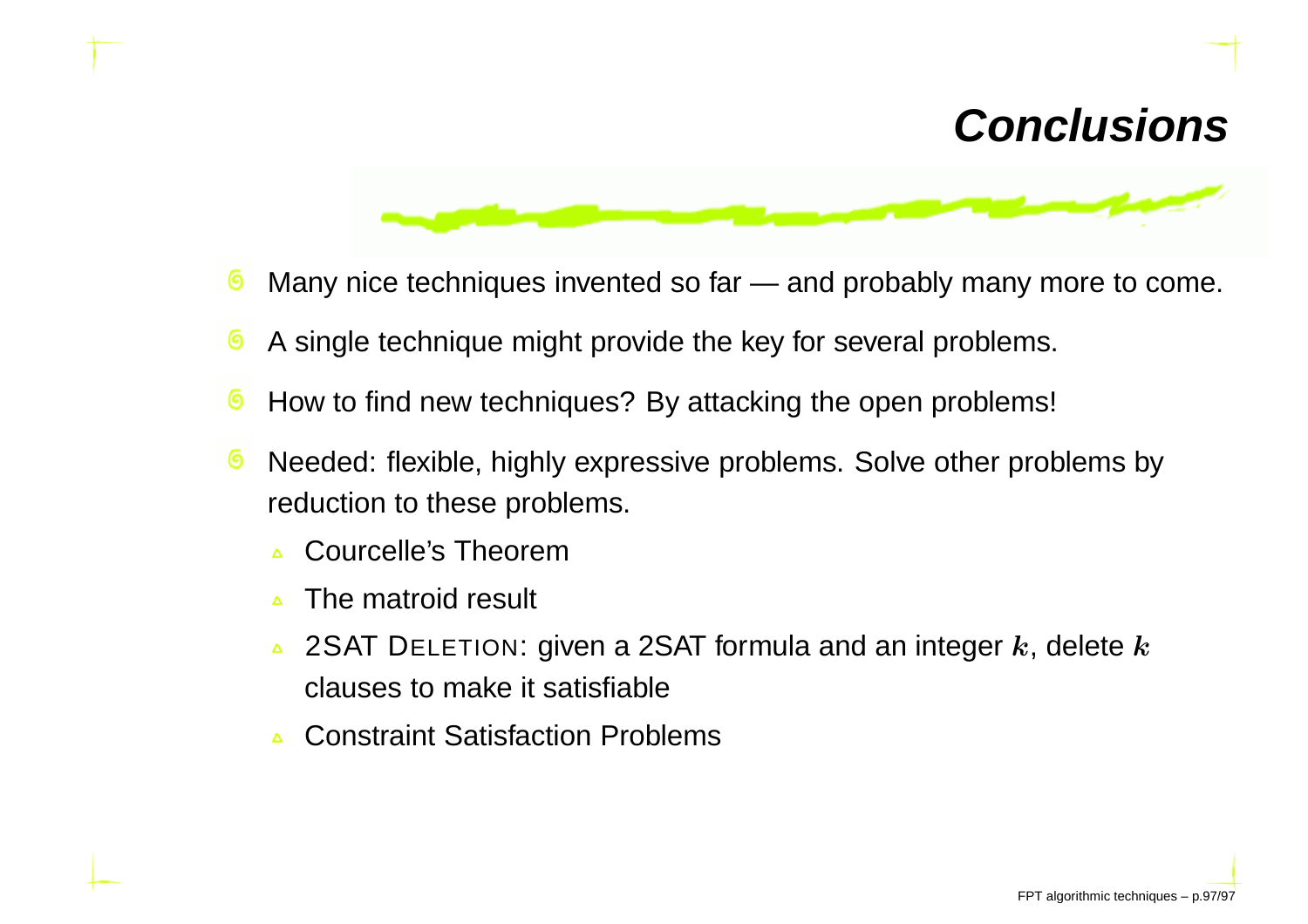# Conclusions

- Many nice techniques invented so far — and probably many more to come.
- A single technique might provide the key for several problems.
- How to find new techniques? By attacking the open problems!
- Needed: flexible, highly expressive problems. Solve other problems by reduction to these problems.
  - Courcelle's Theorem
  - The matroid result
  - 2SAT DELETION: given a 2SAT formula and an integer $k$, delete $k$ clauses to make it satisfiable
  - Constraint Satisfaction Problems